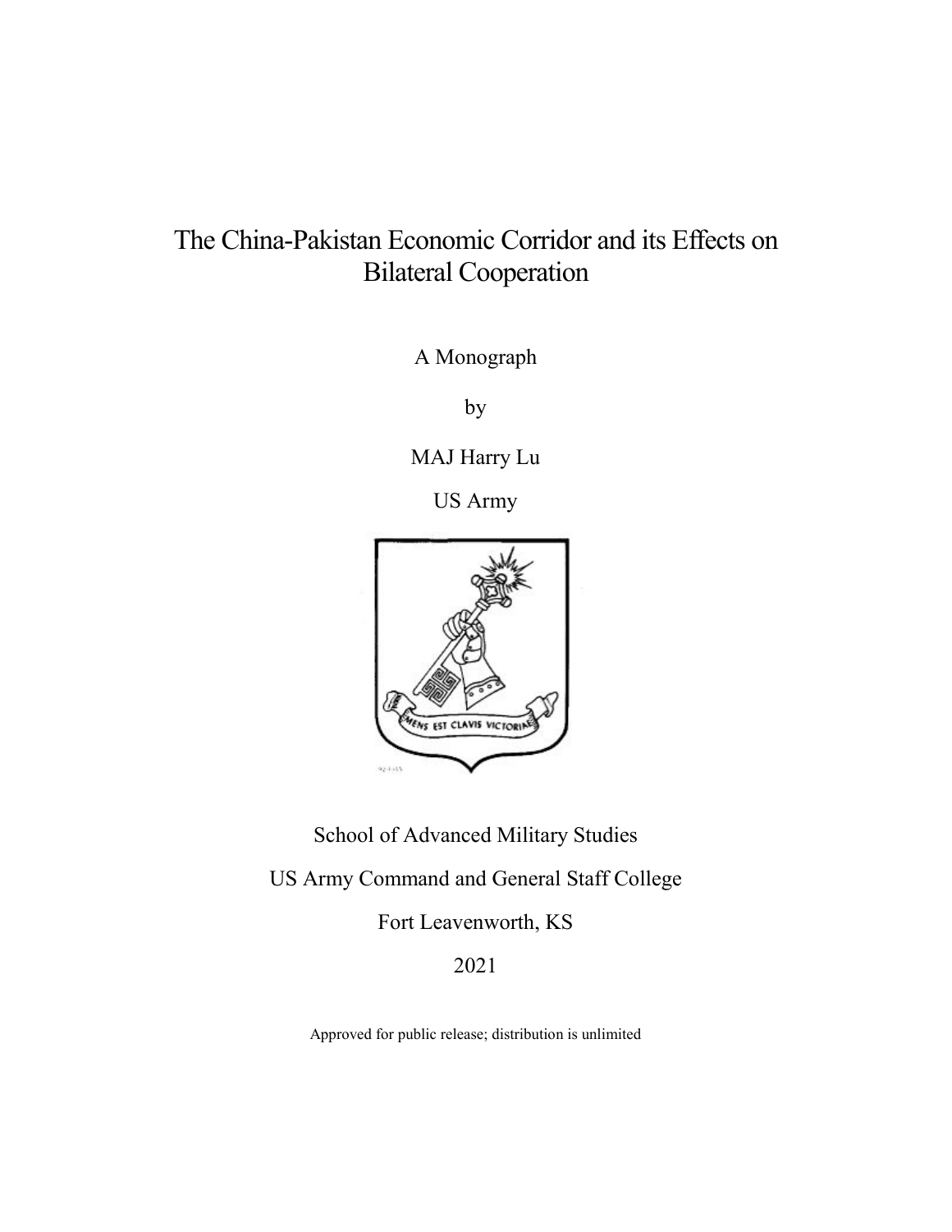# The China-Pakistan Economic Corridor and its Effects on Bilateral Cooperation

A Monograph

by

MAJ Harry Lu

US Army

School of Advanced Military Studies

US Army Command and General Staff College

Fort Leavenworth, KS

2021

Approved for public release; distribution is unlimited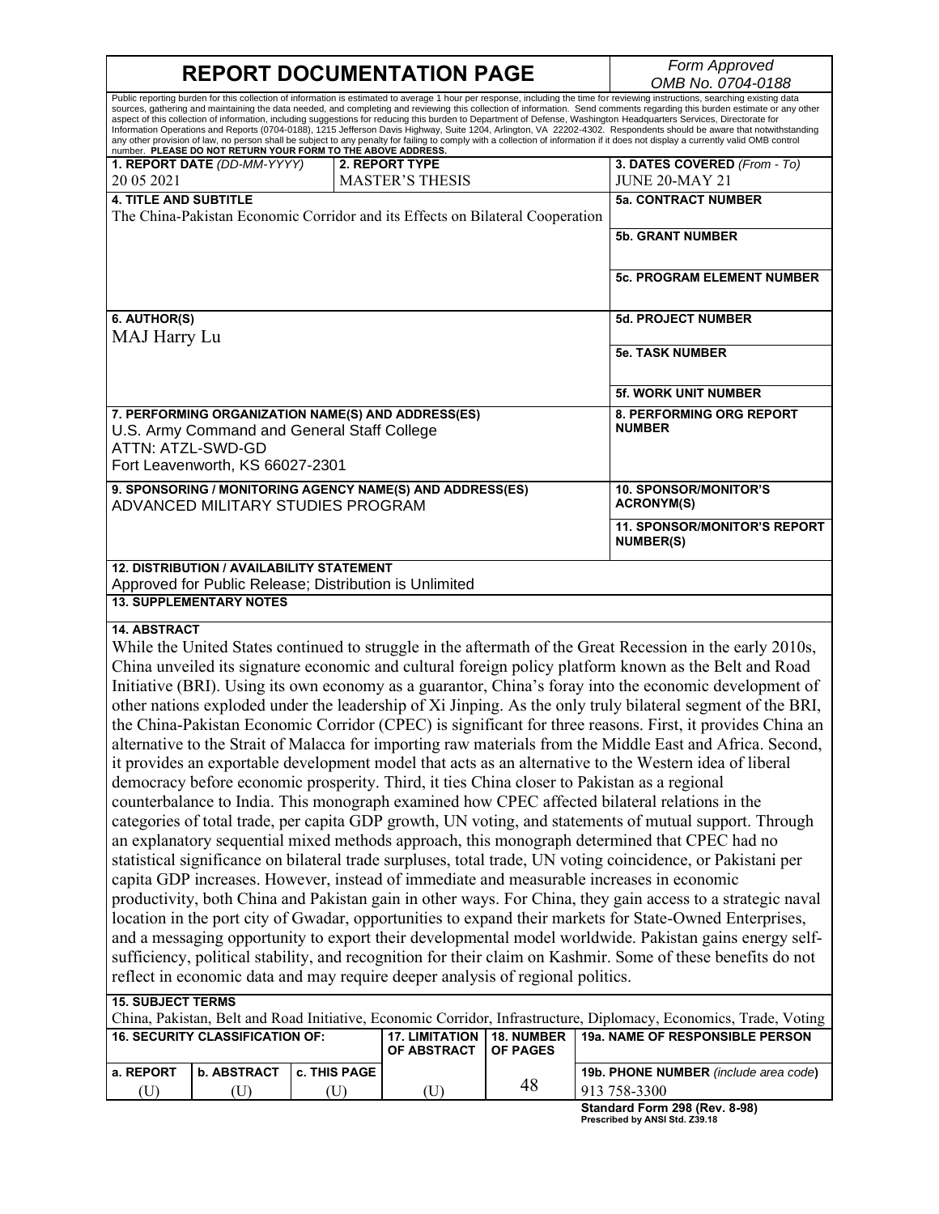# REPORT DOCUMENTATION PAGE

*Form Approved OMB No. 0704-0188*

Public reporting burden for this collection of information is estimated to average 1 hour per response, including the time for reviewing instructions, searching existing data sources, gathering and maintaining the data needed, and completing and reviewing this collection of information. Send comments regarding this burden estimate or any other aspect of this collection of information, including suggestions for reducing this burden to Department of Defense, Washington Headquarters Services, Directorate for Information Operations and Reports (0704-0188), 1215 Jefferson Davis Highway, Suite 1204, Arlington, VA 22202-4302. Respondents should be aware that notwithstanding any other provision of law, no person shall be subject to any penalty for failing to comply with a collection of information if it does not display a currently valid OMB control number. **PLEASE DO NOT RETURN YOUR FORM TO THE ABOVE ADDRESS.**

| **1. REPORT DATE** *(DD-MM-YYYY)* | **2. REPORT TYPE** | **3. DATES COVERED** *(From - To)* |
|---|---|---|
| 20 05 2021 | MASTER'S THESIS | JUNE 20-MAY 21 |

**4. TITLE AND SUBTITLE**
The China-Pakistan Economic Corridor and its Effects on Bilateral Cooperation

**5a. CONTRACT NUMBER**

**5b. GRANT NUMBER**

**5c. PROGRAM ELEMENT NUMBER**

**6. AUTHOR(S)**
MAJ Harry Lu

**5d. PROJECT NUMBER**

**5e. TASK NUMBER**

**5f. WORK UNIT NUMBER**

**7. PERFORMING ORGANIZATION NAME(S) AND ADDRESS(ES)**
U.S. Army Command and General Staff College
ATTN: ATZL-SWD-GD
Fort Leavenworth, KS 66027-2301

**8. PERFORMING ORG REPORT NUMBER**

**9. SPONSORING / MONITORING AGENCY NAME(S) AND ADDRESS(ES)**
ADVANCED MILITARY STUDIES PROGRAM

**10. SPONSOR/MONITOR'S ACRONYM(S)**

**11. SPONSOR/MONITOR'S REPORT NUMBER(S)**

**12. DISTRIBUTION / AVAILABILITY STATEMENT**
Approved for Public Release; Distribution is Unlimited

**13. SUPPLEMENTARY NOTES**

**14. ABSTRACT**
While the United States continued to struggle in the aftermath of the Great Recession in the early 2010s, China unveiled its signature economic and cultural foreign policy platform known as the Belt and Road Initiative (BRI). Using its own economy as a guarantor, China's foray into the economic development of other nations exploded under the leadership of Xi Jinping. As the only truly bilateral segment of the BRI, the China-Pakistan Economic Corridor (CPEC) is significant for three reasons. First, it provides China an alternative to the Strait of Malacca for importing raw materials from the Middle East and Africa. Second, it provides an exportable development model that acts as an alternative to the Western idea of liberal democracy before economic prosperity. Third, it ties China closer to Pakistan as a regional counterbalance to India. This monograph examined how CPEC affected bilateral relations in the categories of total trade, per capita GDP growth, UN voting, and statements of mutual support. Through an explanatory sequential mixed methods approach, this monograph determined that CPEC had no statistical significance on bilateral trade surpluses, total trade, UN voting coincidence, or Pakistani per capita GDP increases. However, instead of immediate and measurable increases in economic productivity, both China and Pakistan gain in other ways. For China, they gain access to a strategic naval location in the port city of Gwadar, opportunities to expand their markets for State-Owned Enterprises, and a messaging opportunity to export their developmental model worldwide. Pakistan gains energy self-sufficiency, political stability, and recognition for their claim on Kashmir. Some of these benefits do not reflect in economic data and may require deeper analysis of regional politics.

**15. SUBJECT TERMS**
China, Pakistan, Belt and Road Initiative, Economic Corridor, Infrastructure, Diplomacy, Economics, Trade, Voting

| **16. SECURITY CLASSIFICATION OF:** | | | **17. LIMITATION OF ABSTRACT** | **18. NUMBER OF PAGES** | **19a. NAME OF RESPONSIBLE PERSON** |
|---|---|---|---|---|---|
| **a. REPORT** | **b. ABSTRACT** | **c. THIS PAGE** | | | **19b. PHONE NUMBER** *(include area code)* |
| (U) | (U) | (U) | (U) | 48 | 913 758-3300 |

**Standard Form 298 (Rev. 8-98)**
**Prescribed by ANSI Std. Z39.18**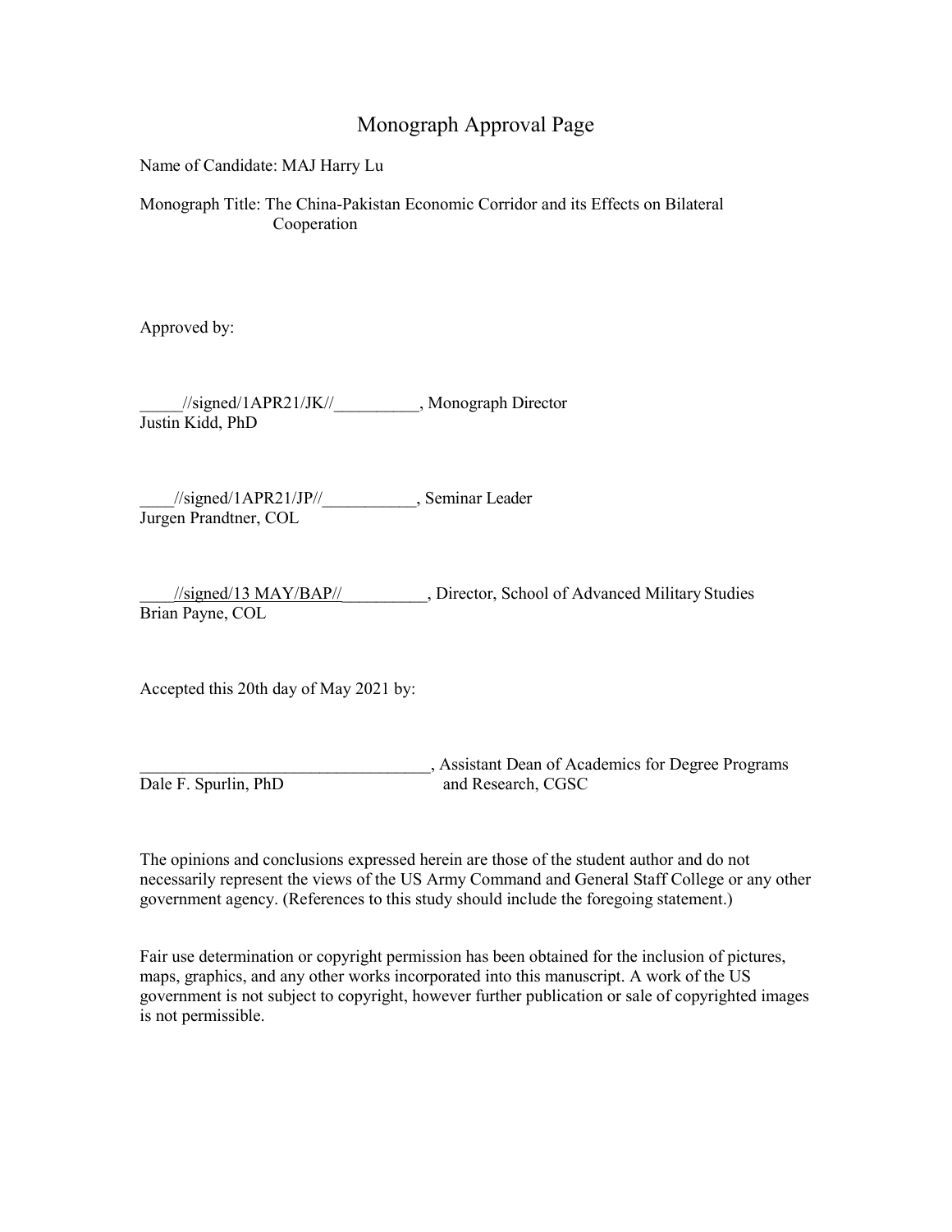# Monograph Approval Page

Name of Candidate: MAJ Harry Lu

Monograph Title: The China-Pakistan Economic Corridor and its Effects on Bilateral Cooperation

Approved by:

_____//signed/1APR21/JK//__________, Monograph Director
Justin Kidd, PhD

____//signed/1APR21/JP//___________, Seminar Leader
Jurgen Prandtner, COL

____//signed/13 MAY/BAP//__________, Director, School of Advanced Military Studies
Brian Payne, COL

Accepted this 20th day of May 2021 by:

___________________________________, Assistant Dean of Academics for Degree Programs and Research, CGSC
Dale F. Spurlin, PhD

The opinions and conclusions expressed herein are those of the student author and do not necessarily represent the views of the US Army Command and General Staff College or any other government agency. (References to this study should include the foregoing statement.)

Fair use determination or copyright permission has been obtained for the inclusion of pictures, maps, graphics, and any other works incorporated into this manuscript. A work of the US government is not subject to copyright, however further publication or sale of copyrighted images is not permissible.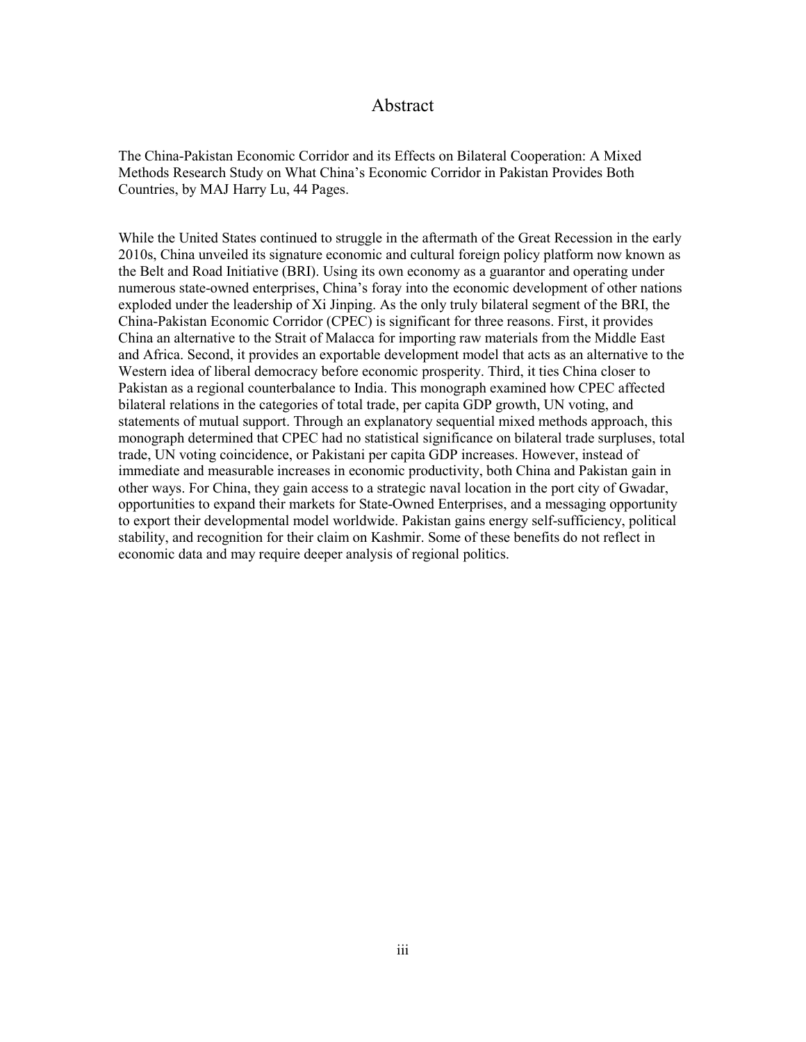# Abstract

The China-Pakistan Economic Corridor and its Effects on Bilateral Cooperation: A Mixed Methods Research Study on What China's Economic Corridor in Pakistan Provides Both Countries, by MAJ Harry Lu, 44 Pages.

While the United States continued to struggle in the aftermath of the Great Recession in the early 2010s, China unveiled its signature economic and cultural foreign policy platform now known as the Belt and Road Initiative (BRI). Using its own economy as a guarantor and operating under numerous state-owned enterprises, China's foray into the economic development of other nations exploded under the leadership of Xi Jinping. As the only truly bilateral segment of the BRI, the China-Pakistan Economic Corridor (CPEC) is significant for three reasons. First, it provides China an alternative to the Strait of Malacca for importing raw materials from the Middle East and Africa. Second, it provides an exportable development model that acts as an alternative to the Western idea of liberal democracy before economic prosperity. Third, it ties China closer to Pakistan as a regional counterbalance to India. This monograph examined how CPEC affected bilateral relations in the categories of total trade, per capita GDP growth, UN voting, and statements of mutual support. Through an explanatory sequential mixed methods approach, this monograph determined that CPEC had no statistical significance on bilateral trade surpluses, total trade, UN voting coincidence, or Pakistani per capita GDP increases. However, instead of immediate and measurable increases in economic productivity, both China and Pakistan gain in other ways. For China, they gain access to a strategic naval location in the port city of Gwadar, opportunities to expand their markets for State-Owned Enterprises, and a messaging opportunity to export their developmental model worldwide. Pakistan gains energy self-sufficiency, political stability, and recognition for their claim on Kashmir. Some of these benefits do not reflect in economic data and may require deeper analysis of regional politics.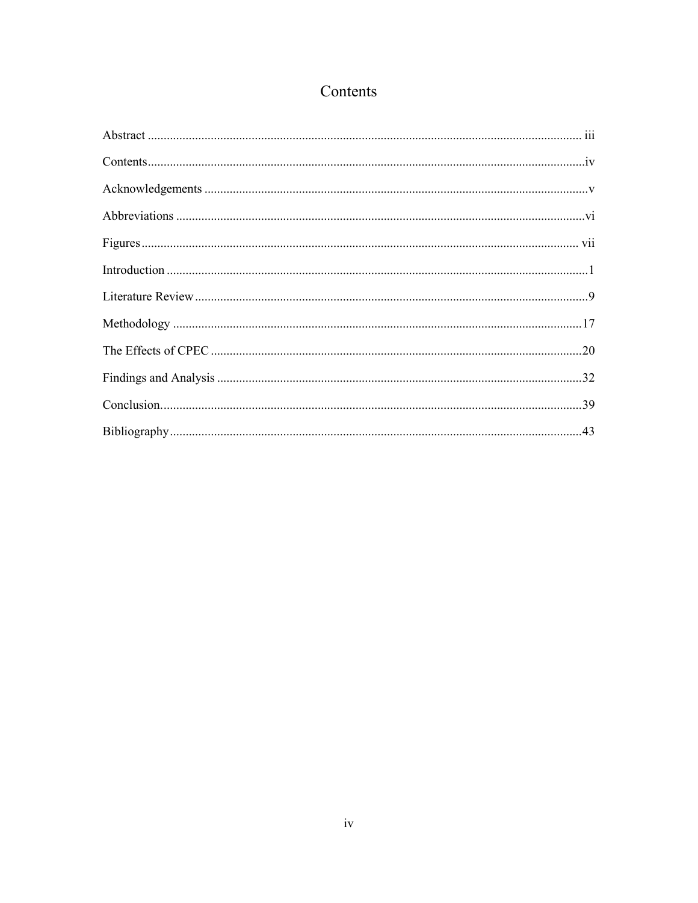# Contents

Abstract ........................................................................................................................... iii

Contents ............................................................................................................................ iv

Acknowledgements ........................................................................................................... v

Abbreviations ................................................................................................................... vi

Figures ............................................................................................................................. vii

Introduction ......................................................................................................................... 1

Literature Review ................................................................................................................ 9

Methodology ..................................................................................................................... 17

The Effects of CPEC ......................................................................................................... 20

Findings and Analysis ...................................................................................................... 32

Conclusion. ....................................................................................................................... 39

Bibliography ..................................................................................................................... 43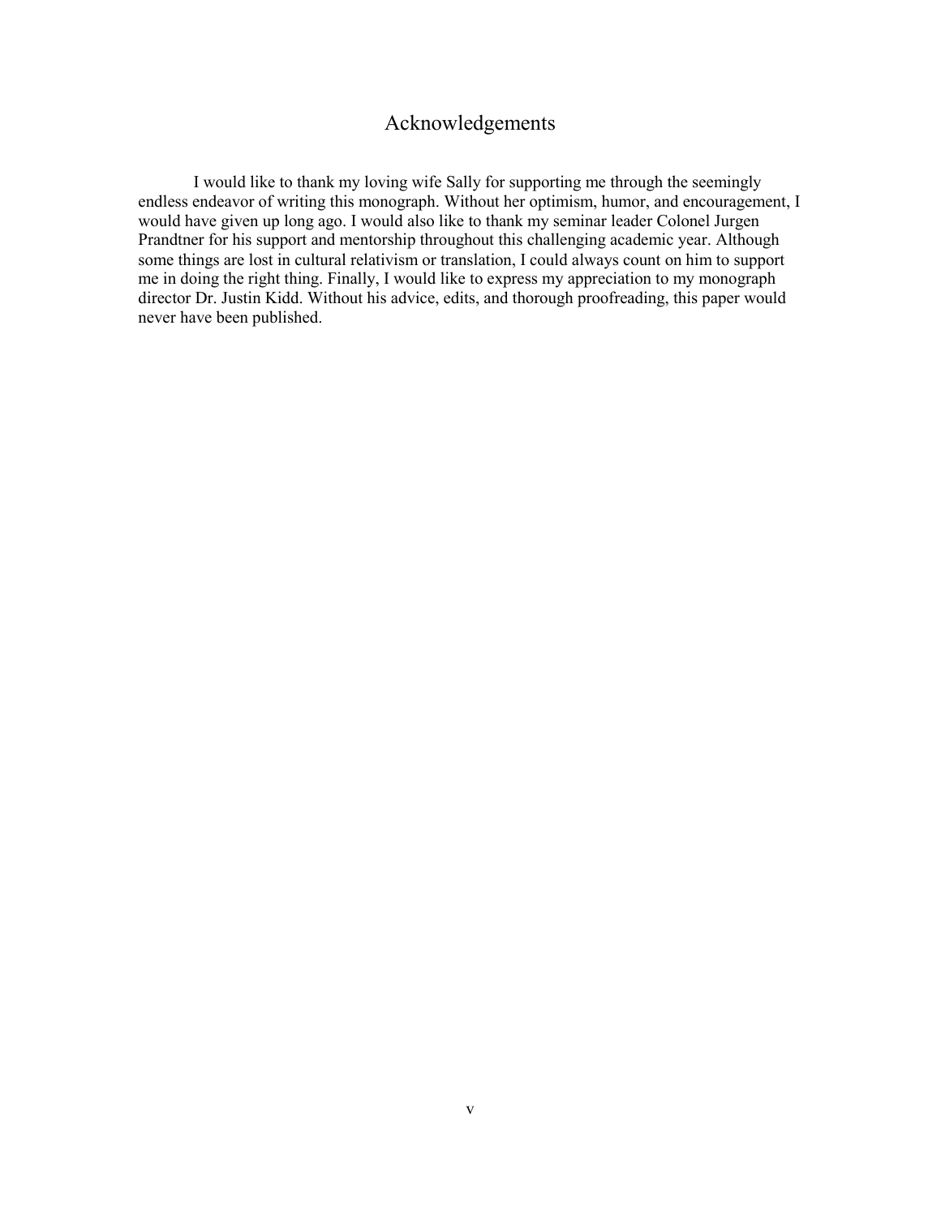# Acknowledgements

I would like to thank my loving wife Sally for supporting me through the seemingly endless endeavor of writing this monograph. Without her optimism, humor, and encouragement, I would have given up long ago. I would also like to thank my seminar leader Colonel Jurgen Prandtner for his support and mentorship throughout this challenging academic year. Although some things are lost in cultural relativism or translation, I could always count on him to support me in doing the right thing. Finally, I would like to express my appreciation to my monograph director Dr. Justin Kidd. Without his advice, edits, and thorough proofreading, this paper would never have been published.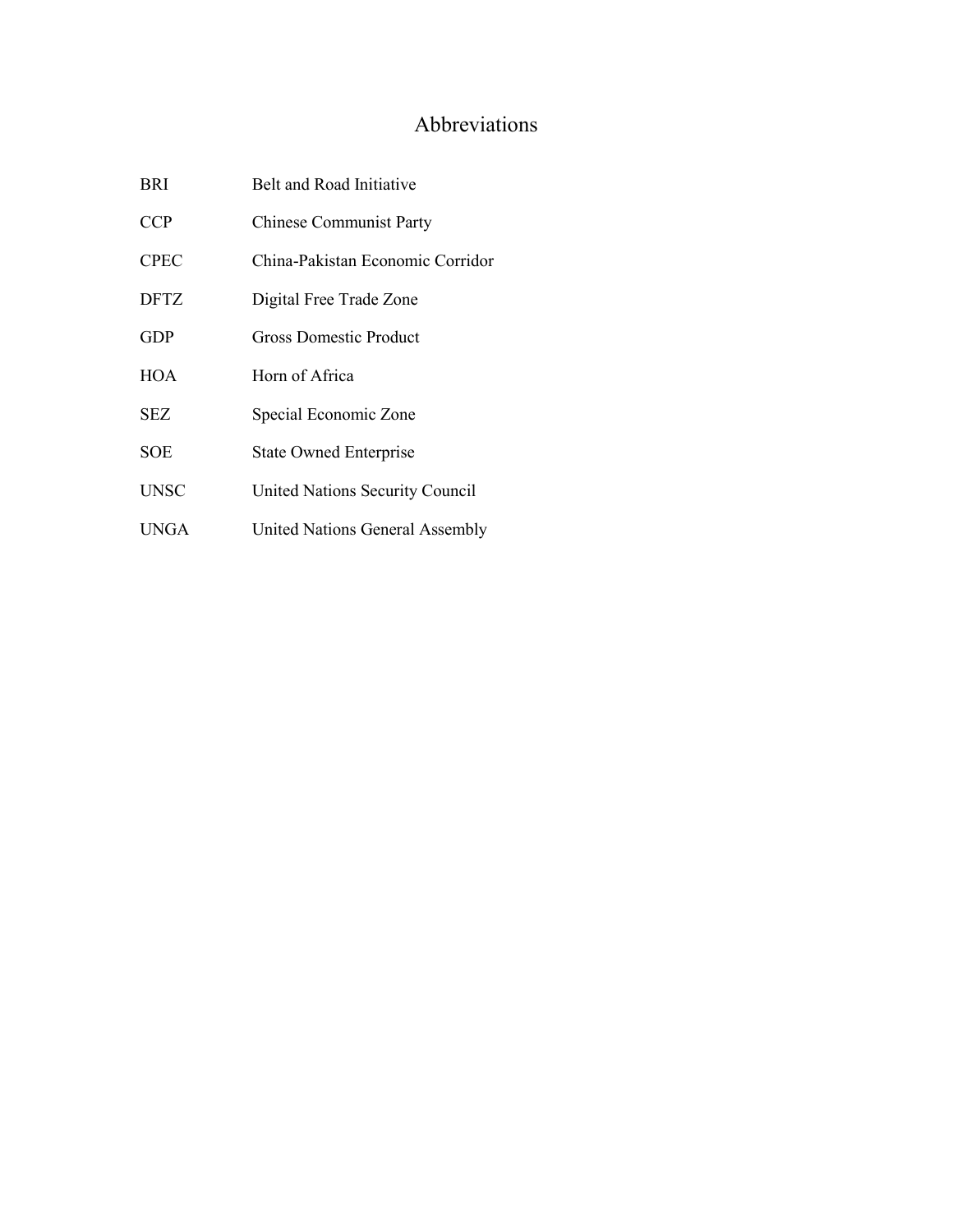# Abbreviations

| | |
|---|---|
| BRI | Belt and Road Initiative |
| CCP | Chinese Communist Party |
| CPEC | China-Pakistan Economic Corridor |
| DFTZ | Digital Free Trade Zone |
| GDP | Gross Domestic Product |
| HOA | Horn of Africa |
| SEZ | Special Economic Zone |
| SOE | State Owned Enterprise |
| UNSC | United Nations Security Council |
| UNGA | United Nations General Assembly |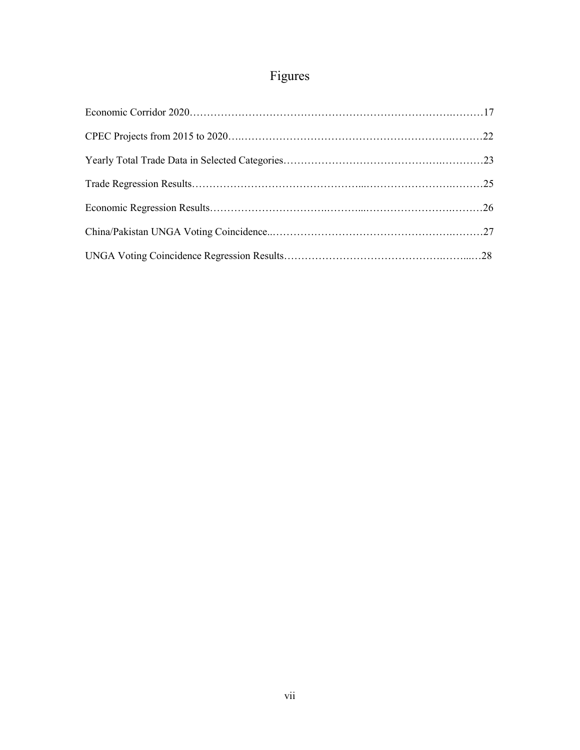# Figures

Economic Corridor 2020……………………………………………………………………….………17

CPEC Projects from 2015 to 2020…..……………………………………………………….………22

Yearly Total Trade Data in Selected Categories……………………………………….…………23

Trade Regression Results………………………………………...…………….…………….………25

Economic Regression Results…………………………….………...…………………….………26

China/Pakistan UNGA Voting Coincidence..…………………………………………….………27

UNGA Voting Coincidence Regression Results……………………………………….……...…28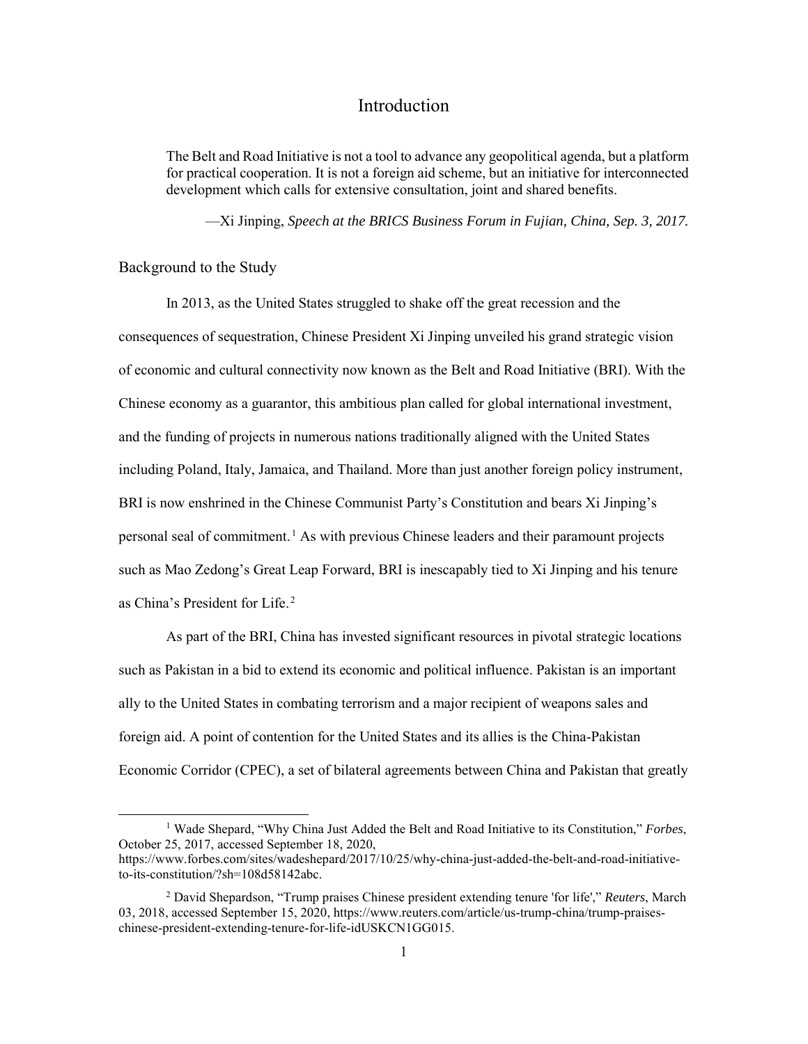# Introduction

> The Belt and Road Initiative is not a tool to advance any geopolitical agenda, but a platform for practical cooperation. It is not a foreign aid scheme, but an initiative for interconnected development which calls for extensive consultation, joint and shared benefits.
>
> —Xi Jinping, *Speech at the BRICS Business Forum in Fujian, China, Sep. 3, 2017.*

## Background to the Study

In 2013, as the United States struggled to shake off the great recession and the consequences of sequestration, Chinese President Xi Jinping unveiled his grand strategic vision of economic and cultural connectivity now known as the Belt and Road Initiative (BRI). With the Chinese economy as a guarantor, this ambitious plan called for global international investment, and the funding of projects in numerous nations traditionally aligned with the United States including Poland, Italy, Jamaica, and Thailand. More than just another foreign policy instrument, BRI is now enshrined in the Chinese Communist Party's Constitution and bears Xi Jinping's personal seal of commitment.[1] As with previous Chinese leaders and their paramount projects such as Mao Zedong's Great Leap Forward, BRI is inescapably tied to Xi Jinping and his tenure as China's President for Life.[2]

As part of the BRI, China has invested significant resources in pivotal strategic locations such as Pakistan in a bid to extend its economic and political influence. Pakistan is an important ally to the United States in combating terrorism and a major recipient of weapons sales and foreign aid. A point of contention for the United States and its allies is the China-Pakistan Economic Corridor (CPEC), a set of bilateral agreements between China and Pakistan that greatly

---

[1] Wade Shepard, "Why China Just Added the Belt and Road Initiative to its Constitution," *Forbes*, October 25, 2017, accessed September 18, 2020, https://www.forbes.com/sites/wadeshepard/2017/10/25/why-china-just-added-the-belt-and-road-initiative-to-its-constitution/?sh=108d58142abc.

[2] David Shepardson, "Trump praises Chinese president extending tenure 'for life'," *Reuters*, March 03, 2018, accessed September 15, 2020, https://www.reuters.com/article/us-trump-china/trump-praises-chinese-president-extending-tenure-for-life-idUSKCN1GG015.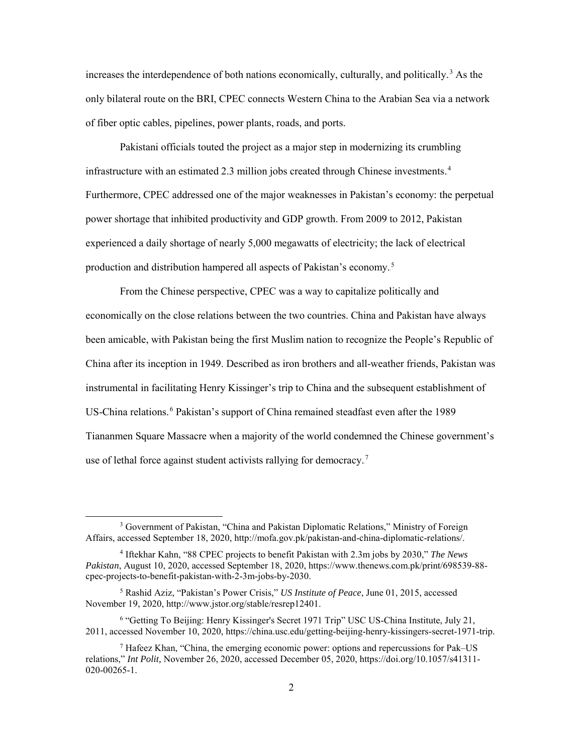increases the interdependence of both nations economically, culturally, and politically.[3] As the only bilateral route on the BRI, CPEC connects Western China to the Arabian Sea via a network of fiber optic cables, pipelines, power plants, roads, and ports.

Pakistani officials touted the project as a major step in modernizing its crumbling infrastructure with an estimated 2.3 million jobs created through Chinese investments.[4] Furthermore, CPEC addressed one of the major weaknesses in Pakistan's economy: the perpetual power shortage that inhibited productivity and GDP growth. From 2009 to 2012, Pakistan experienced a daily shortage of nearly 5,000 megawatts of electricity; the lack of electrical production and distribution hampered all aspects of Pakistan's economy.[5]

From the Chinese perspective, CPEC was a way to capitalize politically and economically on the close relations between the two countries. China and Pakistan have always been amicable, with Pakistan being the first Muslim nation to recognize the People's Republic of China after its inception in 1949. Described as iron brothers and all-weather friends, Pakistan was instrumental in facilitating Henry Kissinger's trip to China and the subsequent establishment of US-China relations.[6] Pakistan's support of China remained steadfast even after the 1989 Tiananmen Square Massacre when a majority of the world condemned the Chinese government's use of lethal force against student activists rallying for democracy.[7]

---

[3] Government of Pakistan, "China and Pakistan Diplomatic Relations," Ministry of Foreign Affairs, accessed September 18, 2020, http://mofa.gov.pk/pakistan-and-china-diplomatic-relations/.

[4] Iftekhar Kahn, "88 CPEC projects to benefit Pakistan with 2.3m jobs by 2030," *The News Pakistan*, August 10, 2020, accessed September 18, 2020, https://www.thenews.com.pk/print/698539-88-cpec-projects-to-benefit-pakistan-with-2-3m-jobs-by-2030.

[5] Rashid Aziz, "Pakistan's Power Crisis," *US Institute of Peace*, June 01, 2015, accessed November 19, 2020, http://www.jstor.org/stable/resrep12401.

[6] "Getting To Beijing: Henry Kissinger's Secret 1971 Trip" USC US-China Institute, July 21, 2011, accessed November 10, 2020, https://china.usc.edu/getting-beijing-henry-kissingers-secret-1971-trip.

[7] Hafeez Khan, "China, the emerging economic power: options and repercussions for Pak–US relations," *Int Polit,* November 26, 2020, accessed December 05, 2020, https://doi.org/10.1057/s41311-020-00265-1.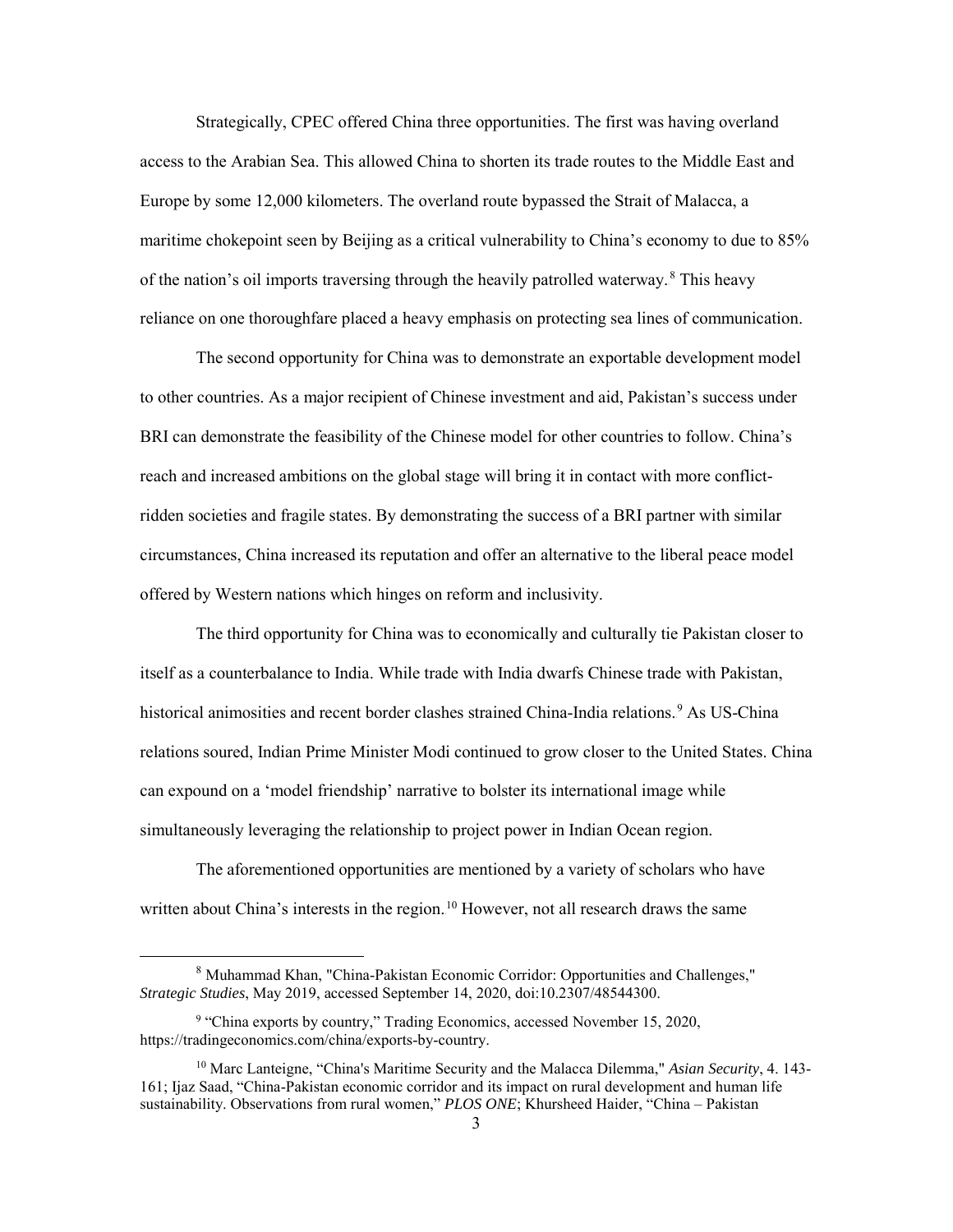Strategically, CPEC offered China three opportunities. The first was having overland access to the Arabian Sea. This allowed China to shorten its trade routes to the Middle East and Europe by some 12,000 kilometers. The overland route bypassed the Strait of Malacca, a maritime chokepoint seen by Beijing as a critical vulnerability to China's economy to due to 85% of the nation's oil imports traversing through the heavily patrolled waterway.[8] This heavy reliance on one thoroughfare placed a heavy emphasis on protecting sea lines of communication.

The second opportunity for China was to demonstrate an exportable development model to other countries. As a major recipient of Chinese investment and aid, Pakistan's success under BRI can demonstrate the feasibility of the Chinese model for other countries to follow. China's reach and increased ambitions on the global stage will bring it in contact with more conflict-ridden societies and fragile states. By demonstrating the success of a BRI partner with similar circumstances, China increased its reputation and offer an alternative to the liberal peace model offered by Western nations which hinges on reform and inclusivity.

The third opportunity for China was to economically and culturally tie Pakistan closer to itself as a counterbalance to India. While trade with India dwarfs Chinese trade with Pakistan, historical animosities and recent border clashes strained China-India relations.[9] As US-China relations soured, Indian Prime Minister Modi continued to grow closer to the United States. China can expound on a 'model friendship' narrative to bolster its international image while simultaneously leveraging the relationship to project power in Indian Ocean region.

The aforementioned opportunities are mentioned by a variety of scholars who have written about China's interests in the region.[10] However, not all research draws the same

---

[8] Muhammad Khan, "China-Pakistan Economic Corridor: Opportunities and Challenges," *Strategic Studies*, May 2019, accessed September 14, 2020, doi:10.2307/48544300.

[9] "China exports by country," Trading Economics, accessed November 15, 2020, https://tradingeconomics.com/china/exports-by-country.

[10] Marc Lanteigne, "China's Maritime Security and the Malacca Dilemma," *Asian Security*, 4. 143-161; Ijaz Saad, "China-Pakistan economic corridor and its impact on rural development and human life sustainability. Observations from rural women," *PLOS ONE*; Khursheed Haider, "China – Pakistan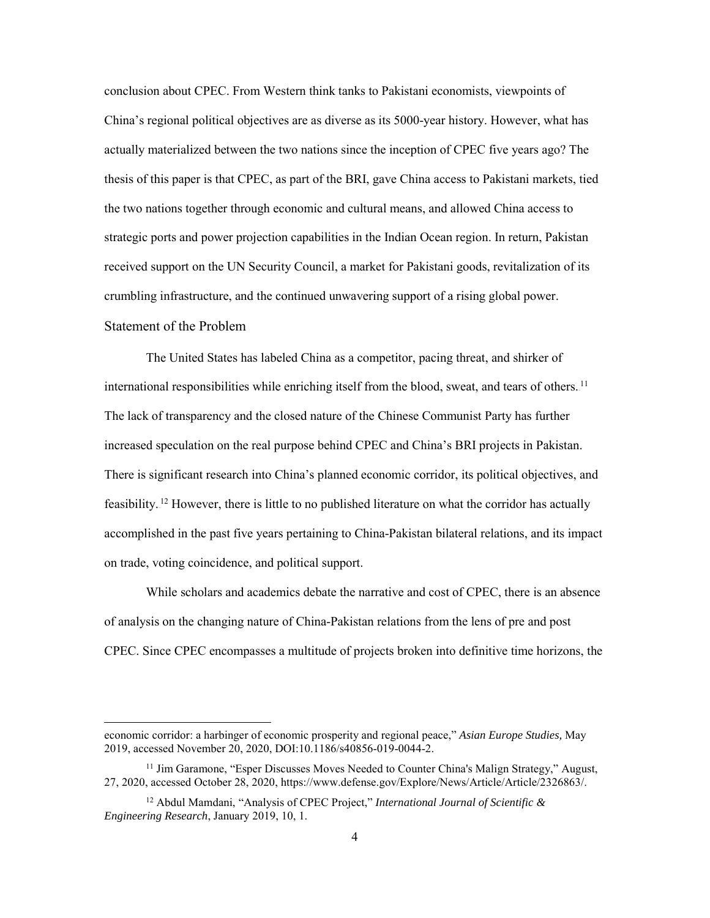conclusion about CPEC. From Western think tanks to Pakistani economists, viewpoints of China's regional political objectives are as diverse as its 5000-year history. However, what has actually materialized between the two nations since the inception of CPEC five years ago? The thesis of this paper is that CPEC, as part of the BRI, gave China access to Pakistani markets, tied the two nations together through economic and cultural means, and allowed China access to strategic ports and power projection capabilities in the Indian Ocean region. In return, Pakistan received support on the UN Security Council, a market for Pakistani goods, revitalization of its crumbling infrastructure, and the continued unwavering support of a rising global power.

## Statement of the Problem

The United States has labeled China as a competitor, pacing threat, and shirker of international responsibilities while enriching itself from the blood, sweat, and tears of others.[11] The lack of transparency and the closed nature of the Chinese Communist Party has further increased speculation on the real purpose behind CPEC and China's BRI projects in Pakistan. There is significant research into China's planned economic corridor, its political objectives, and feasibility.[12] However, there is little to no published literature on what the corridor has actually accomplished in the past five years pertaining to China-Pakistan bilateral relations, and its impact on trade, voting coincidence, and political support.

While scholars and academics debate the narrative and cost of CPEC, there is an absence of analysis on the changing nature of China-Pakistan relations from the lens of pre and post CPEC. Since CPEC encompasses a multitude of projects broken into definitive time horizons, the

---

economic corridor: a harbinger of economic prosperity and regional peace," *Asian Europe Studies,* May 2019, accessed November 20, 2020, DOI:10.1186/s40856-019-0044-2.

[11] Jim Garamone, "Esper Discusses Moves Needed to Counter China's Malign Strategy," August, 27, 2020, accessed October 28, 2020, https://www.defense.gov/Explore/News/Article/Article/2326863/.

[12] Abdul Mamdani, "Analysis of CPEC Project," *International Journal of Scientific & Engineering Research*, January 2019, 10, 1.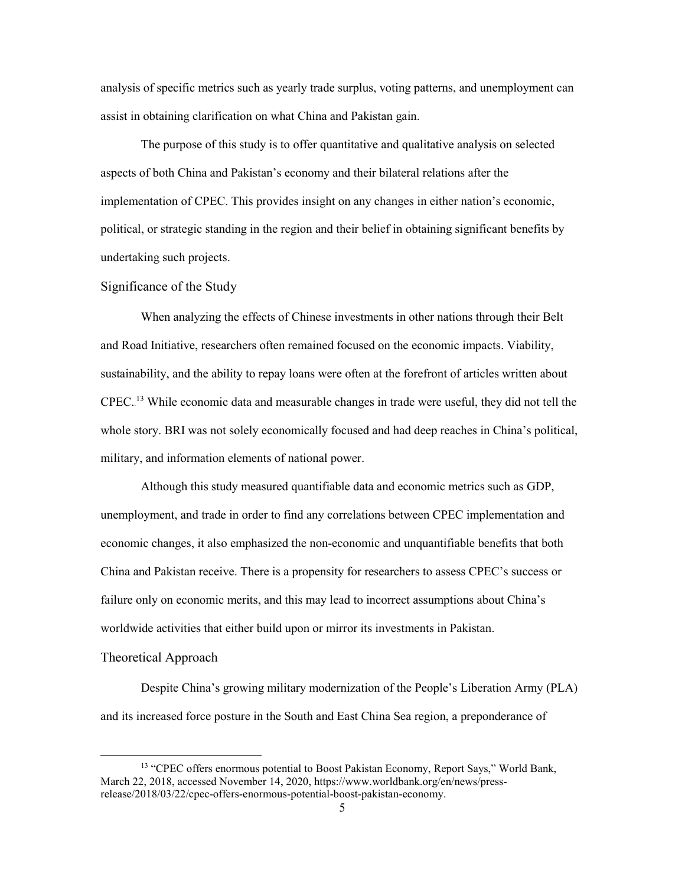analysis of specific metrics such as yearly trade surplus, voting patterns, and unemployment can assist in obtaining clarification on what China and Pakistan gain.

The purpose of this study is to offer quantitative and qualitative analysis on selected aspects of both China and Pakistan's economy and their bilateral relations after the implementation of CPEC. This provides insight on any changes in either nation's economic, political, or strategic standing in the region and their belief in obtaining significant benefits by undertaking such projects.

## Significance of the Study

When analyzing the effects of Chinese investments in other nations through their Belt and Road Initiative, researchers often remained focused on the economic impacts. Viability, sustainability, and the ability to repay loans were often at the forefront of articles written about CPEC.[13] While economic data and measurable changes in trade were useful, they did not tell the whole story. BRI was not solely economically focused and had deep reaches in China's political, military, and information elements of national power.

Although this study measured quantifiable data and economic metrics such as GDP, unemployment, and trade in order to find any correlations between CPEC implementation and economic changes, it also emphasized the non-economic and unquantifiable benefits that both China and Pakistan receive. There is a propensity for researchers to assess CPEC's success or failure only on economic merits, and this may lead to incorrect assumptions about China's worldwide activities that either build upon or mirror its investments in Pakistan.

## Theoretical Approach

Despite China's growing military modernization of the People's Liberation Army (PLA) and its increased force posture in the South and East China Sea region, a preponderance of

---

[13] "CPEC offers enormous potential to Boost Pakistan Economy, Report Says," World Bank, March 22, 2018, accessed November 14, 2020, https://www.worldbank.org/en/news/press-release/2018/03/22/cpec-offers-enormous-potential-boost-pakistan-economy.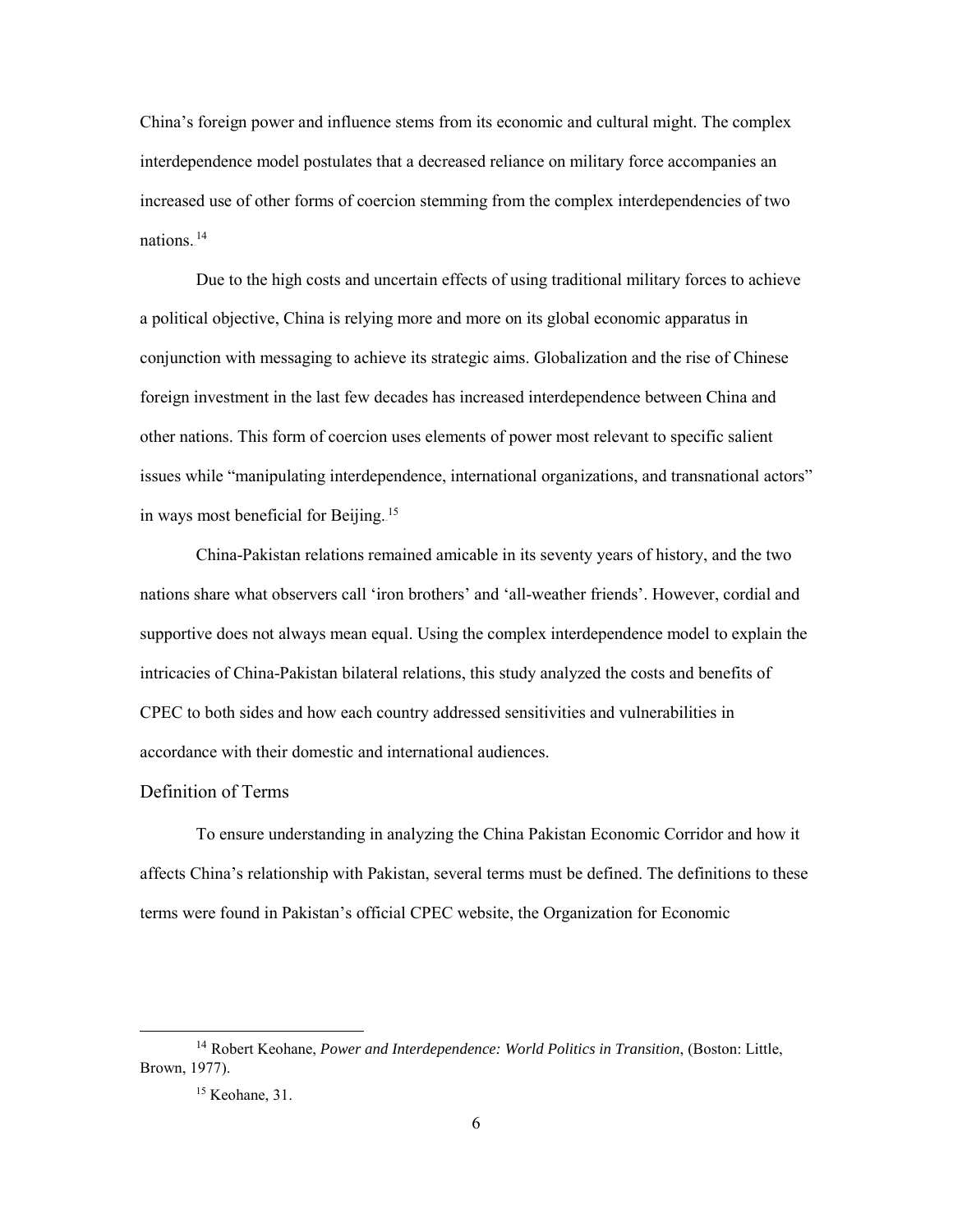China's foreign power and influence stems from its economic and cultural might. The complex interdependence model postulates that a decreased reliance on military force accompanies an increased use of other forms of coercion stemming from the complex interdependencies of two nations.[14]

Due to the high costs and uncertain effects of using traditional military forces to achieve a political objective, China is relying more and more on its global economic apparatus in conjunction with messaging to achieve its strategic aims. Globalization and the rise of Chinese foreign investment in the last few decades has increased interdependence between China and other nations. This form of coercion uses elements of power most relevant to specific salient issues while "manipulating interdependence, international organizations, and transnational actors" in ways most beneficial for Beijing.[15]

China-Pakistan relations remained amicable in its seventy years of history, and the two nations share what observers call 'iron brothers' and 'all-weather friends'. However, cordial and supportive does not always mean equal. Using the complex interdependence model to explain the intricacies of China-Pakistan bilateral relations, this study analyzed the costs and benefits of CPEC to both sides and how each country addressed sensitivities and vulnerabilities in accordance with their domestic and international audiences.

## Definition of Terms

To ensure understanding in analyzing the China Pakistan Economic Corridor and how it affects China's relationship with Pakistan, several terms must be defined. The definitions to these terms were found in Pakistan's official CPEC website, the Organization for Economic

---

[14] Robert Keohane, *Power and Interdependence: World Politics in Transition*, (Boston: Little, Brown, 1977).

[15] Keohane, 31.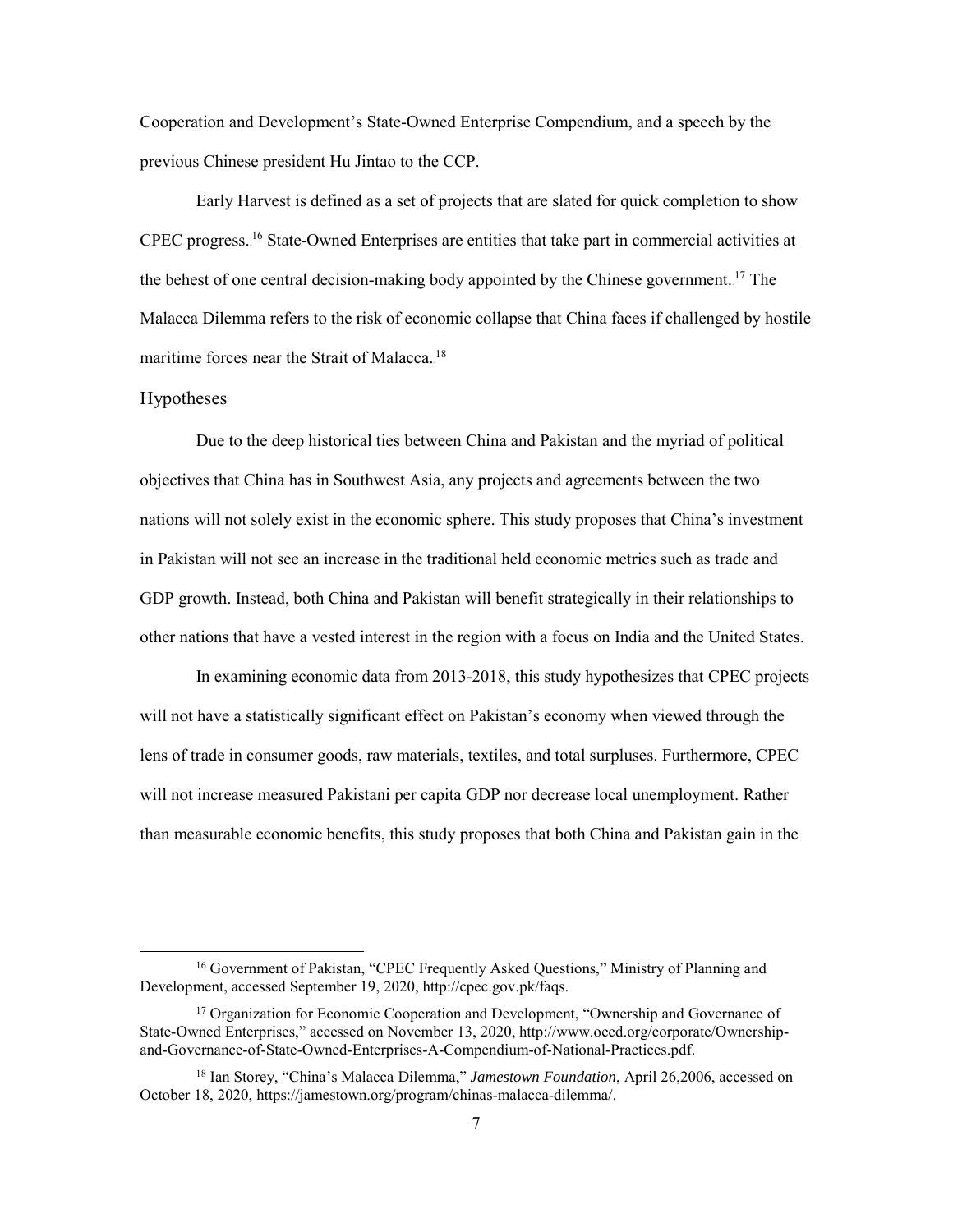Cooperation and Development's State-Owned Enterprise Compendium, and a speech by the previous Chinese president Hu Jintao to the CCP.

Early Harvest is defined as a set of projects that are slated for quick completion to show CPEC progress.[16] State-Owned Enterprises are entities that take part in commercial activities at the behest of one central decision-making body appointed by the Chinese government.[17] The Malacca Dilemma refers to the risk of economic collapse that China faces if challenged by hostile maritime forces near the Strait of Malacca.[18]

### Hypotheses

Due to the deep historical ties between China and Pakistan and the myriad of political objectives that China has in Southwest Asia, any projects and agreements between the two nations will not solely exist in the economic sphere. This study proposes that China's investment in Pakistan will not see an increase in the traditional held economic metrics such as trade and GDP growth. Instead, both China and Pakistan will benefit strategically in their relationships to other nations that have a vested interest in the region with a focus on India and the United States.

In examining economic data from 2013-2018, this study hypothesizes that CPEC projects will not have a statistically significant effect on Pakistan's economy when viewed through the lens of trade in consumer goods, raw materials, textiles, and total surpluses. Furthermore, CPEC will not increase measured Pakistani per capita GDP nor decrease local unemployment. Rather than measurable economic benefits, this study proposes that both China and Pakistan gain in the

---

[16] Government of Pakistan, "CPEC Frequently Asked Questions," Ministry of Planning and Development, accessed September 19, 2020, http://cpec.gov.pk/faqs.

[17] Organization for Economic Cooperation and Development, "Ownership and Governance of State-Owned Enterprises," accessed on November 13, 2020, http://www.oecd.org/corporate/Ownership-and-Governance-of-State-Owned-Enterprises-A-Compendium-of-National-Practices.pdf.

[18] Ian Storey, "China's Malacca Dilemma," *Jamestown Foundation*, April 26,2006, accessed on October 18, 2020, https://jamestown.org/program/chinas-malacca-dilemma/.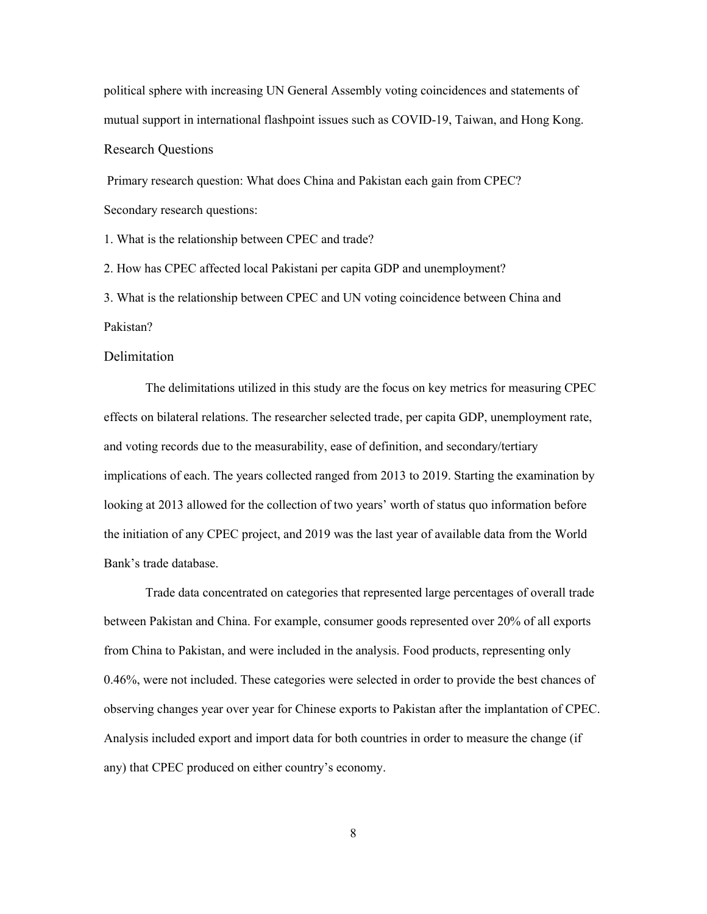political sphere with increasing UN General Assembly voting coincidences and statements of mutual support in international flashpoint issues such as COVID-19, Taiwan, and Hong Kong.

## Research Questions

Primary research question: What does China and Pakistan each gain from CPEC?

Secondary research questions:

1. What is the relationship between CPEC and trade?
2. How has CPEC affected local Pakistani per capita GDP and unemployment?
3. What is the relationship between CPEC and UN voting coincidence between China and Pakistan?

## Delimitation

The delimitations utilized in this study are the focus on key metrics for measuring CPEC effects on bilateral relations. The researcher selected trade, per capita GDP, unemployment rate, and voting records due to the measurability, ease of definition, and secondary/tertiary implications of each. The years collected ranged from 2013 to 2019. Starting the examination by looking at 2013 allowed for the collection of two years' worth of status quo information before the initiation of any CPEC project, and 2019 was the last year of available data from the World Bank's trade database.

Trade data concentrated on categories that represented large percentages of overall trade between Pakistan and China. For example, consumer goods represented over 20% of all exports from China to Pakistan, and were included in the analysis. Food products, representing only 0.46%, were not included. These categories were selected in order to provide the best chances of observing changes year over year for Chinese exports to Pakistan after the implantation of CPEC. Analysis included export and import data for both countries in order to measure the change (if any) that CPEC produced on either country's economy.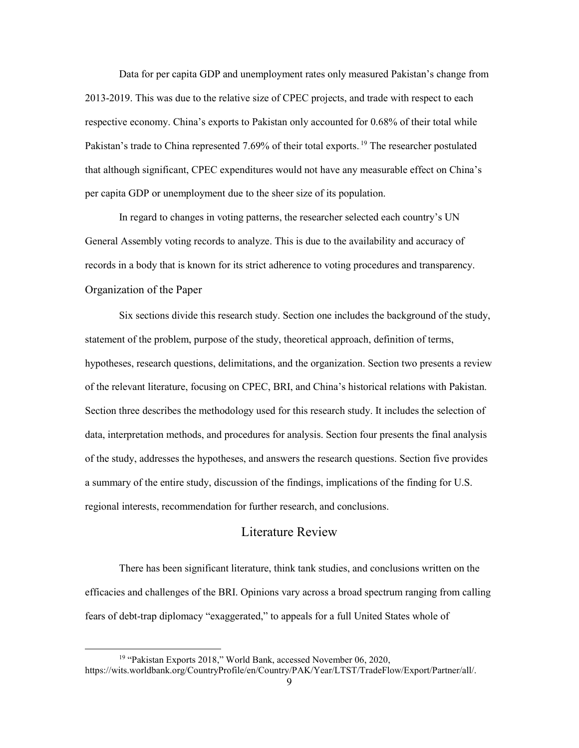Data for per capita GDP and unemployment rates only measured Pakistan's change from 2013-2019. This was due to the relative size of CPEC projects, and trade with respect to each respective economy. China's exports to Pakistan only accounted for 0.68% of their total while Pakistan's trade to China represented 7.69% of their total exports.[19] The researcher postulated that although significant, CPEC expenditures would not have any measurable effect on China's per capita GDP or unemployment due to the sheer size of its population.

In regard to changes in voting patterns, the researcher selected each country's UN General Assembly voting records to analyze. This is due to the availability and accuracy of records in a body that is known for its strict adherence to voting procedures and transparency.

### Organization of the Paper

Six sections divide this research study. Section one includes the background of the study, statement of the problem, purpose of the study, theoretical approach, definition of terms, hypotheses, research questions, delimitations, and the organization. Section two presents a review of the relevant literature, focusing on CPEC, BRI, and China's historical relations with Pakistan. Section three describes the methodology used for this research study. It includes the selection of data, interpretation methods, and procedures for analysis. Section four presents the final analysis of the study, addresses the hypotheses, and answers the research questions. Section five provides a summary of the entire study, discussion of the findings, implications of the finding for U.S. regional interests, recommendation for further research, and conclusions.

## Literature Review

There has been significant literature, think tank studies, and conclusions written on the efficacies and challenges of the BRI. Opinions vary across a broad spectrum ranging from calling fears of debt-trap diplomacy "exaggerated," to appeals for a full United States whole of

[19] "Pakistan Exports 2018," World Bank, accessed November 06, 2020, https://wits.worldbank.org/CountryProfile/en/Country/PAK/Year/LTST/TradeFlow/Export/Partner/all/.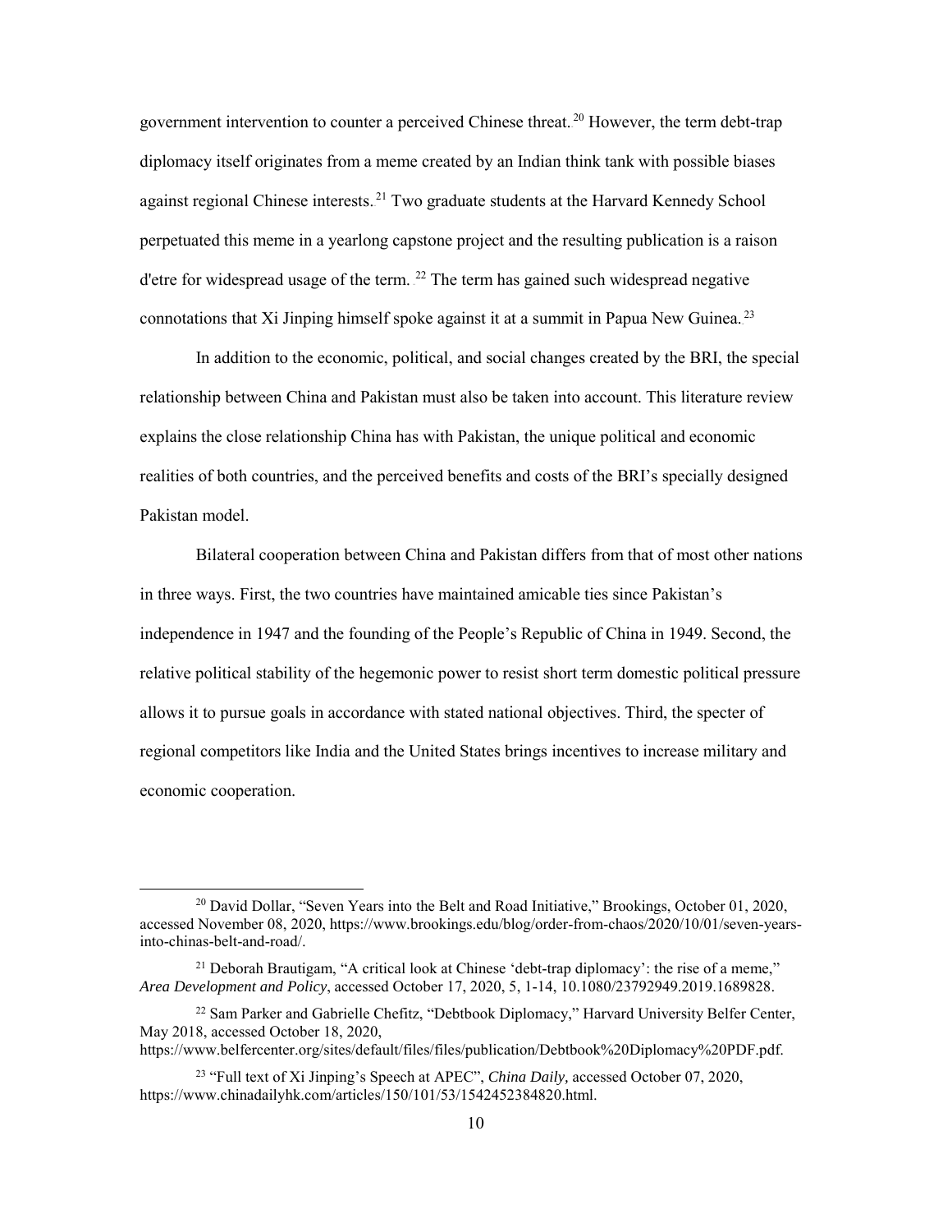government intervention to counter a perceived Chinese threat.[20] However, the term debt-trap diplomacy itself originates from a meme created by an Indian think tank with possible biases against regional Chinese interests.[21] Two graduate students at the Harvard Kennedy School perpetuated this meme in a yearlong capstone project and the resulting publication is a raison d'etre for widespread usage of the term. [22] The term has gained such widespread negative connotations that Xi Jinping himself spoke against it at a summit in Papua New Guinea.[23]

In addition to the economic, political, and social changes created by the BRI, the special relationship between China and Pakistan must also be taken into account. This literature review explains the close relationship China has with Pakistan, the unique political and economic realities of both countries, and the perceived benefits and costs of the BRI's specially designed Pakistan model.

Bilateral cooperation between China and Pakistan differs from that of most other nations in three ways. First, the two countries have maintained amicable ties since Pakistan's independence in 1947 and the founding of the People's Republic of China in 1949. Second, the relative political stability of the hegemonic power to resist short term domestic political pressure allows it to pursue goals in accordance with stated national objectives. Third, the specter of regional competitors like India and the United States brings incentives to increase military and economic cooperation.

---

[20] David Dollar, "Seven Years into the Belt and Road Initiative," Brookings, October 01, 2020, accessed November 08, 2020, https://www.brookings.edu/blog/order-from-chaos/2020/10/01/seven-years-into-chinas-belt-and-road/.

[21] Deborah Brautigam, "A critical look at Chinese 'debt-trap diplomacy': the rise of a meme," *Area Development and Policy*, accessed October 17, 2020, 5, 1-14, 10.1080/23792949.2019.1689828.

[22] Sam Parker and Gabrielle Chefitz, "Debtbook Diplomacy," Harvard University Belfer Center, May 2018, accessed October 18, 2020, https://www.belfercenter.org/sites/default/files/files/publication/Debtbook%20Diplomacy%20PDF.pdf.

[23] "Full text of Xi Jinping's Speech at APEC", *China Daily,* accessed October 07, 2020, https://www.chinadailyhk.com/articles/150/101/53/1542452384820.html.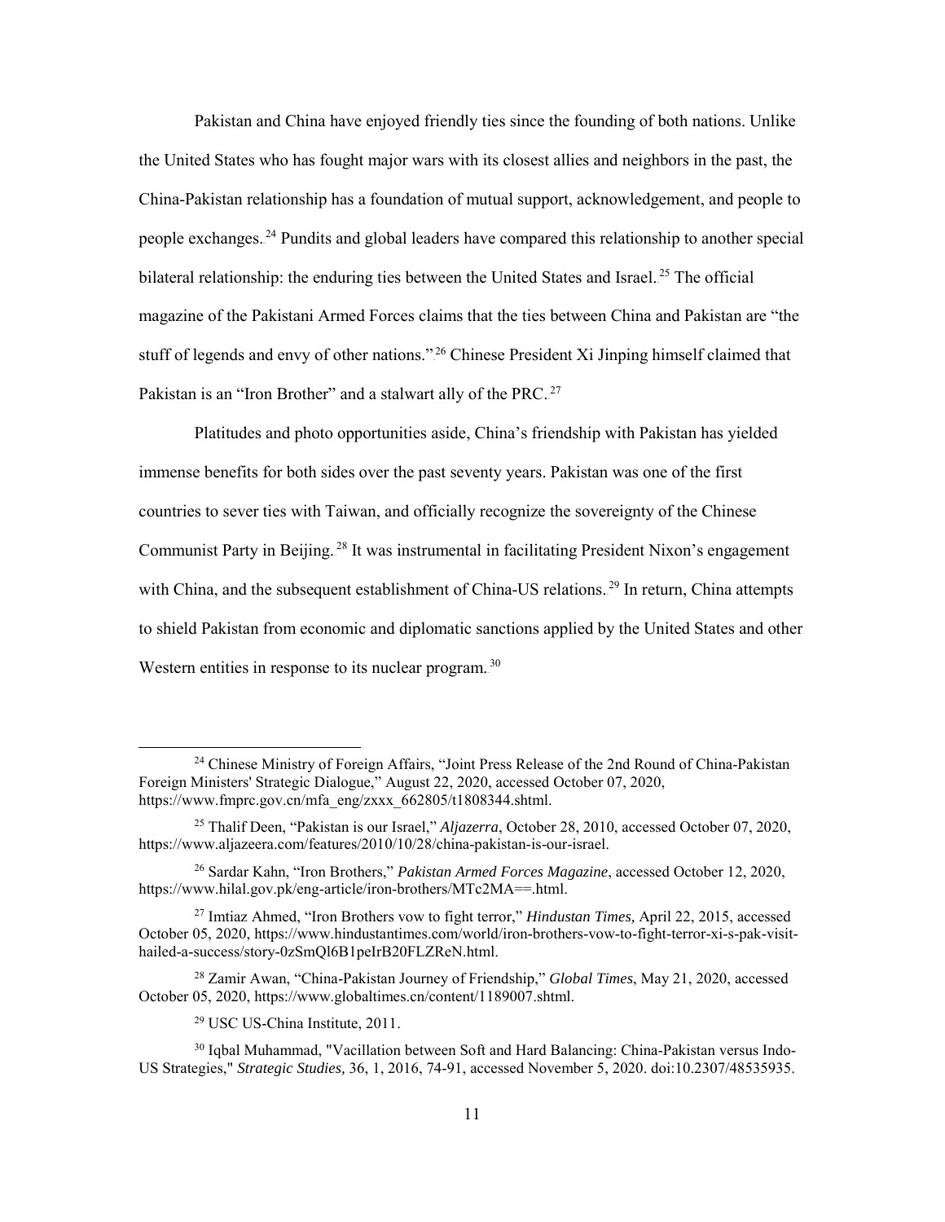Pakistan and China have enjoyed friendly ties since the founding of both nations. Unlike the United States who has fought major wars with its closest allies and neighbors in the past, the China-Pakistan relationship has a foundation of mutual support, acknowledgement, and people to people exchanges.[24] Pundits and global leaders have compared this relationship to another special bilateral relationship: the enduring ties between the United States and Israel.[25] The official magazine of the Pakistani Armed Forces claims that the ties between China and Pakistan are "the stuff of legends and envy of other nations."[26] Chinese President Xi Jinping himself claimed that Pakistan is an "Iron Brother" and a stalwart ally of the PRC.[27]

Platitudes and photo opportunities aside, China's friendship with Pakistan has yielded immense benefits for both sides over the past seventy years. Pakistan was one of the first countries to sever ties with Taiwan, and officially recognize the sovereignty of the Chinese Communist Party in Beijing.[28] It was instrumental in facilitating President Nixon's engagement with China, and the subsequent establishment of China-US relations.[29] In return, China attempts to shield Pakistan from economic and diplomatic sanctions applied by the United States and other Western entities in response to its nuclear program.[30]

---

[24] Chinese Ministry of Foreign Affairs, "Joint Press Release of the 2nd Round of China-Pakistan Foreign Ministers' Strategic Dialogue," August 22, 2020, accessed October 07, 2020, https://www.fmprc.gov.cn/mfa_eng/zxxx_662805/t1808344.shtml.

[25] Thalif Deen, "Pakistan is our Israel," *Aljazerra*, October 28, 2010, accessed October 07, 2020, https://www.aljazeera.com/features/2010/10/28/china-pakistan-is-our-israel.

[26] Sardar Kahn, "Iron Brothers," *Pakistan Armed Forces Magazine*, accessed October 12, 2020, https://www.hilal.gov.pk/eng-article/iron-brothers/MTc2MA==.html.

[27] Imtiaz Ahmed, "Iron Brothers vow to fight terror," *Hindustan Times,* April 22, 2015, accessed October 05, 2020, https://www.hindustantimes.com/world/iron-brothers-vow-to-fight-terror-xi-s-pak-visit-hailed-a-success/story-0zSmQl6B1peIrB20FLZReN.html.

[28] Zamir Awan, "China-Pakistan Journey of Friendship," *Global Times*, May 21, 2020, accessed October 05, 2020, https://www.globaltimes.cn/content/1189007.shtml.

[29] USC US-China Institute, 2011.

[30] Iqbal Muhammad, "Vacillation between Soft and Hard Balancing: China-Pakistan versus Indo-US Strategies," *Strategic Studies,* 36, 1, 2016, 74-91, accessed November 5, 2020. doi:10.2307/48535935.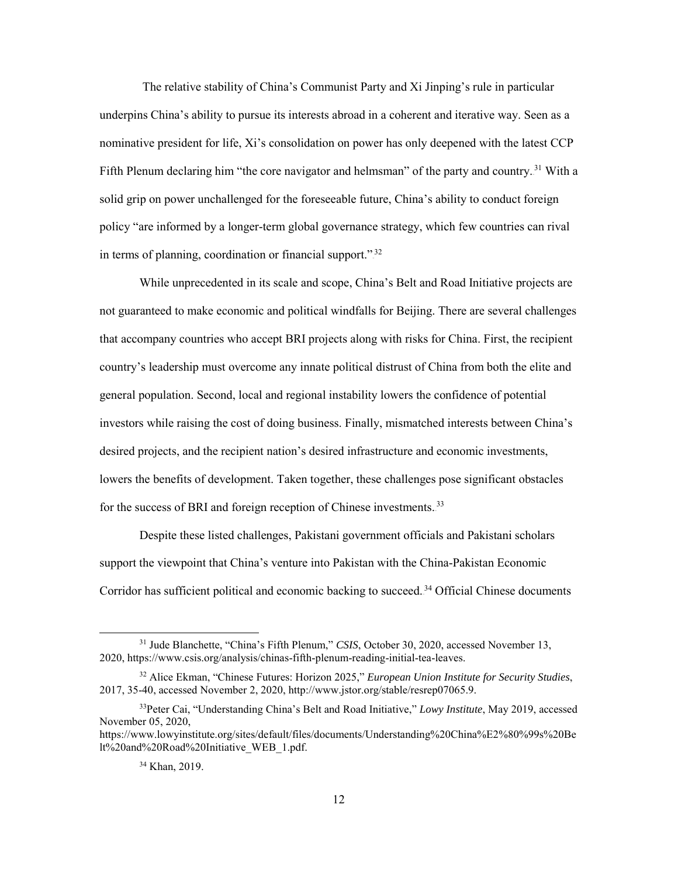The relative stability of China's Communist Party and Xi Jinping's rule in particular underpins China's ability to pursue its interests abroad in a coherent and iterative way. Seen as a nominative president for life, Xi's consolidation on power has only deepened with the latest CCP Fifth Plenum declaring him "the core navigator and helmsman" of the party and country.[31] With a solid grip on power unchallenged for the foreseeable future, China's ability to conduct foreign policy "are informed by a longer-term global governance strategy, which few countries can rival in terms of planning, coordination or financial support."[32]

While unprecedented in its scale and scope, China's Belt and Road Initiative projects are not guaranteed to make economic and political windfalls for Beijing. There are several challenges that accompany countries who accept BRI projects along with risks for China. First, the recipient country's leadership must overcome any innate political distrust of China from both the elite and general population. Second, local and regional instability lowers the confidence of potential investors while raising the cost of doing business. Finally, mismatched interests between China's desired projects, and the recipient nation's desired infrastructure and economic investments, lowers the benefits of development. Taken together, these challenges pose significant obstacles for the success of BRI and foreign reception of Chinese investments.[33]

Despite these listed challenges, Pakistani government officials and Pakistani scholars support the viewpoint that China's venture into Pakistan with the China-Pakistan Economic Corridor has sufficient political and economic backing to succeed.[34] Official Chinese documents

[31] Jude Blanchette, "China's Fifth Plenum," *CSIS*, October 30, 2020, accessed November 13, 2020, https://www.csis.org/analysis/chinas-fifth-plenum-reading-initial-tea-leaves.

[32] Alice Ekman, "Chinese Futures: Horizon 2025," *European Union Institute for Security Studies*, 2017, 35-40, accessed November 2, 2020, http://www.jstor.org/stable/resrep07065.9.

[33] Peter Cai, "Understanding China's Belt and Road Initiative," *Lowy Institute*, May 2019, accessed November 05, 2020, https://www.lowyinstitute.org/sites/default/files/documents/Understanding%20China%E2%80%99s%20Belt%20and%20Road%20Initiative_WEB_1.pdf.

[34] Khan, 2019.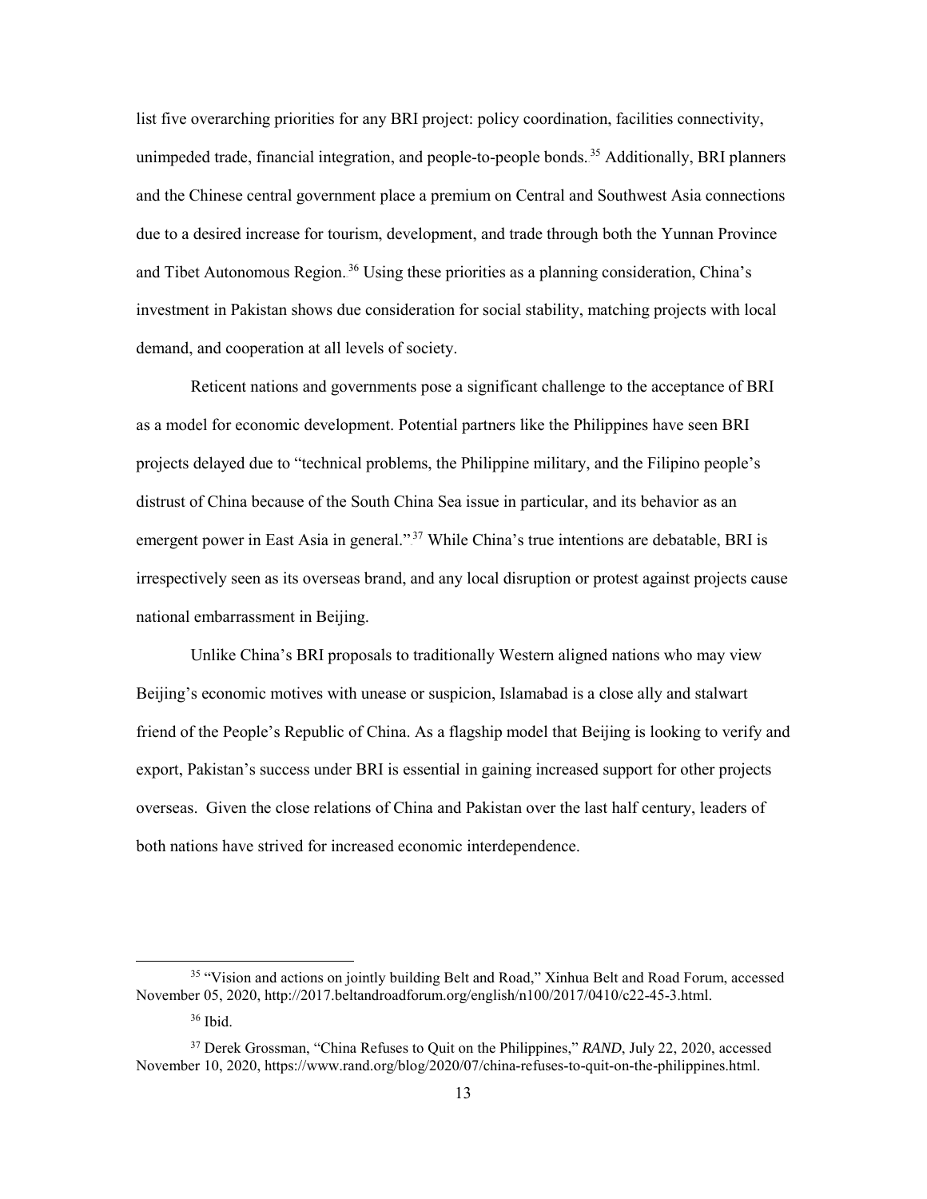list five overarching priorities for any BRI project: policy coordination, facilities connectivity, unimpeded trade, financial integration, and people-to-people bonds.[35] Additionally, BRI planners and the Chinese central government place a premium on Central and Southwest Asia connections due to a desired increase for tourism, development, and trade through both the Yunnan Province and Tibet Autonomous Region.[36] Using these priorities as a planning consideration, China's investment in Pakistan shows due consideration for social stability, matching projects with local demand, and cooperation at all levels of society.

Reticent nations and governments pose a significant challenge to the acceptance of BRI as a model for economic development. Potential partners like the Philippines have seen BRI projects delayed due to "technical problems, the Philippine military, and the Filipino people's distrust of China because of the South China Sea issue in particular, and its behavior as an emergent power in East Asia in general."[37] While China's true intentions are debatable, BRI is irrespectively seen as its overseas brand, and any local disruption or protest against projects cause national embarrassment in Beijing.

Unlike China's BRI proposals to traditionally Western aligned nations who may view Beijing's economic motives with unease or suspicion, Islamabad is a close ally and stalwart friend of the People's Republic of China. As a flagship model that Beijing is looking to verify and export, Pakistan's success under BRI is essential in gaining increased support for other projects overseas. Given the close relations of China and Pakistan over the last half century, leaders of both nations have strived for increased economic interdependence.

---

[35] "Vision and actions on jointly building Belt and Road," Xinhua Belt and Road Forum, accessed November 05, 2020, http://2017.beltandroadforum.org/english/n100/2017/0410/c22-45-3.html.

[36] Ibid.

[37] Derek Grossman, "China Refuses to Quit on the Philippines," *RAND*, July 22, 2020, accessed November 10, 2020, https://www.rand.org/blog/2020/07/china-refuses-to-quit-on-the-philippines.html.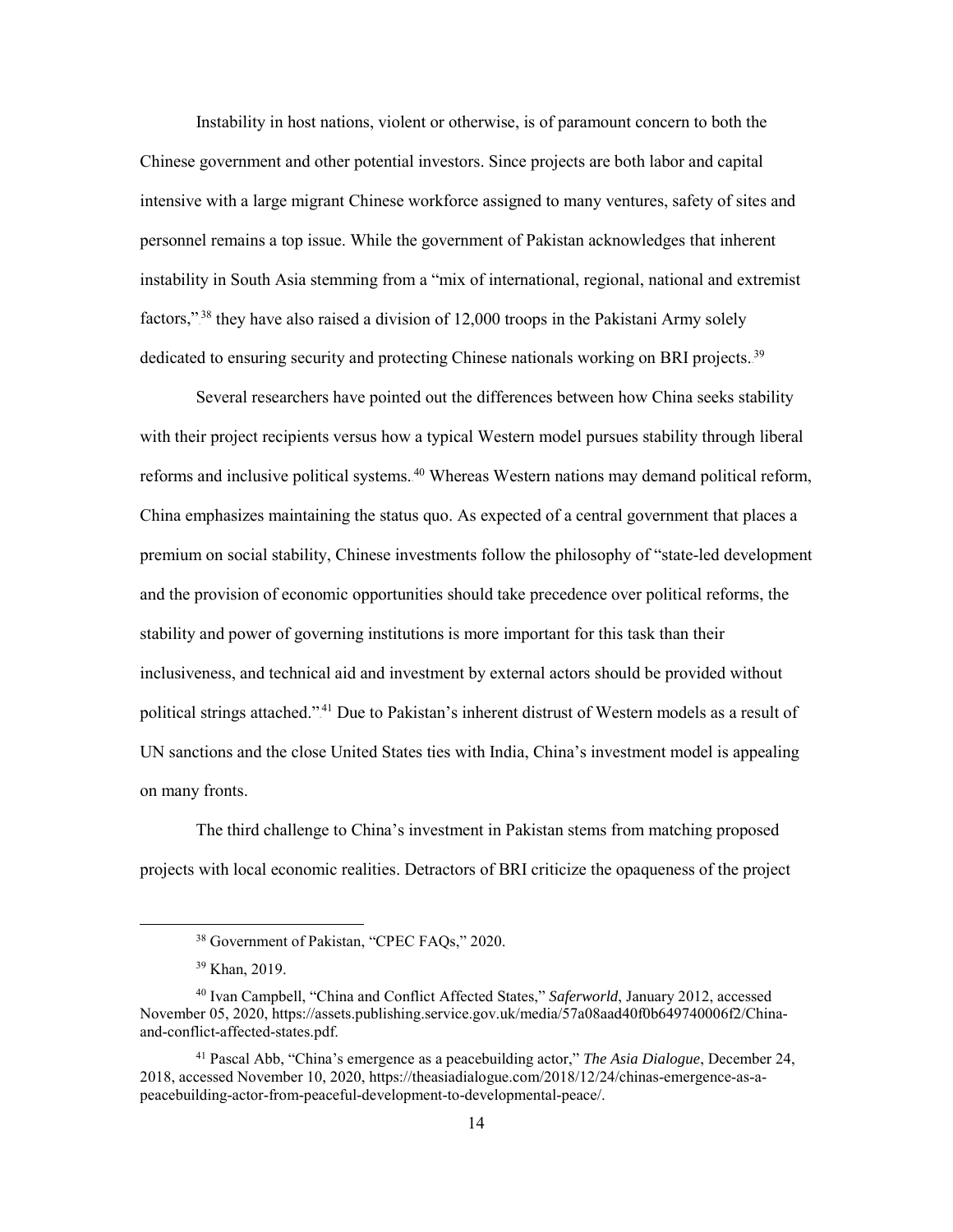Instability in host nations, violent or otherwise, is of paramount concern to both the Chinese government and other potential investors. Since projects are both labor and capital intensive with a large migrant Chinese workforce assigned to many ventures, safety of sites and personnel remains a top issue. While the government of Pakistan acknowledges that inherent instability in South Asia stemming from a "mix of international, regional, national and extremist factors,"[38] they have also raised a division of 12,000 troops in the Pakistani Army solely dedicated to ensuring security and protecting Chinese nationals working on BRI projects.[39]

Several researchers have pointed out the differences between how China seeks stability with their project recipients versus how a typical Western model pursues stability through liberal reforms and inclusive political systems.[40] Whereas Western nations may demand political reform, China emphasizes maintaining the status quo. As expected of a central government that places a premium on social stability, Chinese investments follow the philosophy of "state-led development and the provision of economic opportunities should take precedence over political reforms, the stability and power of governing institutions is more important for this task than their inclusiveness, and technical aid and investment by external actors should be provided without political strings attached."[41] Due to Pakistan's inherent distrust of Western models as a result of UN sanctions and the close United States ties with India, China's investment model is appealing on many fronts.

The third challenge to China's investment in Pakistan stems from matching proposed projects with local economic realities. Detractors of BRI criticize the opaqueness of the project

---

[38] Government of Pakistan, "CPEC FAQs," 2020.

[39] Khan, 2019.

[40] Ivan Campbell, "China and Conflict Affected States," *Saferworld*, January 2012, accessed November 05, 2020, https://assets.publishing.service.gov.uk/media/57a08aad40f0b649740006f2/China-and-conflict-affected-states.pdf.

[41] Pascal Abb, "China's emergence as a peacebuilding actor," *The Asia Dialogue*, December 24, 2018, accessed November 10, 2020, https://theasiadialogue.com/2018/12/24/chinas-emergence-as-a-peacebuilding-actor-from-peaceful-development-to-developmental-peace/.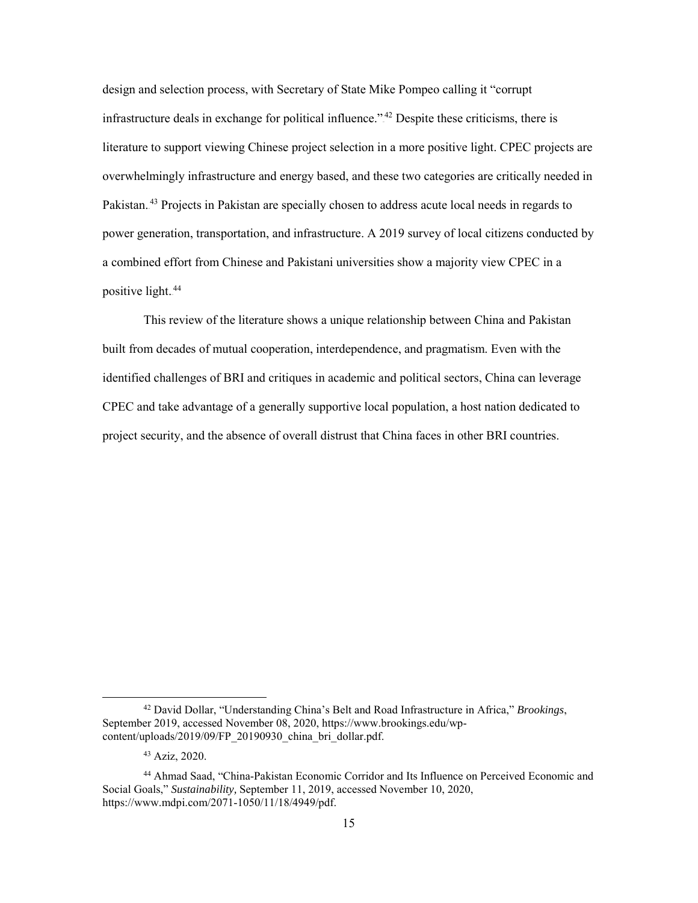design and selection process, with Secretary of State Mike Pompeo calling it "corrupt infrastructure deals in exchange for political influence."[42] Despite these criticisms, there is literature to support viewing Chinese project selection in a more positive light. CPEC projects are overwhelmingly infrastructure and energy based, and these two categories are critically needed in Pakistan.[43] Projects in Pakistan are specially chosen to address acute local needs in regards to power generation, transportation, and infrastructure. A 2019 survey of local citizens conducted by a combined effort from Chinese and Pakistani universities show a majority view CPEC in a positive light.[44]

This review of the literature shows a unique relationship between China and Pakistan built from decades of mutual cooperation, interdependence, and pragmatism. Even with the identified challenges of BRI and critiques in academic and political sectors, China can leverage CPEC and take advantage of a generally supportive local population, a host nation dedicated to project security, and the absence of overall distrust that China faces in other BRI countries.

---

[42] David Dollar, "Understanding China's Belt and Road Infrastructure in Africa," *Brookings*, September 2019, accessed November 08, 2020, https://www.brookings.edu/wp-content/uploads/2019/09/FP_20190930_china_bri_dollar.pdf.

[43] Aziz, 2020.

[44] Ahmad Saad, "China-Pakistan Economic Corridor and Its Influence on Perceived Economic and Social Goals," *Sustainability,* September 11, 2019, accessed November 10, 2020, https://www.mdpi.com/2071-1050/11/18/4949/pdf.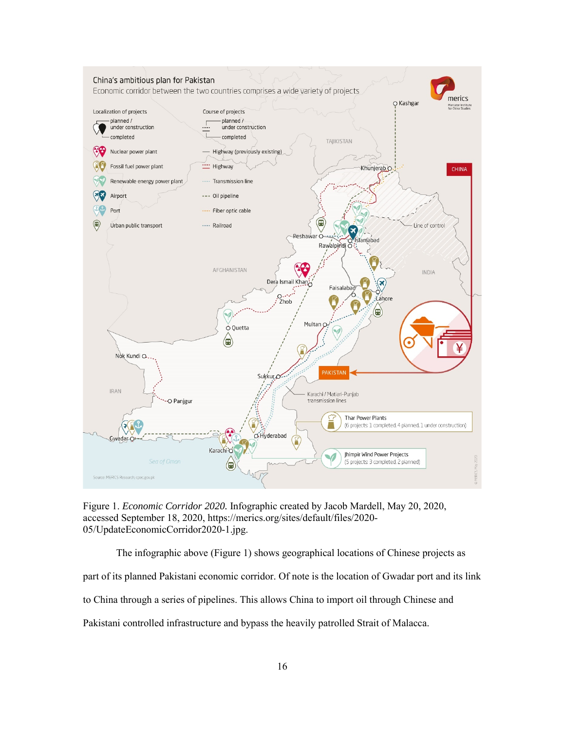Figure 1. *Economic Corridor 2020.* Infographic created by Jacob Mardell, May 20, 2020, accessed September 18, 2020, https://merics.org/sites/default/files/2020-05/UpdateEconomicCorridor2020-1.jpg.

The infographic above (Figure 1) shows geographical locations of Chinese projects as part of its planned Pakistani economic corridor. Of note is the location of Gwadar port and its link to China through a series of pipelines. This allows China to import oil through Chinese and Pakistani controlled infrastructure and bypass the heavily patrolled Strait of Malacca.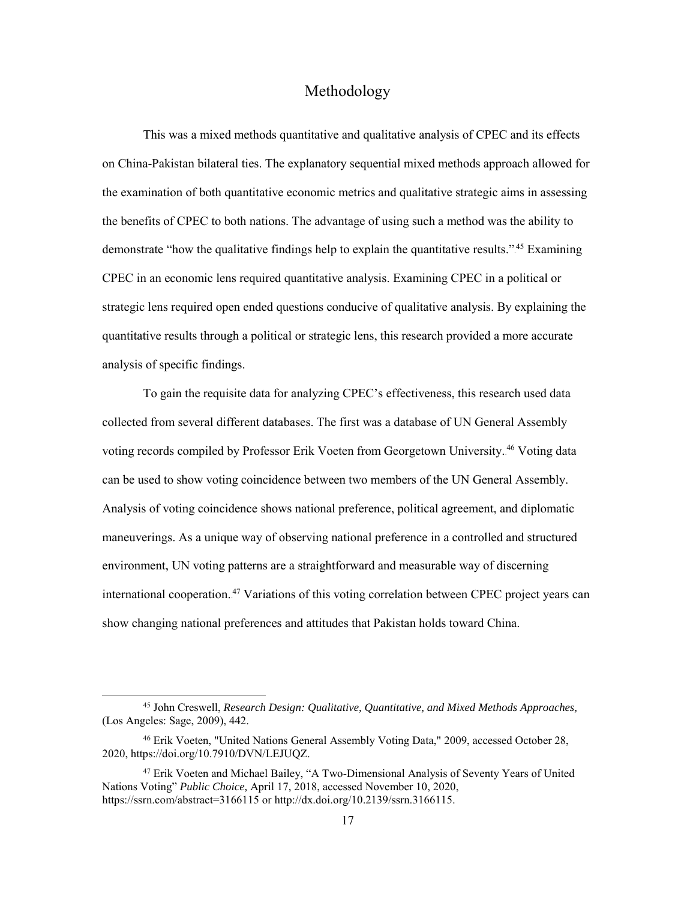# Methodology

This was a mixed methods quantitative and qualitative analysis of CPEC and its effects on China-Pakistan bilateral ties. The explanatory sequential mixed methods approach allowed for the examination of both quantitative economic metrics and qualitative strategic aims in assessing the benefits of CPEC to both nations. The advantage of using such a method was the ability to demonstrate "how the qualitative findings help to explain the quantitative results."[45] Examining CPEC in an economic lens required quantitative analysis. Examining CPEC in a political or strategic lens required open ended questions conducive of qualitative analysis. By explaining the quantitative results through a political or strategic lens, this research provided a more accurate analysis of specific findings.

To gain the requisite data for analyzing CPEC's effectiveness, this research used data collected from several different databases. The first was a database of UN General Assembly voting records compiled by Professor Erik Voeten from Georgetown University.[46] Voting data can be used to show voting coincidence between two members of the UN General Assembly. Analysis of voting coincidence shows national preference, political agreement, and diplomatic maneuverings. As a unique way of observing national preference in a controlled and structured environment, UN voting patterns are a straightforward and measurable way of discerning international cooperation.[47] Variations of this voting correlation between CPEC project years can show changing national preferences and attitudes that Pakistan holds toward China.

---

[45] John Creswell, *Research Design: Qualitative, Quantitative, and Mixed Methods Approaches,* (Los Angeles: Sage, 2009), 442.

[46] Erik Voeten, "United Nations General Assembly Voting Data," 2009, accessed October 28, 2020, https://doi.org/10.7910/DVN/LEJUQZ.

[47] Erik Voeten and Michael Bailey, "A Two-Dimensional Analysis of Seventy Years of United Nations Voting" *Public Choice,* April 17, 2018, accessed November 10, 2020, https://ssrn.com/abstract=3166115 or http://dx.doi.org/10.2139/ssrn.3166115.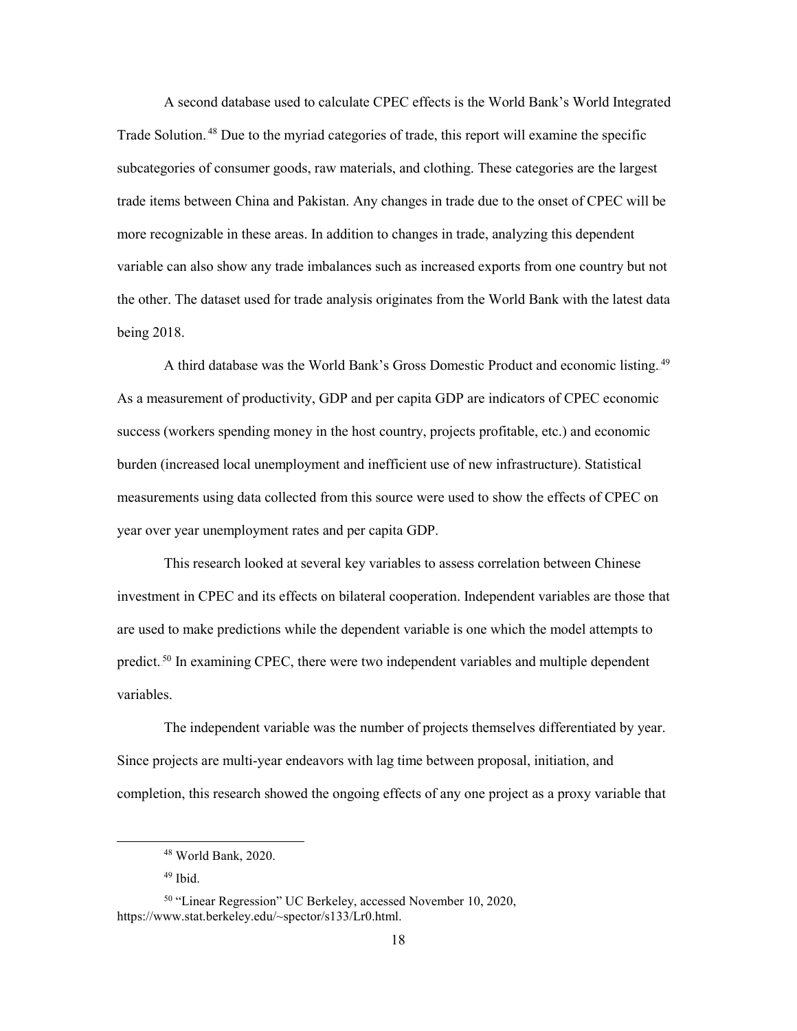A second database used to calculate CPEC effects is the World Bank's World Integrated Trade Solution.[48] Due to the myriad categories of trade, this report will examine the specific subcategories of consumer goods, raw materials, and clothing. These categories are the largest trade items between China and Pakistan. Any changes in trade due to the onset of CPEC will be more recognizable in these areas. In addition to changes in trade, analyzing this dependent variable can also show any trade imbalances such as increased exports from one country but not the other. The dataset used for trade analysis originates from the World Bank with the latest data being 2018.

A third database was the World Bank's Gross Domestic Product and economic listing.[49] As a measurement of productivity, GDP and per capita GDP are indicators of CPEC economic success (workers spending money in the host country, projects profitable, etc.) and economic burden (increased local unemployment and inefficient use of new infrastructure). Statistical measurements using data collected from this source were used to show the effects of CPEC on year over year unemployment rates and per capita GDP.

This research looked at several key variables to assess correlation between Chinese investment in CPEC and its effects on bilateral cooperation. Independent variables are those that are used to make predictions while the dependent variable is one which the model attempts to predict.[50] In examining CPEC, there were two independent variables and multiple dependent variables.

The independent variable was the number of projects themselves differentiated by year. Since projects are multi-year endeavors with lag time between proposal, initiation, and completion, this research showed the ongoing effects of any one project as a proxy variable that

---

[48] World Bank, 2020.

[49] Ibid.

[50] "Linear Regression" UC Berkeley, accessed November 10, 2020, https://www.stat.berkeley.edu/~spector/s133/Lr0.html.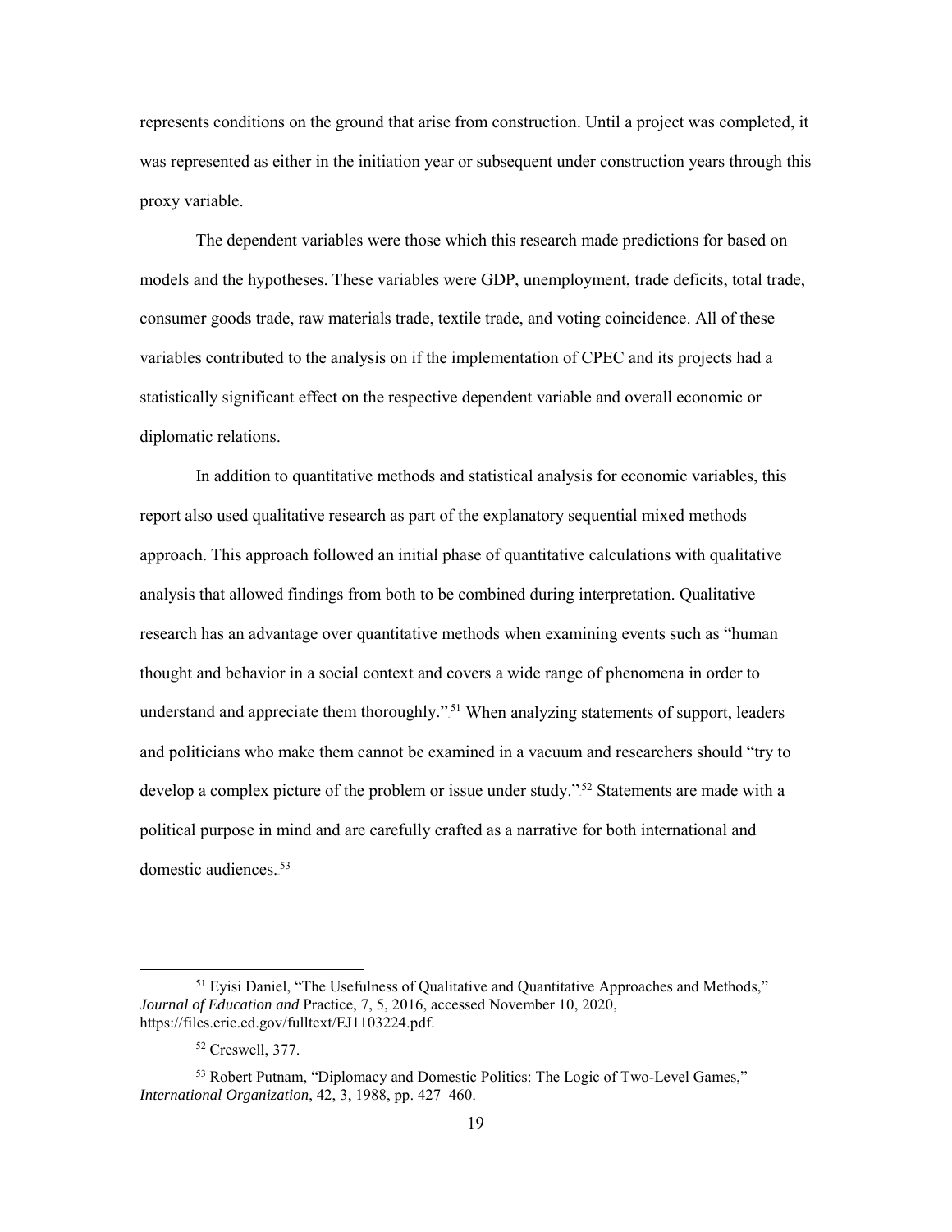represents conditions on the ground that arise from construction. Until a project was completed, it was represented as either in the initiation year or subsequent under construction years through this proxy variable.

The dependent variables were those which this research made predictions for based on models and the hypotheses. These variables were GDP, unemployment, trade deficits, total trade, consumer goods trade, raw materials trade, textile trade, and voting coincidence. All of these variables contributed to the analysis on if the implementation of CPEC and its projects had a statistically significant effect on the respective dependent variable and overall economic or diplomatic relations.

In addition to quantitative methods and statistical analysis for economic variables, this report also used qualitative research as part of the explanatory sequential mixed methods approach. This approach followed an initial phase of quantitative calculations with qualitative analysis that allowed findings from both to be combined during interpretation. Qualitative research has an advantage over quantitative methods when examining events such as "human thought and behavior in a social context and covers a wide range of phenomena in order to understand and appreciate them thoroughly."[51] When analyzing statements of support, leaders and politicians who make them cannot be examined in a vacuum and researchers should "try to develop a complex picture of the problem or issue under study."[52] Statements are made with a political purpose in mind and are carefully crafted as a narrative for both international and domestic audiences.[53]

---

[51] Eyisi Daniel, "The Usefulness of Qualitative and Quantitative Approaches and Methods," *Journal of Education and* Practice, 7, 5, 2016, accessed November 10, 2020, https://files.eric.ed.gov/fulltext/EJ1103224.pdf.

[52] Creswell, 377.

[53] Robert Putnam, "Diplomacy and Domestic Politics: The Logic of Two-Level Games," *International Organization*, 42, 3, 1988, pp. 427–460.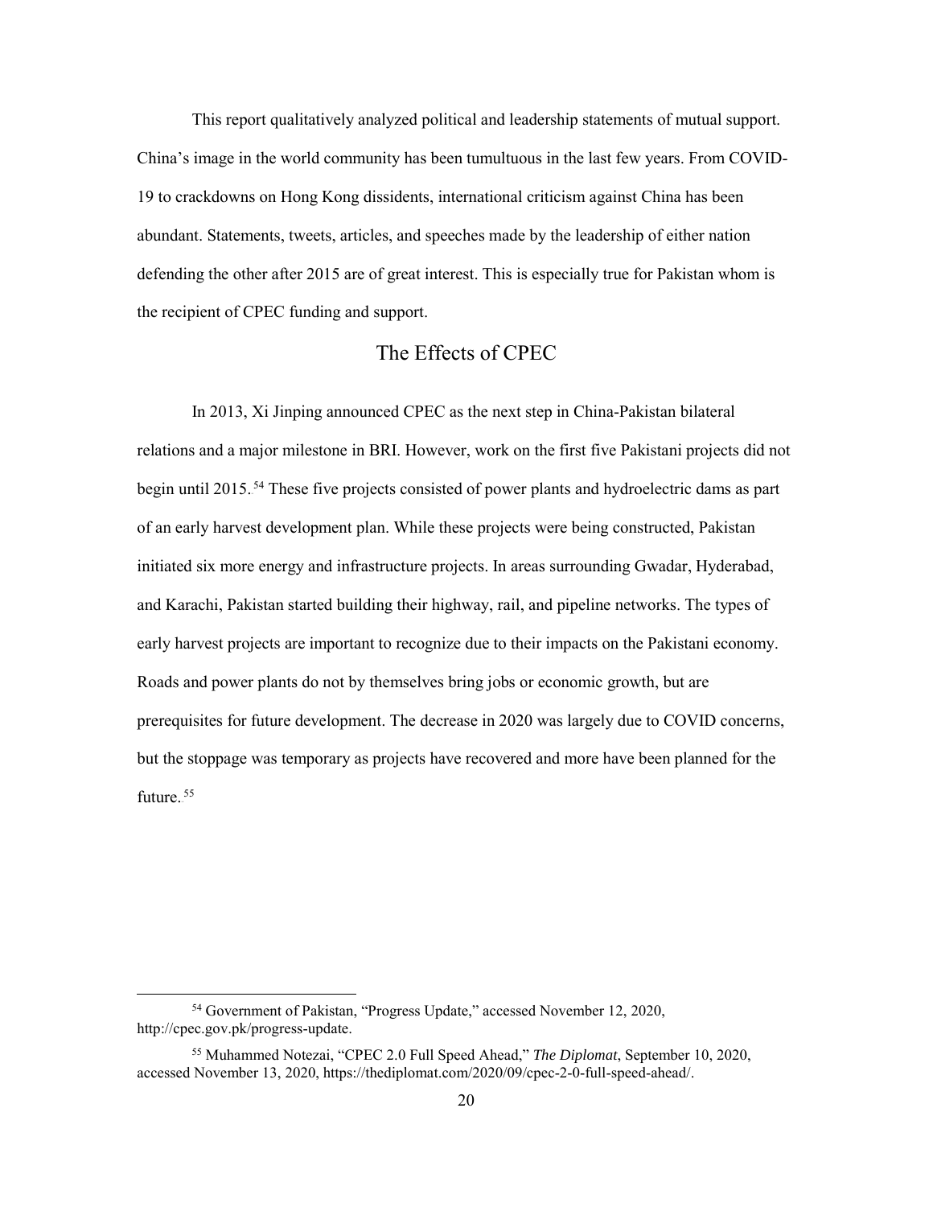This report qualitatively analyzed political and leadership statements of mutual support. China's image in the world community has been tumultuous in the last few years. From COVID-19 to crackdowns on Hong Kong dissidents, international criticism against China has been abundant. Statements, tweets, articles, and speeches made by the leadership of either nation defending the other after 2015 are of great interest. This is especially true for Pakistan whom is the recipient of CPEC funding and support.

## The Effects of CPEC

In 2013, Xi Jinping announced CPEC as the next step in China-Pakistan bilateral relations and a major milestone in BRI. However, work on the first five Pakistani projects did not begin until 2015.[54] These five projects consisted of power plants and hydroelectric dams as part of an early harvest development plan. While these projects were being constructed, Pakistan initiated six more energy and infrastructure projects. In areas surrounding Gwadar, Hyderabad, and Karachi, Pakistan started building their highway, rail, and pipeline networks. The types of early harvest projects are important to recognize due to their impacts on the Pakistani economy. Roads and power plants do not by themselves bring jobs or economic growth, but are prerequisites for future development. The decrease in 2020 was largely due to COVID concerns, but the stoppage was temporary as projects have recovered and more have been planned for the future.[55]

---

[54] Government of Pakistan, "Progress Update," accessed November 12, 2020, http://cpec.gov.pk/progress-update.

[55] Muhammed Notezai, "CPEC 2.0 Full Speed Ahead," *The Diplomat*, September 10, 2020, accessed November 13, 2020, https://thediplomat.com/2020/09/cpec-2-0-full-speed-ahead/.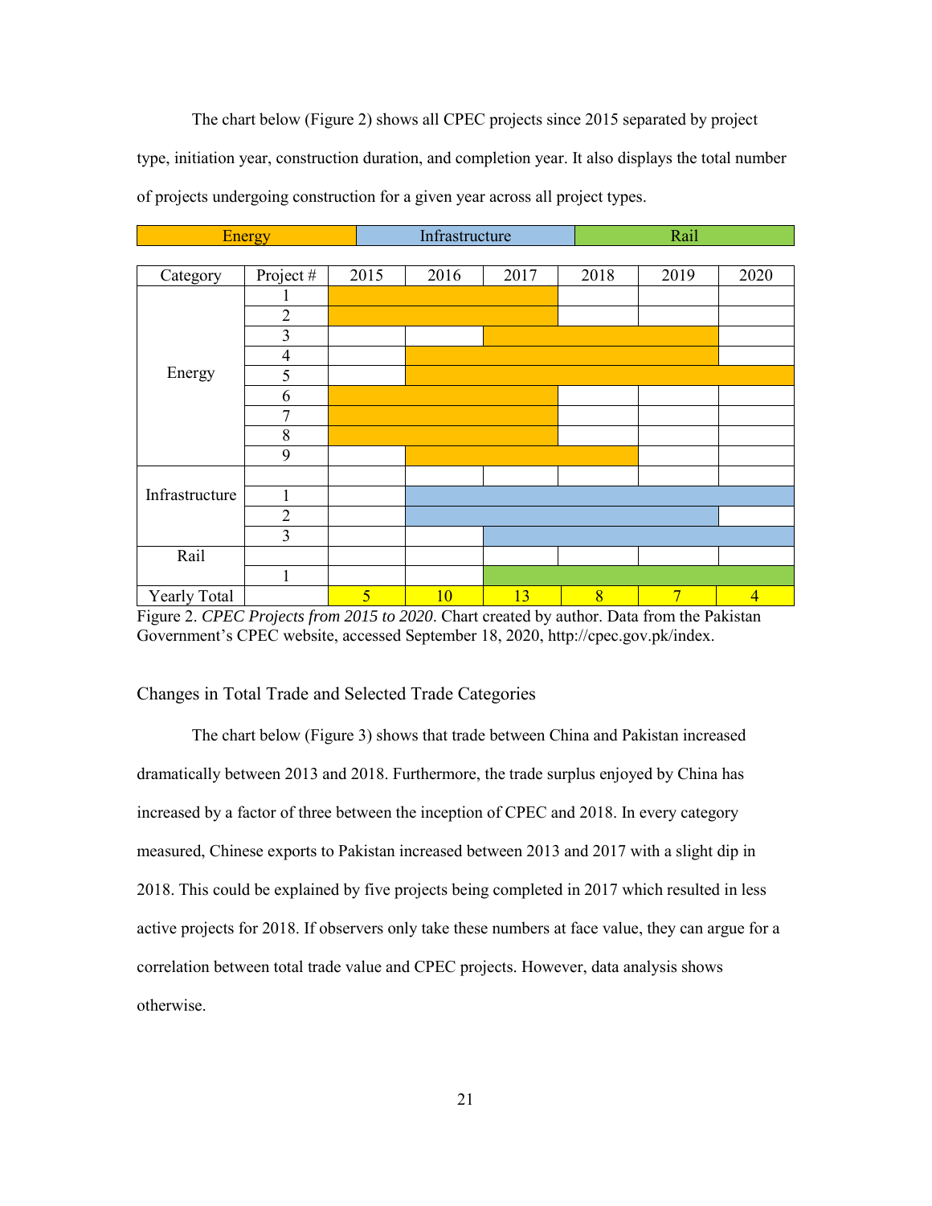The chart below (Figure 2) shows all CPEC projects since 2015 separated by project type, initiation year, construction duration, and completion year. It also displays the total number of projects undergoing construction for a given year across all project types.

| Energy | Infrastructure | Rail |
|---|---|---|

| Category | Project # | 2015 | 2016 | 2017 | 2018 | 2019 | 2020 |
|---|---|---|---|---|---|---|---|
| Energy | 1 | ■ | ■ | ■ | | | |
| | 2 | ■ | ■ | ■ | | | |
| | 3 | | | ■ | ■ | ■ | |
| | 4 | | ■ | ■ | ■ | ■ | |
| | 5 | | ■ | ■ | ■ | ■ | ■ |
| | 6 | ■ | ■ | ■ | | | |
| | 7 | ■ | ■ | ■ | | | |
| | 8 | ■ | ■ | ■ | | | |
| | 9 | | ■ | ■ | ■ | | |
| Infrastructure | | | | | | | |
| | 1 | | ■ | ■ | ■ | ■ | ■ |
| | 2 | | ■ | ■ | ■ | ■ | |
| | 3 | | | ■ | ■ | ■ | ■ |
| Rail | | | | | | | |
| | 1 | | | ■ | ■ | ■ | ■ |
| Yearly Total | | 5 | 10 | 13 | 8 | 7 | 4 |

Figure 2. *CPEC Projects from 2015 to 2020*. Chart created by author. Data from the Pakistan Government's CPEC website, accessed September 18, 2020, http://cpec.gov.pk/index.

## Changes in Total Trade and Selected Trade Categories

The chart below (Figure 3) shows that trade between China and Pakistan increased dramatically between 2013 and 2018. Furthermore, the trade surplus enjoyed by China has increased by a factor of three between the inception of CPEC and 2018. In every category measured, Chinese exports to Pakistan increased between 2013 and 2017 with a slight dip in 2018. This could be explained by five projects being completed in 2017 which resulted in less active projects for 2018. If observers only take these numbers at face value, they can argue for a correlation between total trade value and CPEC projects. However, data analysis shows otherwise.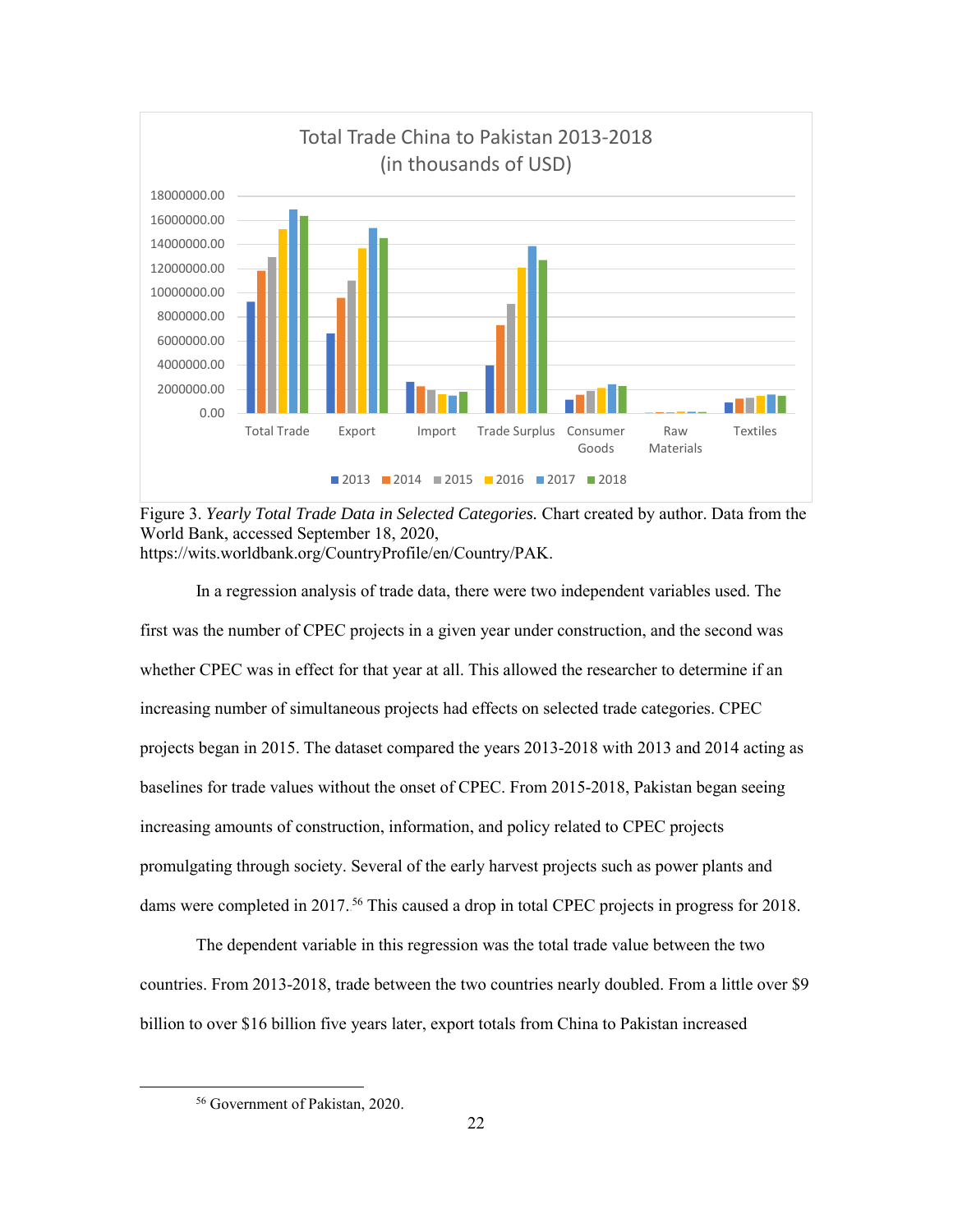Figure 3. *Yearly Total Trade Data in Selected Categories.* Chart created by author. Data from the World Bank, accessed September 18, 2020, https://wits.worldbank.org/CountryProfile/en/Country/PAK.

In a regression analysis of trade data, there were two independent variables used. The first was the number of CPEC projects in a given year under construction, and the second was whether CPEC was in effect for that year at all. This allowed the researcher to determine if an increasing number of simultaneous projects had effects on selected trade categories. CPEC projects began in 2015. The dataset compared the years 2013-2018 with 2013 and 2014 acting as baselines for trade values without the onset of CPEC. From 2015-2018, Pakistan began seeing increasing amounts of construction, information, and policy related to CPEC projects promulgating through society. Several of the early harvest projects such as power plants and dams were completed in 2017.[56] This caused a drop in total CPEC projects in progress for 2018.

The dependent variable in this regression was the total trade value between the two countries. From 2013-2018, trade between the two countries nearly doubled. From a little over $9 billion to over $16 billion five years later, export totals from China to Pakistan increased

[56] Government of Pakistan, 2020.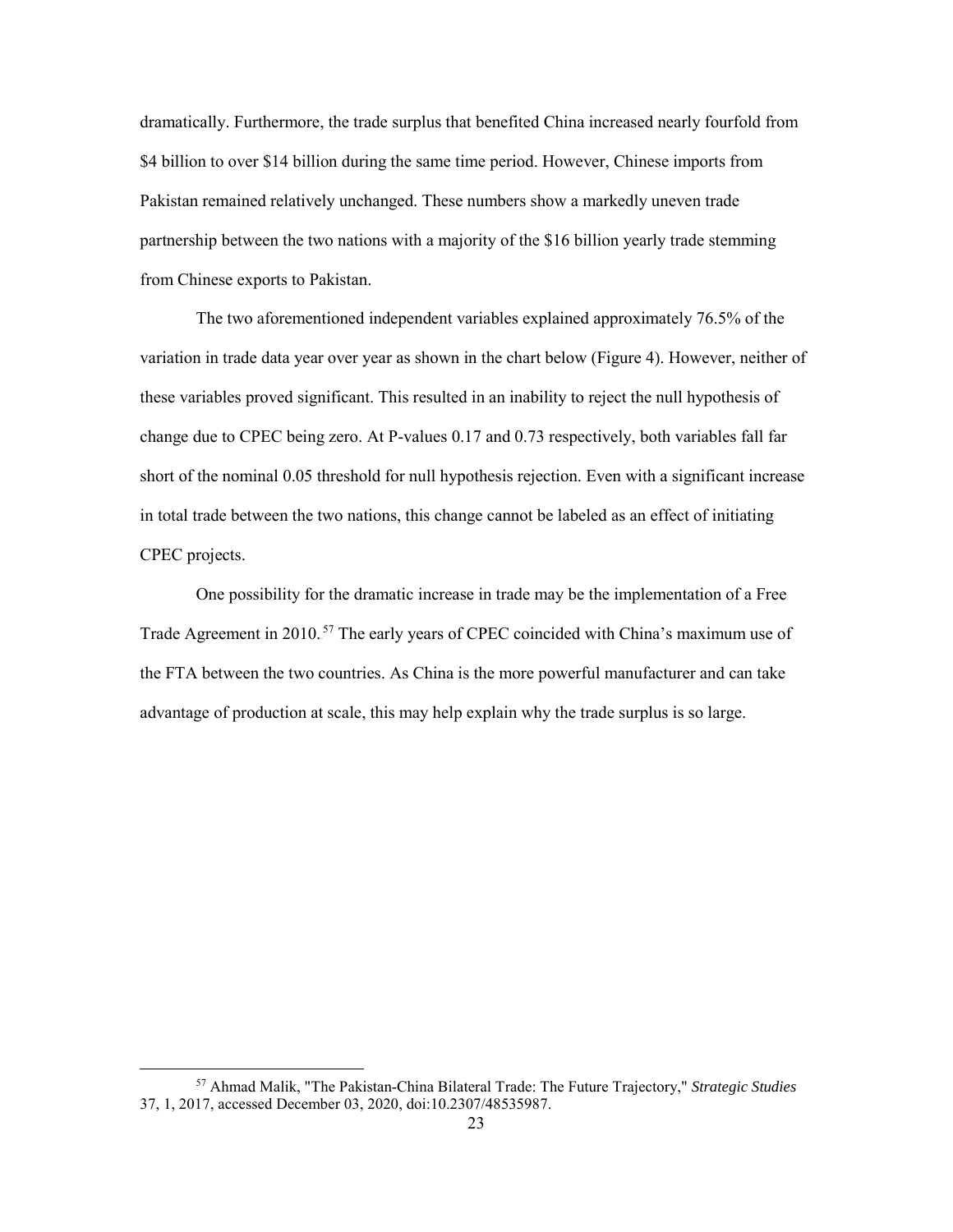dramatically. Furthermore, the trade surplus that benefited China increased nearly fourfold from $4 billion to over $14 billion during the same time period. However, Chinese imports from Pakistan remained relatively unchanged. These numbers show a markedly uneven trade partnership between the two nations with a majority of the $16 billion yearly trade stemming from Chinese exports to Pakistan.

The two aforementioned independent variables explained approximately 76.5% of the variation in trade data year over year as shown in the chart below (Figure 4). However, neither of these variables proved significant. This resulted in an inability to reject the null hypothesis of change due to CPEC being zero. At P-values 0.17 and 0.73 respectively, both variables fall far short of the nominal 0.05 threshold for null hypothesis rejection. Even with a significant increase in total trade between the two nations, this change cannot be labeled as an effect of initiating CPEC projects.

One possibility for the dramatic increase in trade may be the implementation of a Free Trade Agreement in 2010.[57] The early years of CPEC coincided with China's maximum use of the FTA between the two countries. As China is the more powerful manufacturer and can take advantage of production at scale, this may help explain why the trade surplus is so large.

---

[57] Ahmad Malik, "The Pakistan-China Bilateral Trade: The Future Trajectory," *Strategic Studies* 37, 1, 2017, accessed December 03, 2020, doi:10.2307/48535987.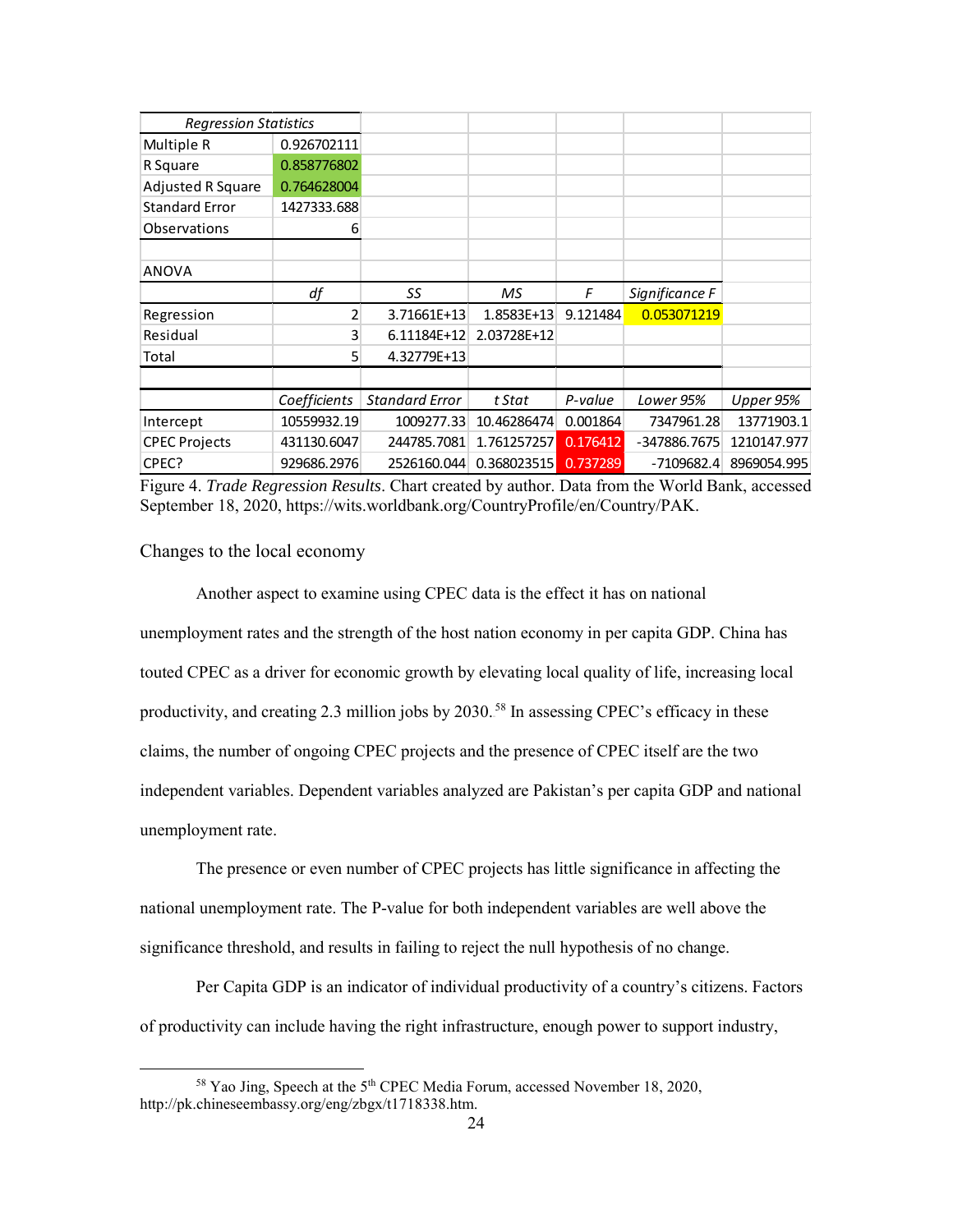| *Regression Statistics* | | | | | | |
|---|---|---|---|---|---|---|
| Multiple R | 0.926702111 | | | | | |
| R Square | 0.858776802 | | | | | |
| Adjusted R Square | 0.764628004 | | | | | |
| Standard Error | 1427333.688 | | | | | |
| Observations | 6 | | | | | |
| | | | | | | |
| ANOVA | | | | | | |
| | *df* | *SS* | *MS* | *F* | *Significance F* | |
| Regression | 2 | 3.71661E+13 | 1.8583E+13 | 9.121484 | 0.053071219 | |
| Residual | 3 | 6.11184E+12 | 2.03728E+12 | | | |
| Total | 5 | 4.32779E+13 | | | | |
| | | | | | | |
| | *Coefficients* | *Standard Error* | *t Stat* | *P-value* | *Lower 95%* | *Upper 95%* |
| Intercept | 10559932.19 | 1009277.33 | 10.46286474 | 0.001864 | 7347961.28 | 13771903.1 |
| CPEC Projects | 431130.6047 | 244785.7081 | 1.761257257 | 0.176412 | -347886.7675 | 1210147.977 |
| CPEC? | 929686.2976 | 2526160.044 | 0.368023515 | 0.737289 | -7109682.4 | 8969054.995 |

Figure 4. *Trade Regression Results*. Chart created by author. Data from the World Bank, accessed September 18, 2020, https://wits.worldbank.org/CountryProfile/en/Country/PAK.

## Changes to the local economy

Another aspect to examine using CPEC data is the effect it has on national unemployment rates and the strength of the host nation economy in per capita GDP. China has touted CPEC as a driver for economic growth by elevating local quality of life, increasing local productivity, and creating 2.3 million jobs by 2030.[58] In assessing CPEC's efficacy in these claims, the number of ongoing CPEC projects and the presence of CPEC itself are the two independent variables. Dependent variables analyzed are Pakistan's per capita GDP and national unemployment rate.

The presence or even number of CPEC projects has little significance in affecting the national unemployment rate. The P-value for both independent variables are well above the significance threshold, and results in failing to reject the null hypothesis of no change.

Per Capita GDP is an indicator of individual productivity of a country's citizens. Factors of productivity can include having the right infrastructure, enough power to support industry,

---

[58] Yao Jing, Speech at the 5th CPEC Media Forum, accessed November 18, 2020, http://pk.chineseembassy.org/eng/zbgx/t1718338.htm.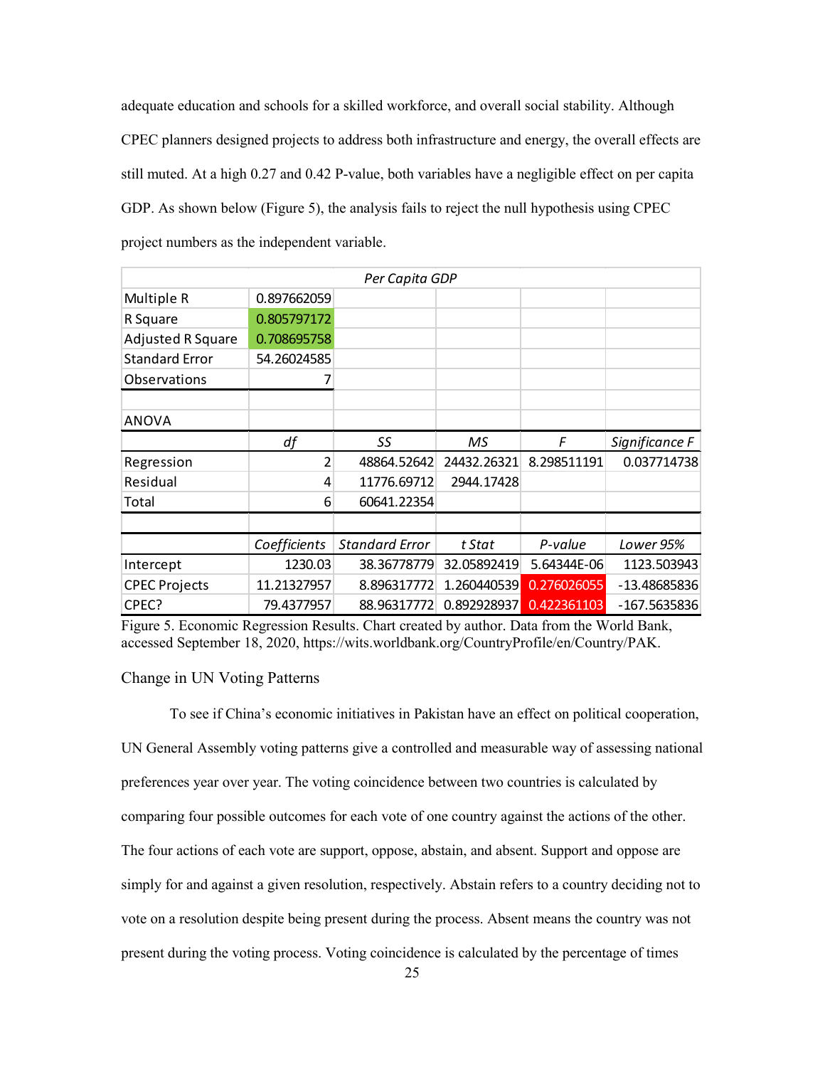adequate education and schools for a skilled workforce, and overall social stability. Although CPEC planners designed projects to address both infrastructure and energy, the overall effects are still muted. At a high 0.27 and 0.42 P-value, both variables have a negligible effect on per capita GDP. As shown below (Figure 5), the analysis fails to reject the null hypothesis using CPEC project numbers as the independent variable.

| | *Per Capita GDP* | | | | |
|---|---|---|---|---|---|
| Multiple R | 0.897662059 | | | | |
| R Square | 0.805797172 | | | | |
| Adjusted R Square | 0.708695758 | | | | |
| Standard Error | 54.26024585 | | | | |
| Observations | 7 | | | | |
| | | | | | |
| ANOVA | | | | | |
| | *df* | *SS* | *MS* | *F* | *Significance F* |
| Regression | 2 | 48864.52642 | 24432.26321 | 8.298511191 | 0.037714738 |
| Residual | 4 | 11776.69712 | 2944.17428 | | |
| Total | 6 | 60641.22354 | | | |
| | | | | | |
| | *Coefficients* | *Standard Error* | *t Stat* | *P-value* | *Lower 95%* |
| Intercept | 1230.03 | 38.36778779 | 32.05892419 | 5.64344E-06 | 1123.503943 |
| CPEC Projects | 11.21327957 | 8.896317772 | 1.260440539 | 0.276026055 | -13.48685836 |
| CPEC? | 79.4377957 | 88.96317772 | 0.892928937 | 0.422361103 | -167.5635836 |

Figure 5. Economic Regression Results. Chart created by author. Data from the World Bank, accessed September 18, 2020, https://wits.worldbank.org/CountryProfile/en/Country/PAK.

## Change in UN Voting Patterns

To see if China's economic initiatives in Pakistan have an effect on political cooperation, UN General Assembly voting patterns give a controlled and measurable way of assessing national preferences year over year. The voting coincidence between two countries is calculated by comparing four possible outcomes for each vote of one country against the actions of the other. The four actions of each vote are support, oppose, abstain, and absent. Support and oppose are simply for and against a given resolution, respectively. Abstain refers to a country deciding not to vote on a resolution despite being present during the process. Absent means the country was not present during the voting process. Voting coincidence is calculated by the percentage of times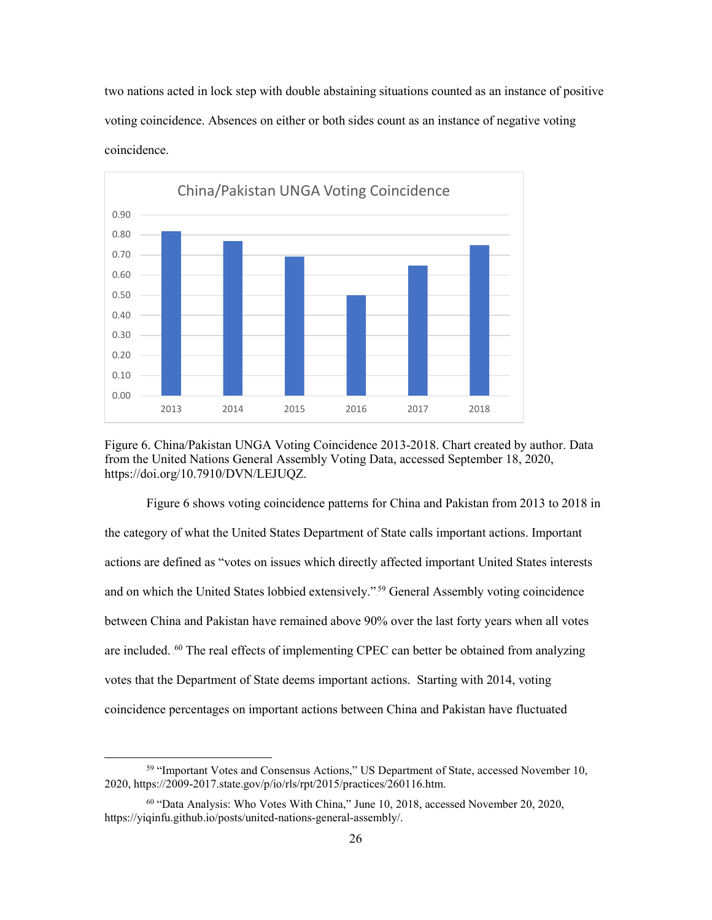two nations acted in lock step with double abstaining situations counted as an instance of positive voting coincidence. Absences on either or both sides count as an instance of negative voting coincidence.

Figure 6. China/Pakistan UNGA Voting Coincidence 2013-2018. Chart created by author. Data from the United Nations General Assembly Voting Data, accessed September 18, 2020, https://doi.org/10.7910/DVN/LEJUQZ.

Figure 6 shows voting coincidence patterns for China and Pakistan from 2013 to 2018 in the category of what the United States Department of State calls important actions. Important actions are defined as "votes on issues which directly affected important United States interests and on which the United States lobbied extensively."[59] General Assembly voting coincidence between China and Pakistan have remained above 90% over the last forty years when all votes are included. [60] The real effects of implementing CPEC can better be obtained from analyzing votes that the Department of State deems important actions. Starting with 2014, voting coincidence percentages on important actions between China and Pakistan have fluctuated

---

[59] "Important Votes and Consensus Actions," US Department of State, accessed November 10, 2020, https://2009-2017.state.gov/p/io/rls/rpt/2015/practices/260116.htm.

[60] "Data Analysis: Who Votes With China," June 10, 2018, accessed November 20, 2020, https://yiqinfu.github.io/posts/united-nations-general-assembly/.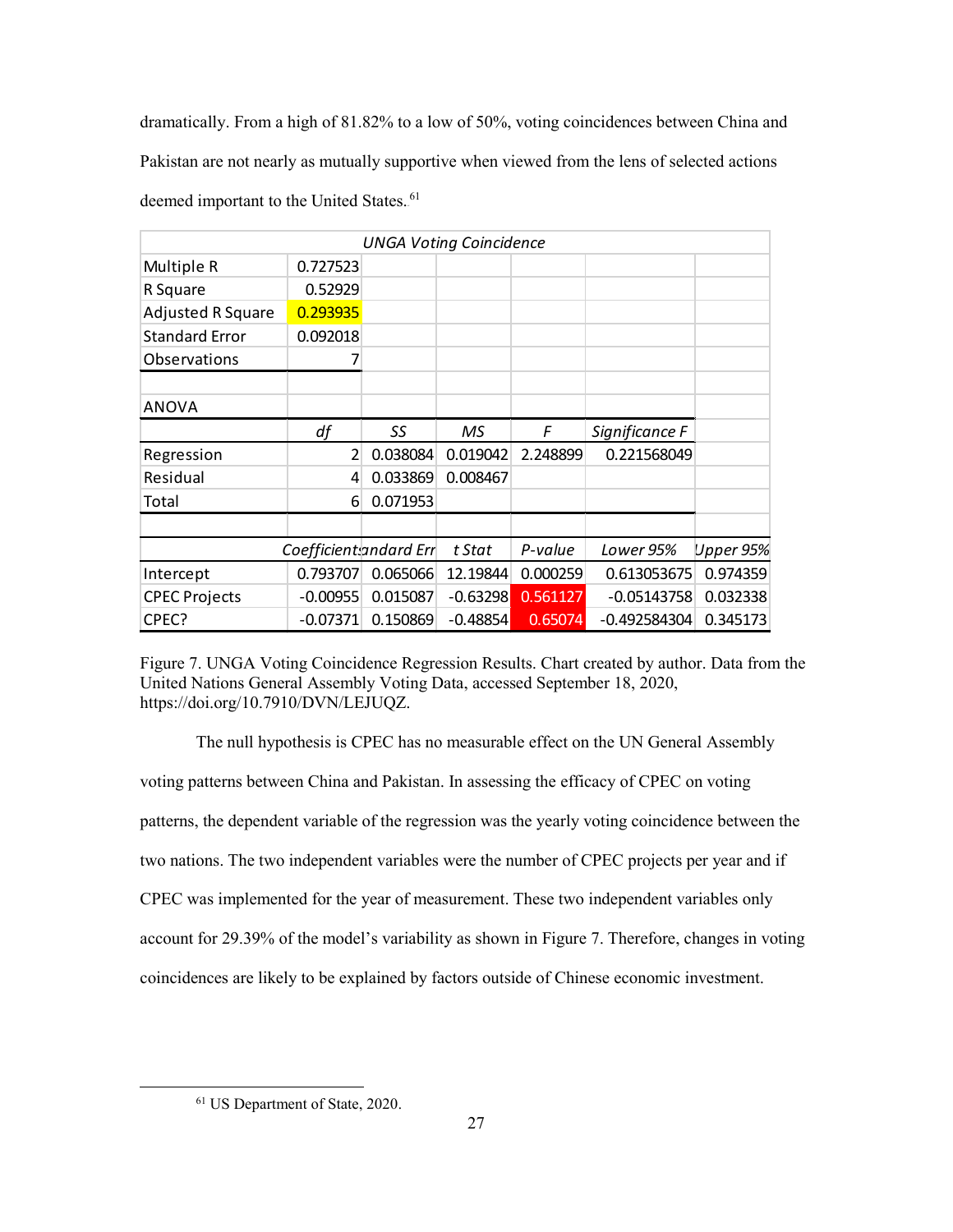dramatically. From a high of 81.82% to a low of 50%, voting coincidences between China and Pakistan are not nearly as mutually supportive when viewed from the lens of selected actions deemed important to the United States.[61]

| *UNGA Voting Coincidence* | | | | | | |
|---|---|---|---|---|---|---|
| Multiple R | 0.727523 | | | | | |
| R Square | 0.52929 | | | | | |
| Adjusted R Square | 0.293935 | | | | | |
| Standard Error | 0.092018 | | | | | |
| Observations | 7 | | | | | |
| | | | | | | |
| ANOVA | | | | | | |
| | *df* | *SS* | *MS* | *F* | *Significance F* | |
| Regression | 2 | 0.038084 | 0.019042 | 2.248899 | 0.221568049 | |
| Residual | 4 | 0.033869 | 0.008467 | | | |
| Total | 6 | 0.071953 | | | | |
| | | | | | | |
| | *Coefficients* | *Standard Error* | *t Stat* | *P-value* | *Lower 95%* | *Upper 95%* |
| Intercept | 0.793707 | 0.065066 | 12.19844 | 0.000259 | 0.613053675 | 0.974359 |
| CPEC Projects | -0.00955 | 0.015087 | -0.63298 | 0.561127 | -0.05143758 | 0.032338 |
| CPEC? | -0.07371 | 0.150869 | -0.48854 | 0.65074 | -0.492584304 | 0.345173 |

Figure 7. UNGA Voting Coincidence Regression Results. Chart created by author. Data from the United Nations General Assembly Voting Data, accessed September 18, 2020, https://doi.org/10.7910/DVN/LEJUQZ.

The null hypothesis is CPEC has no measurable effect on the UN General Assembly voting patterns between China and Pakistan. In assessing the efficacy of CPEC on voting patterns, the dependent variable of the regression was the yearly voting coincidence between the two nations. The two independent variables were the number of CPEC projects per year and if CPEC was implemented for the year of measurement. These two independent variables only account for 29.39% of the model's variability as shown in Figure 7. Therefore, changes in voting coincidences are likely to be explained by factors outside of Chinese economic investment.

[61] US Department of State, 2020.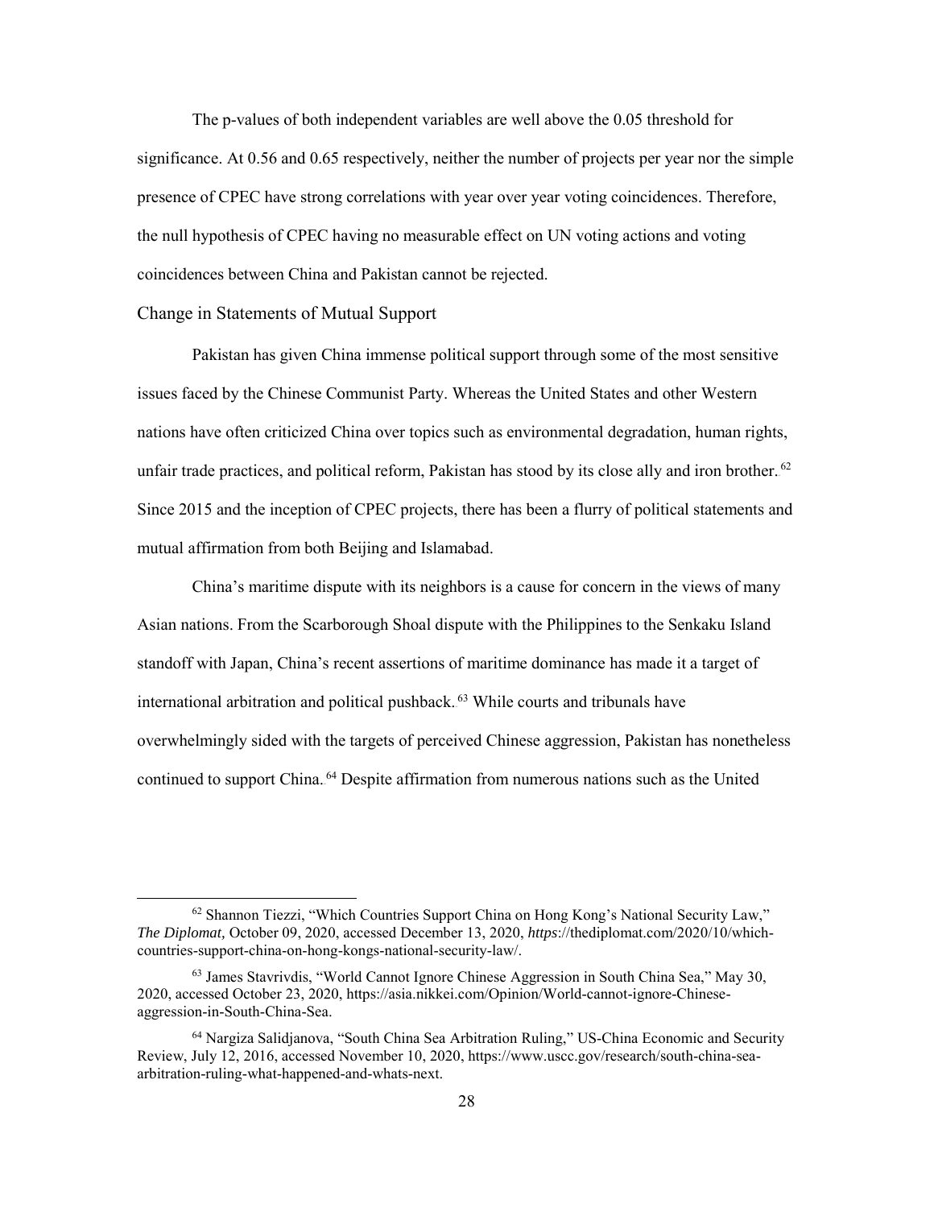The p-values of both independent variables are well above the 0.05 threshold for significance. At 0.56 and 0.65 respectively, neither the number of projects per year nor the simple presence of CPEC have strong correlations with year over year voting coincidences. Therefore, the null hypothesis of CPEC having no measurable effect on UN voting actions and voting coincidences between China and Pakistan cannot be rejected.

### Change in Statements of Mutual Support

Pakistan has given China immense political support through some of the most sensitive issues faced by the Chinese Communist Party. Whereas the United States and other Western nations have often criticized China over topics such as environmental degradation, human rights, unfair trade practices, and political reform, Pakistan has stood by its close ally and iron brother.[62] Since 2015 and the inception of CPEC projects, there has been a flurry of political statements and mutual affirmation from both Beijing and Islamabad.

China's maritime dispute with its neighbors is a cause for concern in the views of many Asian nations. From the Scarborough Shoal dispute with the Philippines to the Senkaku Island standoff with Japan, China's recent assertions of maritime dominance has made it a target of international arbitration and political pushback.[63] While courts and tribunals have overwhelmingly sided with the targets of perceived Chinese aggression, Pakistan has nonetheless continued to support China.[64] Despite affirmation from numerous nations such as the United

---

[62] Shannon Tiezzi, "Which Countries Support China on Hong Kong's National Security Law," *The Diplomat,* October 09, 2020, accessed December 13, 2020, *https*://thediplomat.com/2020/10/which-countries-support-china-on-hong-kongs-national-security-law/.

[63] James Stavrivdis, "World Cannot Ignore Chinese Aggression in South China Sea," May 30, 2020, accessed October 23, 2020, https://asia.nikkei.com/Opinion/World-cannot-ignore-Chinese-aggression-in-South-China-Sea.

[64] Nargiza Salidjanova, "South China Sea Arbitration Ruling," US-China Economic and Security Review, July 12, 2016, accessed November 10, 2020, https://www.uscc.gov/research/south-china-sea-arbitration-ruling-what-happened-and-whats-next.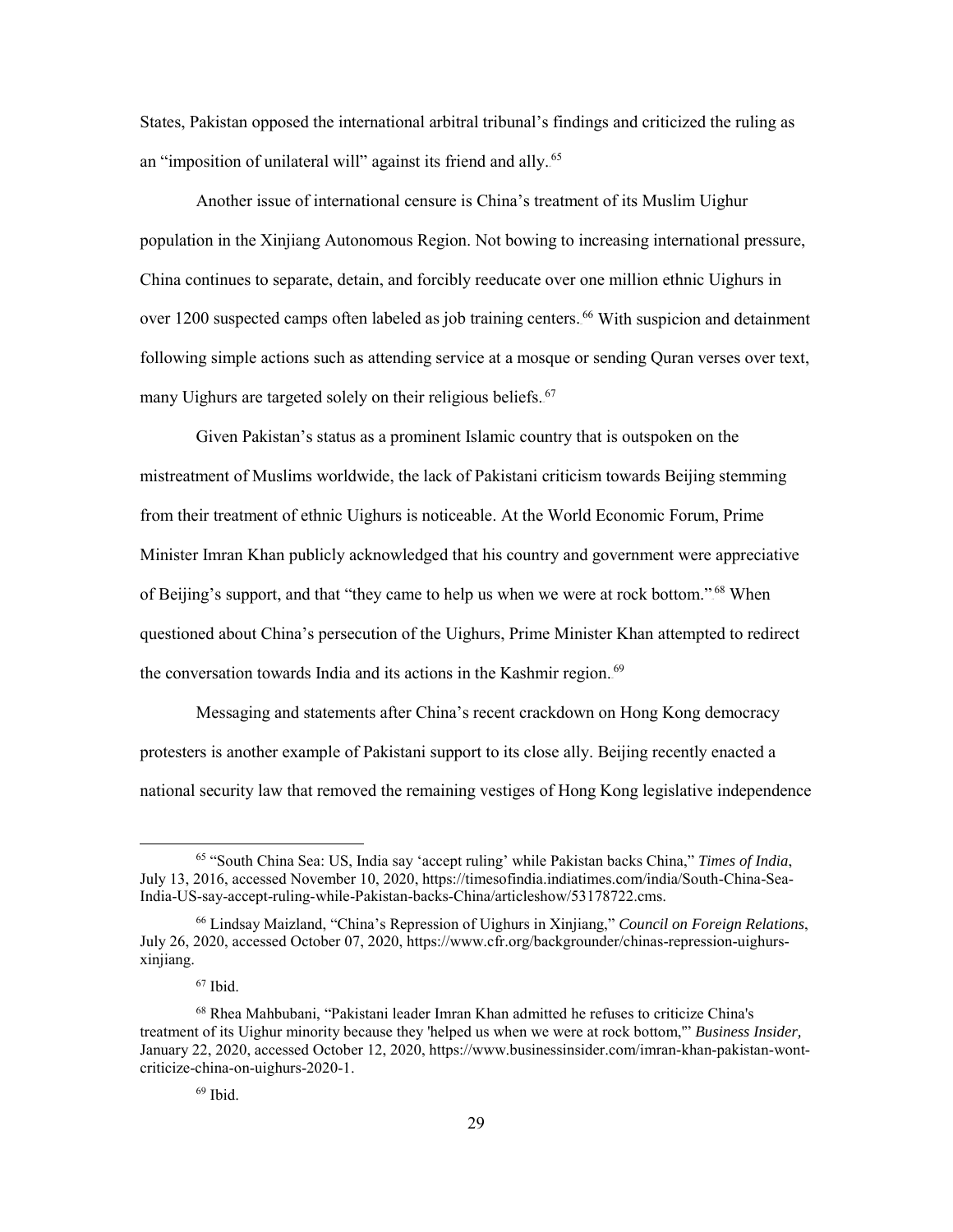States, Pakistan opposed the international arbitral tribunal's findings and criticized the ruling as an "imposition of unilateral will" against its friend and ally.[65]

Another issue of international censure is China's treatment of its Muslim Uighur population in the Xinjiang Autonomous Region. Not bowing to increasing international pressure, China continues to separate, detain, and forcibly reeducate over one million ethnic Uighurs in over 1200 suspected camps often labeled as job training centers.[66] With suspicion and detainment following simple actions such as attending service at a mosque or sending Quran verses over text, many Uighurs are targeted solely on their religious beliefs.[67]

Given Pakistan's status as a prominent Islamic country that is outspoken on the mistreatment of Muslims worldwide, the lack of Pakistani criticism towards Beijing stemming from their treatment of ethnic Uighurs is noticeable. At the World Economic Forum, Prime Minister Imran Khan publicly acknowledged that his country and government were appreciative of Beijing's support, and that "they came to help us when we were at rock bottom."[68] When questioned about China's persecution of the Uighurs, Prime Minister Khan attempted to redirect the conversation towards India and its actions in the Kashmir region.[69]

Messaging and statements after China's recent crackdown on Hong Kong democracy protesters is another example of Pakistani support to its close ally. Beijing recently enacted a national security law that removed the remaining vestiges of Hong Kong legislative independence

---

[65] "South China Sea: US, India say 'accept ruling' while Pakistan backs China," *Times of India*, July 13, 2016, accessed November 10, 2020, https://timesofindia.indiatimes.com/india/South-China-Sea-India-US-say-accept-ruling-while-Pakistan-backs-China/articleshow/53178722.cms.

[66] Lindsay Maizland, "China's Repression of Uighurs in Xinjiang," *Council on Foreign Relations*, July 26, 2020, accessed October 07, 2020, https://www.cfr.org/backgrounder/chinas-repression-uighurs-xinjiang.

[67] Ibid.

[68] Rhea Mahbubani, "Pakistani leader Imran Khan admitted he refuses to criticize China's treatment of its Uighur minority because they 'helped us when we were at rock bottom,'" *Business Insider,* January 22, 2020, accessed October 12, 2020, https://www.businessinsider.com/imran-khan-pakistan-wont-criticize-china-on-uighurs-2020-1.

[69] Ibid.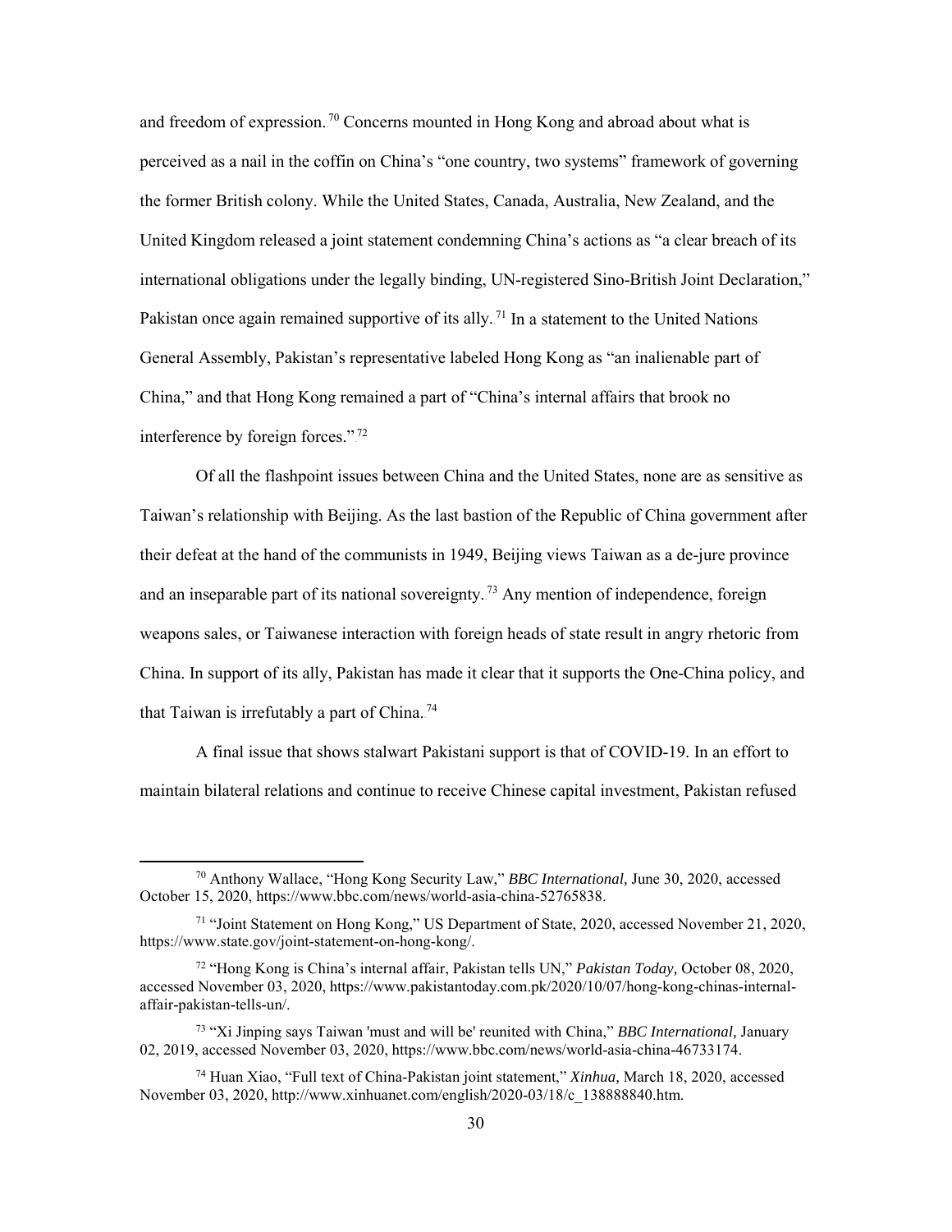and freedom of expression.[70] Concerns mounted in Hong Kong and abroad about what is perceived as a nail in the coffin on China's "one country, two systems" framework of governing the former British colony. While the United States, Canada, Australia, New Zealand, and the United Kingdom released a joint statement condemning China's actions as "a clear breach of its international obligations under the legally binding, UN-registered Sino-British Joint Declaration," Pakistan once again remained supportive of its ally.[71] In a statement to the United Nations General Assembly, Pakistan's representative labeled Hong Kong as "an inalienable part of China," and that Hong Kong remained a part of "China's internal affairs that brook no interference by foreign forces."[72]

Of all the flashpoint issues between China and the United States, none are as sensitive as Taiwan's relationship with Beijing. As the last bastion of the Republic of China government after their defeat at the hand of the communists in 1949, Beijing views Taiwan as a de-jure province and an inseparable part of its national sovereignty.[73] Any mention of independence, foreign weapons sales, or Taiwanese interaction with foreign heads of state result in angry rhetoric from China. In support of its ally, Pakistan has made it clear that it supports the One-China policy, and that Taiwan is irrefutably a part of China.[74]

A final issue that shows stalwart Pakistani support is that of COVID-19. In an effort to maintain bilateral relations and continue to receive Chinese capital investment, Pakistan refused

---

[70] Anthony Wallace, "Hong Kong Security Law," *BBC International,* June 30, 2020, accessed October 15, 2020, https://www.bbc.com/news/world-asia-china-52765838.

[71] "Joint Statement on Hong Kong," US Department of State, 2020, accessed November 21, 2020, https://www.state.gov/joint-statement-on-hong-kong/.

[72] "Hong Kong is China's internal affair, Pakistan tells UN," *Pakistan Today,* October 08, 2020, accessed November 03, 2020, https://www.pakistantoday.com.pk/2020/10/07/hong-kong-chinas-internal-affair-pakistan-tells-un/.

[73] "Xi Jinping says Taiwan 'must and will be' reunited with China," *BBC International,* January 02, 2019, accessed November 03, 2020, https://www.bbc.com/news/world-asia-china-46733174.

[74] Huan Xiao, "Full text of China-Pakistan joint statement," *Xinhua,* March 18, 2020, accessed November 03, 2020, http://www.xinhuanet.com/english/2020-03/18/c_138888840.htm.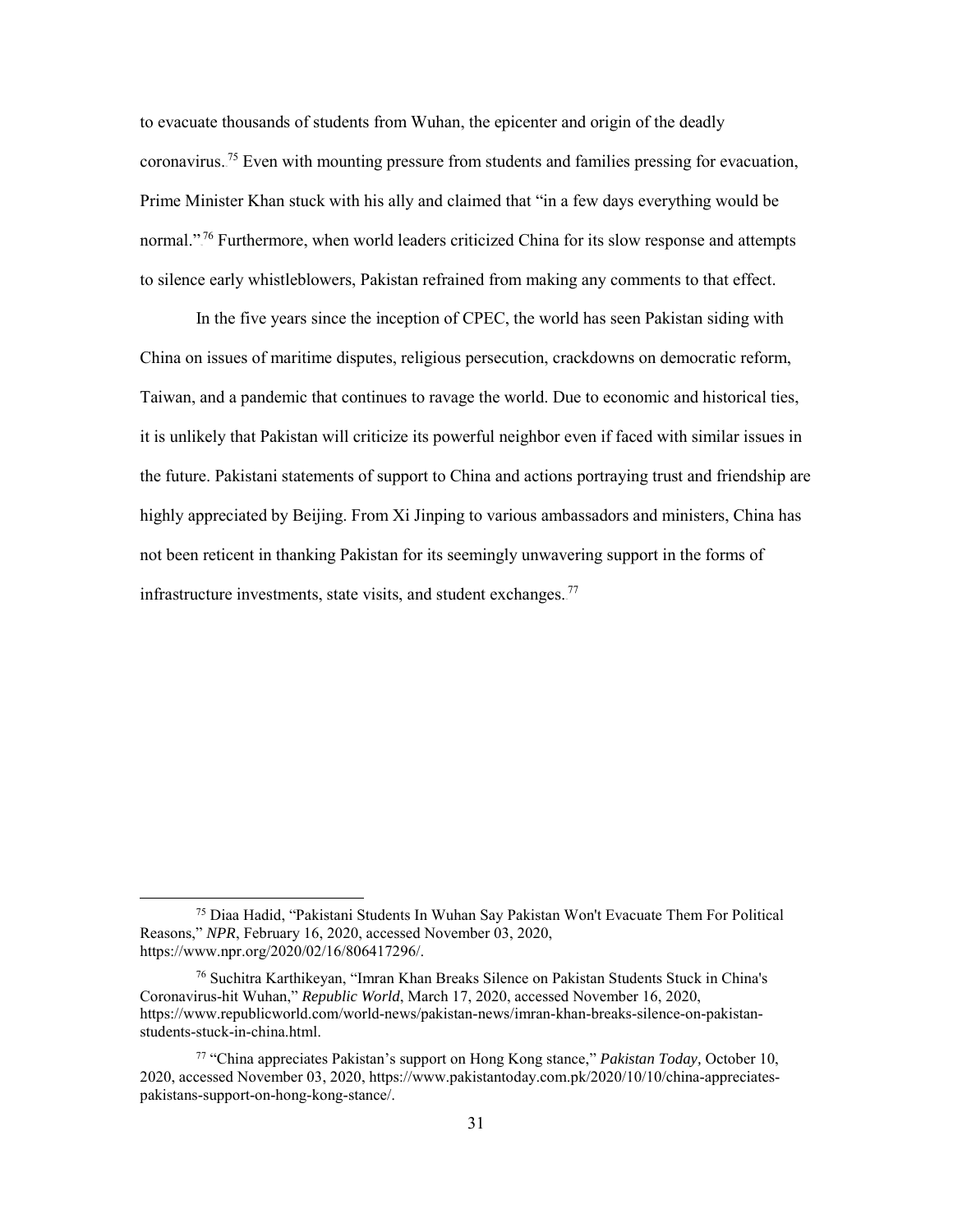to evacuate thousands of students from Wuhan, the epicenter and origin of the deadly coronavirus.[75] Even with mounting pressure from students and families pressing for evacuation, Prime Minister Khan stuck with his ally and claimed that "in a few days everything would be normal."[76] Furthermore, when world leaders criticized China for its slow response and attempts to silence early whistleblowers, Pakistan refrained from making any comments to that effect.

In the five years since the inception of CPEC, the world has seen Pakistan siding with China on issues of maritime disputes, religious persecution, crackdowns on democratic reform, Taiwan, and a pandemic that continues to ravage the world. Due to economic and historical ties, it is unlikely that Pakistan will criticize its powerful neighbor even if faced with similar issues in the future. Pakistani statements of support to China and actions portraying trust and friendship are highly appreciated by Beijing. From Xi Jinping to various ambassadors and ministers, China has not been reticent in thanking Pakistan for its seemingly unwavering support in the forms of infrastructure investments, state visits, and student exchanges.[77]

---

[75] Diaa Hadid, "Pakistani Students In Wuhan Say Pakistan Won't Evacuate Them For Political Reasons," *NPR*, February 16, 2020, accessed November 03, 2020, https://www.npr.org/2020/02/16/806417296/.

[76] Suchitra Karthikeyan, "Imran Khan Breaks Silence on Pakistan Students Stuck in China's Coronavirus-hit Wuhan," *Republic World*, March 17, 2020, accessed November 16, 2020, https://www.republicworld.com/world-news/pakistan-news/imran-khan-breaks-silence-on-pakistan-students-stuck-in-china.html.

[77] "China appreciates Pakistan's support on Hong Kong stance," *Pakistan Today,* October 10, 2020, accessed November 03, 2020, https://www.pakistantoday.com.pk/2020/10/10/china-appreciates-pakistans-support-on-hong-kong-stance/.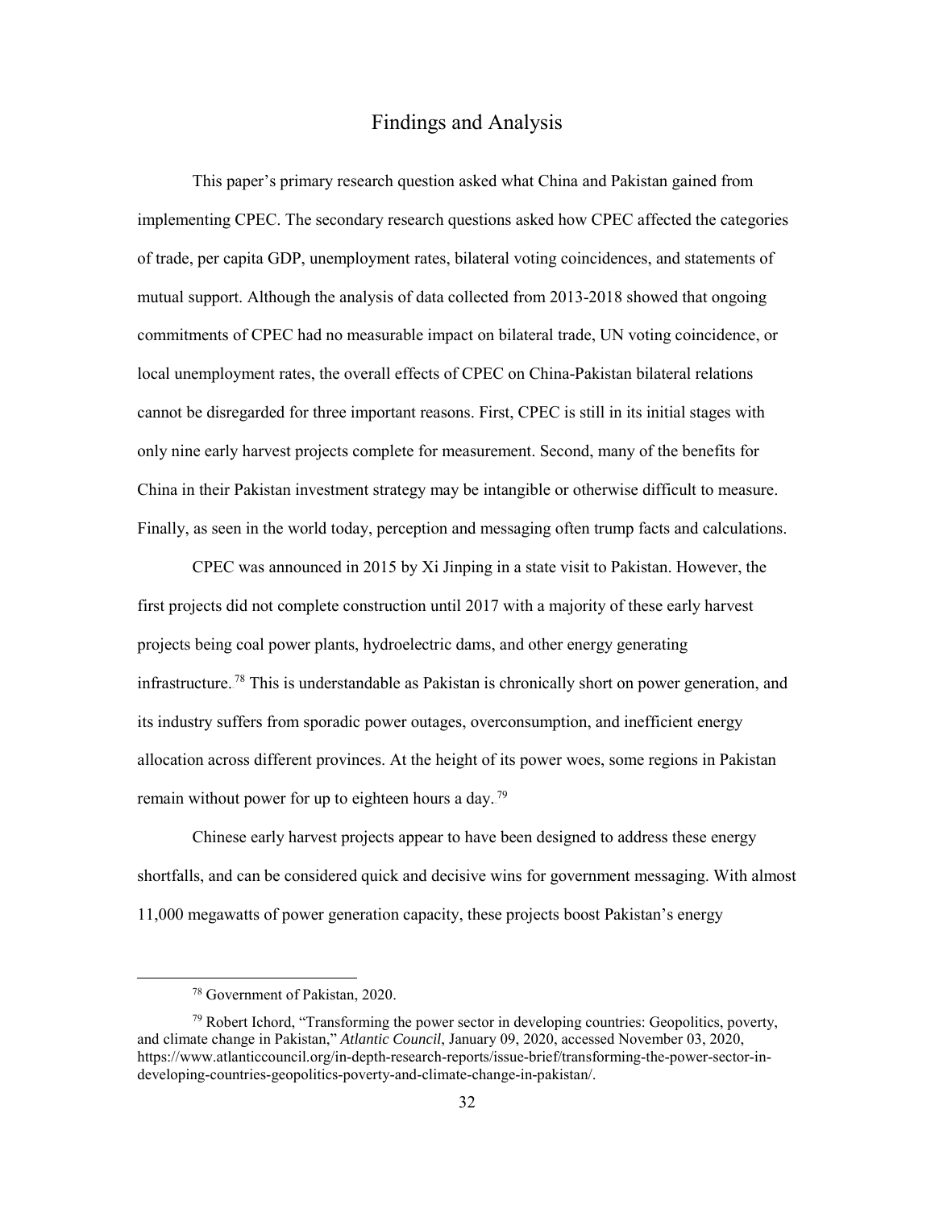# Findings and Analysis

This paper's primary research question asked what China and Pakistan gained from implementing CPEC. The secondary research questions asked how CPEC affected the categories of trade, per capita GDP, unemployment rates, bilateral voting coincidences, and statements of mutual support. Although the analysis of data collected from 2013-2018 showed that ongoing commitments of CPEC had no measurable impact on bilateral trade, UN voting coincidence, or local unemployment rates, the overall effects of CPEC on China-Pakistan bilateral relations cannot be disregarded for three important reasons. First, CPEC is still in its initial stages with only nine early harvest projects complete for measurement. Second, many of the benefits for China in their Pakistan investment strategy may be intangible or otherwise difficult to measure. Finally, as seen in the world today, perception and messaging often trump facts and calculations.

CPEC was announced in 2015 by Xi Jinping in a state visit to Pakistan. However, the first projects did not complete construction until 2017 with a majority of these early harvest projects being coal power plants, hydroelectric dams, and other energy generating infrastructure.[78] This is understandable as Pakistan is chronically short on power generation, and its industry suffers from sporadic power outages, overconsumption, and inefficient energy allocation across different provinces. At the height of its power woes, some regions in Pakistan remain without power for up to eighteen hours a day.[79]

Chinese early harvest projects appear to have been designed to address these energy shortfalls, and can be considered quick and decisive wins for government messaging. With almost 11,000 megawatts of power generation capacity, these projects boost Pakistan's energy

---

[78] Government of Pakistan, 2020.

[79] Robert Ichord, "Transforming the power sector in developing countries: Geopolitics, poverty, and climate change in Pakistan," *Atlantic Council*, January 09, 2020, accessed November 03, 2020, https://www.atlanticcouncil.org/in-depth-research-reports/issue-brief/transforming-the-power-sector-in-developing-countries-geopolitics-poverty-and-climate-change-in-pakistan/.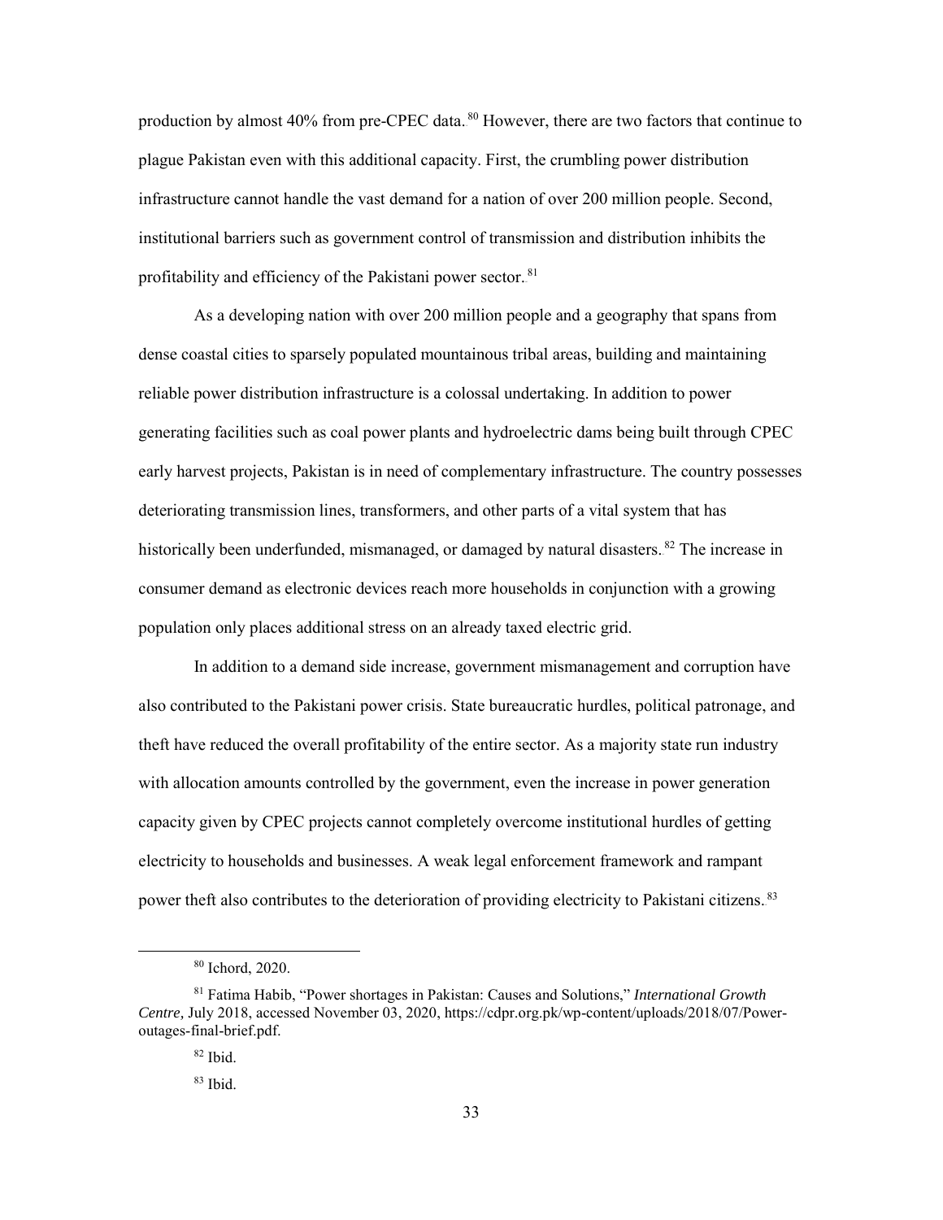production by almost 40% from pre-CPEC data.[80] However, there are two factors that continue to plague Pakistan even with this additional capacity. First, the crumbling power distribution infrastructure cannot handle the vast demand for a nation of over 200 million people. Second, institutional barriers such as government control of transmission and distribution inhibits the profitability and efficiency of the Pakistani power sector.[81]

As a developing nation with over 200 million people and a geography that spans from dense coastal cities to sparsely populated mountainous tribal areas, building and maintaining reliable power distribution infrastructure is a colossal undertaking. In addition to power generating facilities such as coal power plants and hydroelectric dams being built through CPEC early harvest projects, Pakistan is in need of complementary infrastructure. The country possesses deteriorating transmission lines, transformers, and other parts of a vital system that has historically been underfunded, mismanaged, or damaged by natural disasters.[82] The increase in consumer demand as electronic devices reach more households in conjunction with a growing population only places additional stress on an already taxed electric grid.

In addition to a demand side increase, government mismanagement and corruption have also contributed to the Pakistani power crisis. State bureaucratic hurdles, political patronage, and theft have reduced the overall profitability of the entire sector. As a majority state run industry with allocation amounts controlled by the government, even the increase in power generation capacity given by CPEC projects cannot completely overcome institutional hurdles of getting electricity to households and businesses. A weak legal enforcement framework and rampant power theft also contributes to the deterioration of providing electricity to Pakistani citizens.[83]

---

[80] Ichord, 2020.

[81] Fatima Habib, "Power shortages in Pakistan: Causes and Solutions," *International Growth Centre,* July 2018, accessed November 03, 2020, https://cdpr.org.pk/wp-content/uploads/2018/07/Power-outages-final-brief.pdf.

[82] Ibid.

[83] Ibid.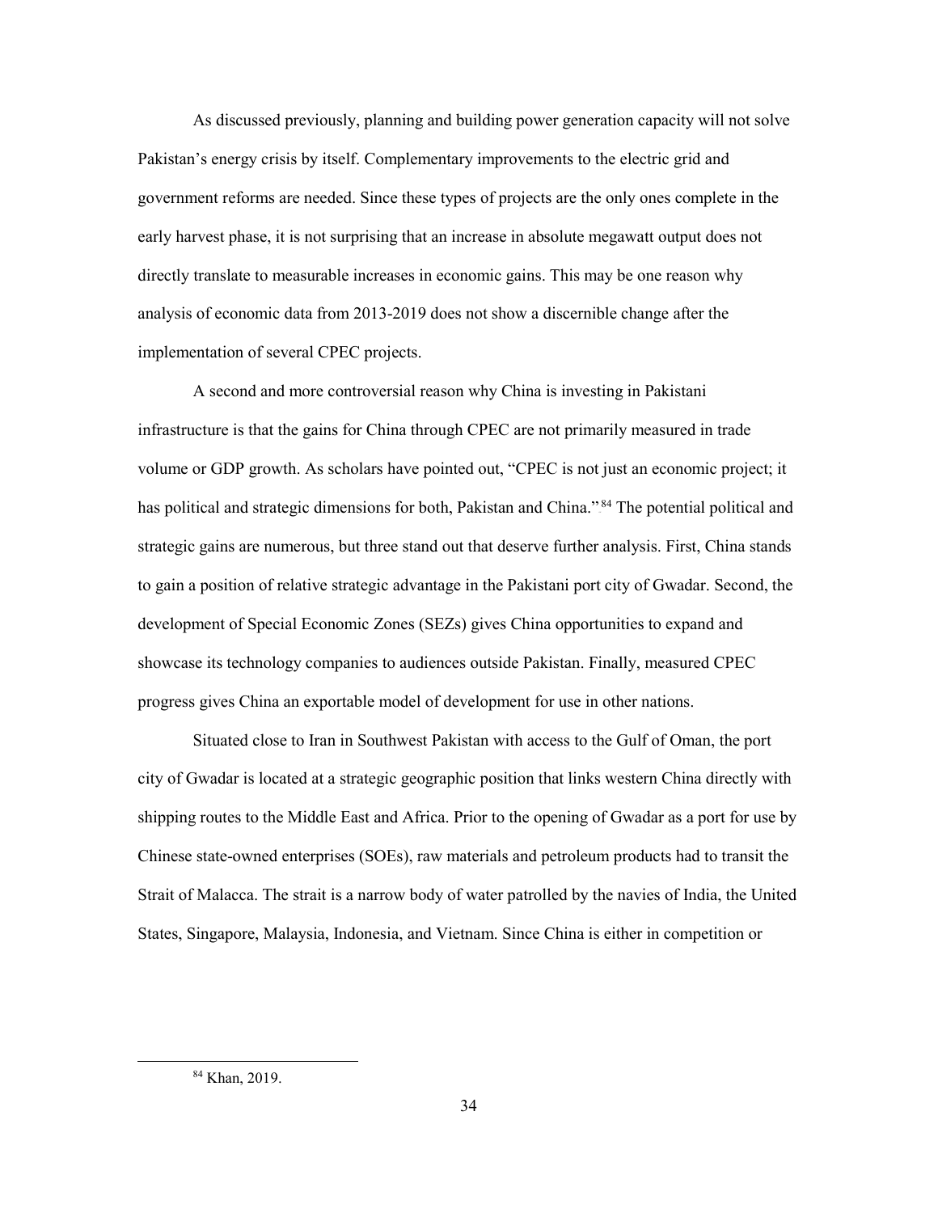As discussed previously, planning and building power generation capacity will not solve Pakistan's energy crisis by itself. Complementary improvements to the electric grid and government reforms are needed. Since these types of projects are the only ones complete in the early harvest phase, it is not surprising that an increase in absolute megawatt output does not directly translate to measurable increases in economic gains. This may be one reason why analysis of economic data from 2013-2019 does not show a discernible change after the implementation of several CPEC projects.

A second and more controversial reason why China is investing in Pakistani infrastructure is that the gains for China through CPEC are not primarily measured in trade volume or GDP growth. As scholars have pointed out, "CPEC is not just an economic project; it has political and strategic dimensions for both, Pakistan and China."[84] The potential political and strategic gains are numerous, but three stand out that deserve further analysis. First, China stands to gain a position of relative strategic advantage in the Pakistani port city of Gwadar. Second, the development of Special Economic Zones (SEZs) gives China opportunities to expand and showcase its technology companies to audiences outside Pakistan. Finally, measured CPEC progress gives China an exportable model of development for use in other nations.

Situated close to Iran in Southwest Pakistan with access to the Gulf of Oman, the port city of Gwadar is located at a strategic geographic position that links western China directly with shipping routes to the Middle East and Africa. Prior to the opening of Gwadar as a port for use by Chinese state-owned enterprises (SOEs), raw materials and petroleum products had to transit the Strait of Malacca. The strait is a narrow body of water patrolled by the navies of India, the United States, Singapore, Malaysia, Indonesia, and Vietnam. Since China is either in competition or

[84] Khan, 2019.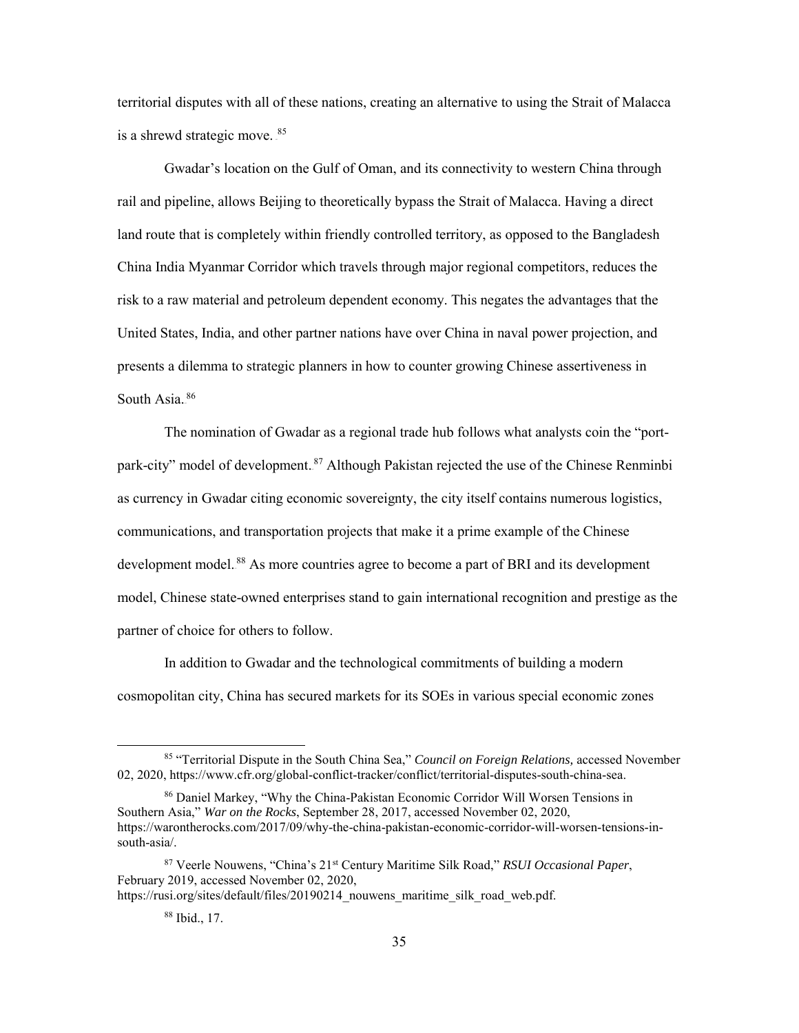territorial disputes with all of these nations, creating an alternative to using the Strait of Malacca is a shrewd strategic move.[85]

Gwadar's location on the Gulf of Oman, and its connectivity to western China through rail and pipeline, allows Beijing to theoretically bypass the Strait of Malacca. Having a direct land route that is completely within friendly controlled territory, as opposed to the Bangladesh China India Myanmar Corridor which travels through major regional competitors, reduces the risk to a raw material and petroleum dependent economy. This negates the advantages that the United States, India, and other partner nations have over China in naval power projection, and presents a dilemma to strategic planners in how to counter growing Chinese assertiveness in South Asia.[86]

The nomination of Gwadar as a regional trade hub follows what analysts coin the "port-park-city" model of development.[87] Although Pakistan rejected the use of the Chinese Renminbi as currency in Gwadar citing economic sovereignty, the city itself contains numerous logistics, communications, and transportation projects that make it a prime example of the Chinese development model.[88] As more countries agree to become a part of BRI and its development model, Chinese state-owned enterprises stand to gain international recognition and prestige as the partner of choice for others to follow.

In addition to Gwadar and the technological commitments of building a modern cosmopolitan city, China has secured markets for its SOEs in various special economic zones

---

[85] "Territorial Dispute in the South China Sea," *Council on Foreign Relations,* accessed November 02, 2020, https://www.cfr.org/global-conflict-tracker/conflict/territorial-disputes-south-china-sea.

[86] Daniel Markey, "Why the China-Pakistan Economic Corridor Will Worsen Tensions in Southern Asia," *War on the Rocks*, September 28, 2017, accessed November 02, 2020, https://warontherocks.com/2017/09/why-the-china-pakistan-economic-corridor-will-worsen-tensions-in-south-asia/.

[87] Veerle Nouwens, "China's 21st Century Maritime Silk Road," *RSUI Occasional Paper*, February 2019, accessed November 02, 2020, https://rusi.org/sites/default/files/20190214_nouwens_maritime_silk_road_web.pdf.

[88] Ibid., 17.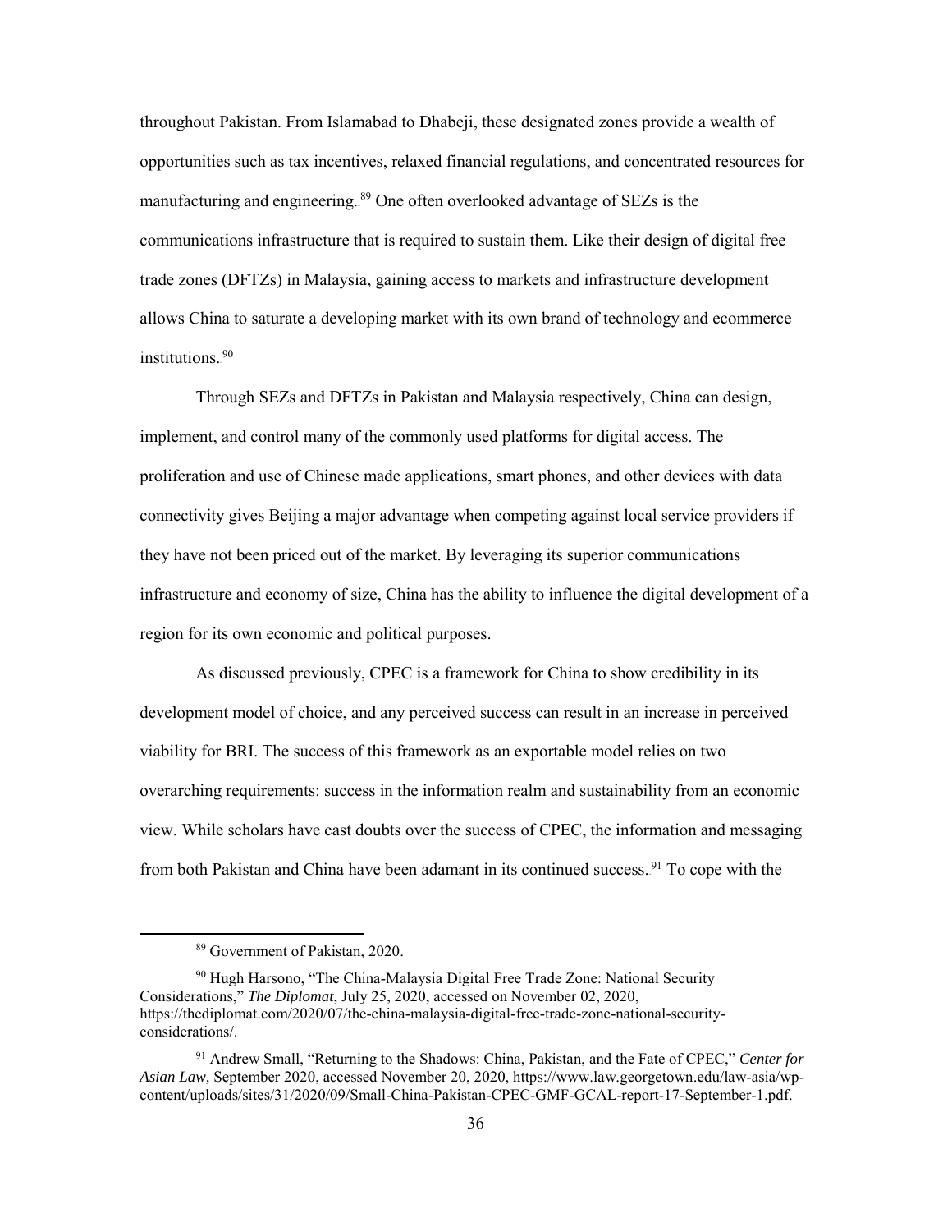throughout Pakistan. From Islamabad to Dhabeji, these designated zones provide a wealth of opportunities such as tax incentives, relaxed financial regulations, and concentrated resources for manufacturing and engineering.[89] One often overlooked advantage of SEZs is the communications infrastructure that is required to sustain them. Like their design of digital free trade zones (DFTZs) in Malaysia, gaining access to markets and infrastructure development allows China to saturate a developing market with its own brand of technology and ecommerce institutions.[90]

Through SEZs and DFTZs in Pakistan and Malaysia respectively, China can design, implement, and control many of the commonly used platforms for digital access. The proliferation and use of Chinese made applications, smart phones, and other devices with data connectivity gives Beijing a major advantage when competing against local service providers if they have not been priced out of the market. By leveraging its superior communications infrastructure and economy of size, China has the ability to influence the digital development of a region for its own economic and political purposes.

As discussed previously, CPEC is a framework for China to show credibility in its development model of choice, and any perceived success can result in an increase in perceived viability for BRI. The success of this framework as an exportable model relies on two overarching requirements: success in the information realm and sustainability from an economic view. While scholars have cast doubts over the success of CPEC, the information and messaging from both Pakistan and China have been adamant in its continued success.[91] To cope with the

---

[89] Government of Pakistan, 2020.

[90] Hugh Harsono, "The China-Malaysia Digital Free Trade Zone: National Security Considerations," *The Diplomat*, July 25, 2020, accessed on November 02, 2020, https://thediplomat.com/2020/07/the-china-malaysia-digital-free-trade-zone-national-security-considerations/.

[91] Andrew Small, "Returning to the Shadows: China, Pakistan, and the Fate of CPEC," *Center for Asian Law*, September 2020, accessed November 20, 2020, https://www.law.georgetown.edu/law-asia/wp-content/uploads/sites/31/2020/09/Small-China-Pakistan-CPEC-GMF-GCAL-report-17-September-1.pdf.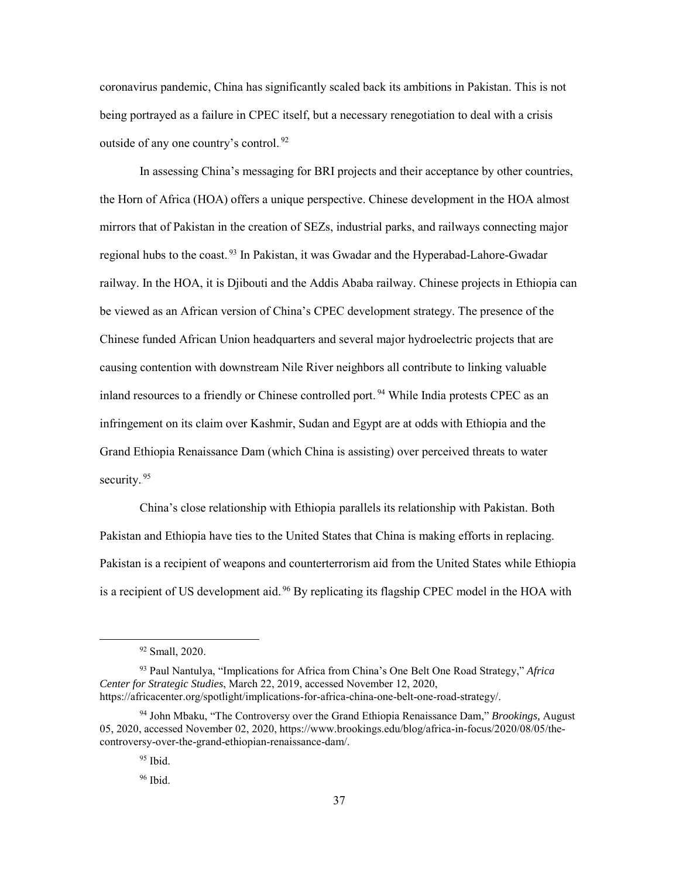coronavirus pandemic, China has significantly scaled back its ambitions in Pakistan. This is not being portrayed as a failure in CPEC itself, but a necessary renegotiation to deal with a crisis outside of any one country's control.[92]

In assessing China's messaging for BRI projects and their acceptance by other countries, the Horn of Africa (HOA) offers a unique perspective. Chinese development in the HOA almost mirrors that of Pakistan in the creation of SEZs, industrial parks, and railways connecting major regional hubs to the coast.[93] In Pakistan, it was Gwadar and the Hyperabad-Lahore-Gwadar railway. In the HOA, it is Djibouti and the Addis Ababa railway. Chinese projects in Ethiopia can be viewed as an African version of China's CPEC development strategy. The presence of the Chinese funded African Union headquarters and several major hydroelectric projects that are causing contention with downstream Nile River neighbors all contribute to linking valuable inland resources to a friendly or Chinese controlled port.[94] While India protests CPEC as an infringement on its claim over Kashmir, Sudan and Egypt are at odds with Ethiopia and the Grand Ethiopia Renaissance Dam (which China is assisting) over perceived threats to water security.[95]

China's close relationship with Ethiopia parallels its relationship with Pakistan. Both Pakistan and Ethiopia have ties to the United States that China is making efforts in replacing. Pakistan is a recipient of weapons and counterterrorism aid from the United States while Ethiopia is a recipient of US development aid.[96] By replicating its flagship CPEC model in the HOA with

---

[92] Small, 2020.

[93] Paul Nantulya, "Implications for Africa from China's One Belt One Road Strategy," *Africa Center for Strategic Studies*, March 22, 2019, accessed November 12, 2020, https://africacenter.org/spotlight/implications-for-africa-china-one-belt-one-road-strategy/.

[94] John Mbaku, "The Controversy over the Grand Ethiopia Renaissance Dam," *Brookings,* August 05, 2020, accessed November 02, 2020, https://www.brookings.edu/blog/africa-in-focus/2020/08/05/the-controversy-over-the-grand-ethiopian-renaissance-dam/.

[95] Ibid.

[96] Ibid.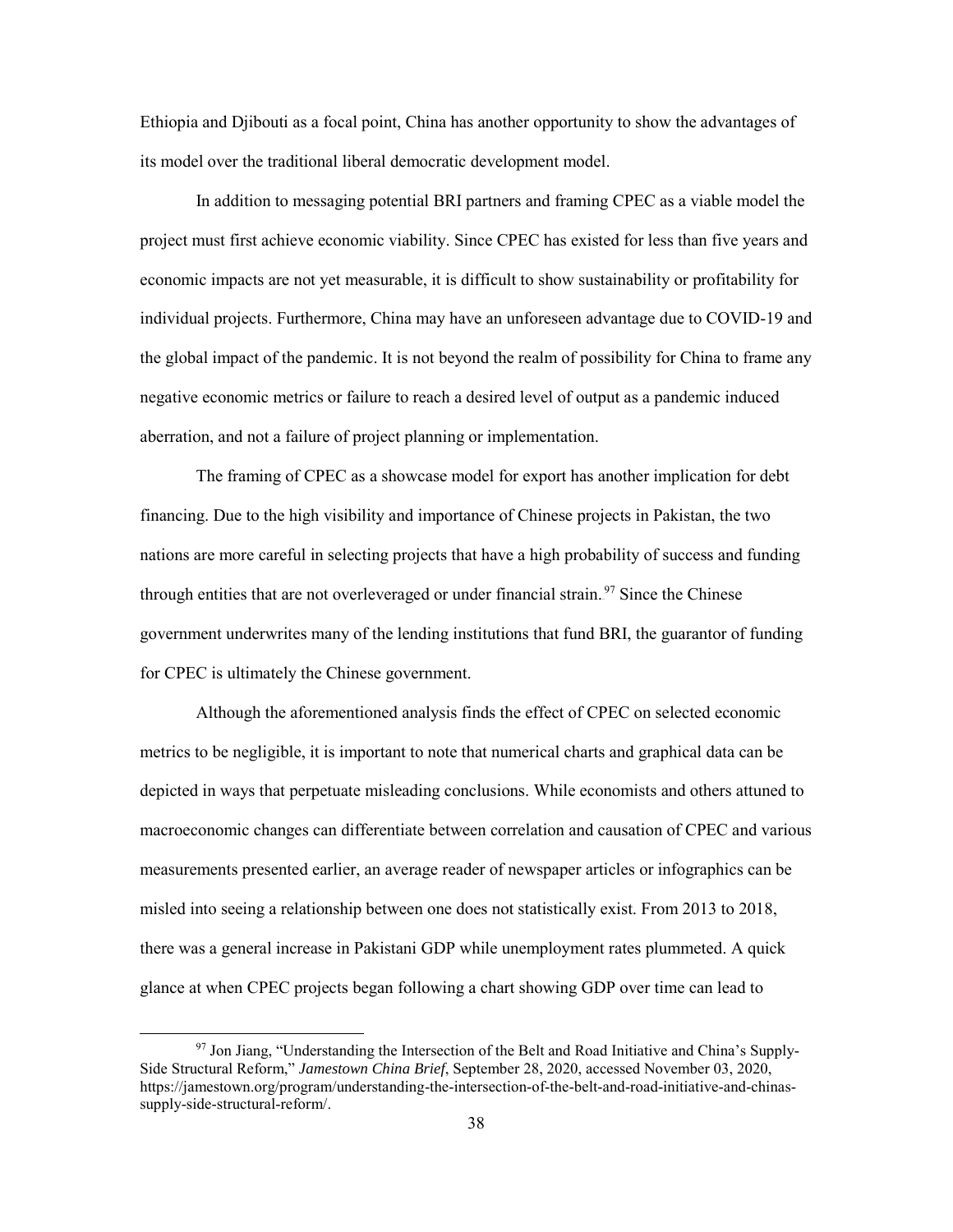Ethiopia and Djibouti as a focal point, China has another opportunity to show the advantages of its model over the traditional liberal democratic development model.

In addition to messaging potential BRI partners and framing CPEC as a viable model the project must first achieve economic viability. Since CPEC has existed for less than five years and economic impacts are not yet measurable, it is difficult to show sustainability or profitability for individual projects. Furthermore, China may have an unforeseen advantage due to COVID-19 and the global impact of the pandemic. It is not beyond the realm of possibility for China to frame any negative economic metrics or failure to reach a desired level of output as a pandemic induced aberration, and not a failure of project planning or implementation.

The framing of CPEC as a showcase model for export has another implication for debt financing. Due to the high visibility and importance of Chinese projects in Pakistan, the two nations are more careful in selecting projects that have a high probability of success and funding through entities that are not overleveraged or under financial strain.[97] Since the Chinese government underwrites many of the lending institutions that fund BRI, the guarantor of funding for CPEC is ultimately the Chinese government.

Although the aforementioned analysis finds the effect of CPEC on selected economic metrics to be negligible, it is important to note that numerical charts and graphical data can be depicted in ways that perpetuate misleading conclusions. While economists and others attuned to macroeconomic changes can differentiate between correlation and causation of CPEC and various measurements presented earlier, an average reader of newspaper articles or infographics can be misled into seeing a relationship between one does not statistically exist. From 2013 to 2018, there was a general increase in Pakistani GDP while unemployment rates plummeted. A quick glance at when CPEC projects began following a chart showing GDP over time can lead to

---

[97] Jon Jiang, "Understanding the Intersection of the Belt and Road Initiative and China's Supply-Side Structural Reform," *Jamestown China Brief*, September 28, 2020, accessed November 03, 2020, https://jamestown.org/program/understanding-the-intersection-of-the-belt-and-road-initiative-and-chinas-supply-side-structural-reform/.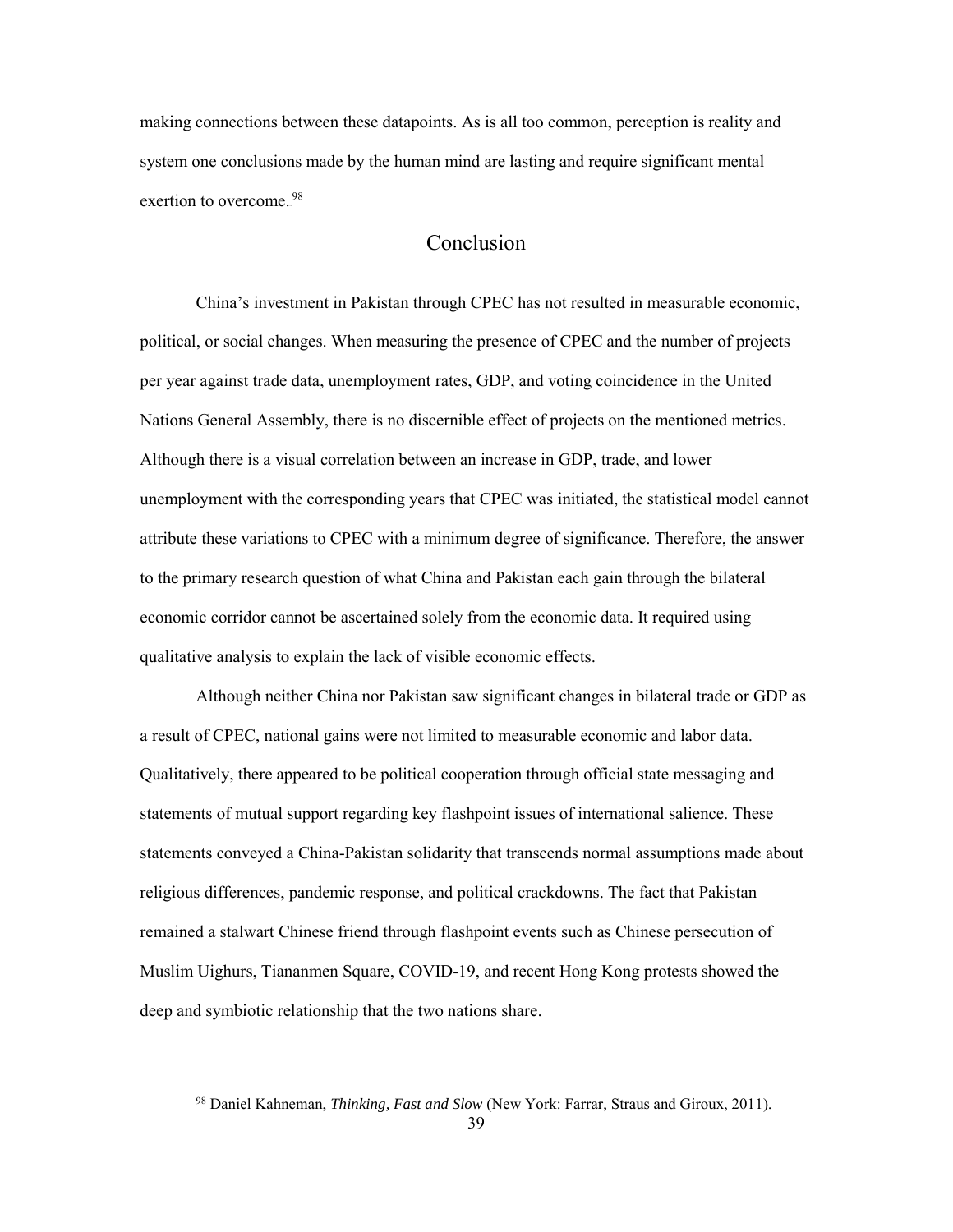making connections between these datapoints. As is all too common, perception is reality and system one conclusions made by the human mind are lasting and require significant mental exertion to overcome.[98]

## Conclusion

China's investment in Pakistan through CPEC has not resulted in measurable economic, political, or social changes. When measuring the presence of CPEC and the number of projects per year against trade data, unemployment rates, GDP, and voting coincidence in the United Nations General Assembly, there is no discernible effect of projects on the mentioned metrics. Although there is a visual correlation between an increase in GDP, trade, and lower unemployment with the corresponding years that CPEC was initiated, the statistical model cannot attribute these variations to CPEC with a minimum degree of significance. Therefore, the answer to the primary research question of what China and Pakistan each gain through the bilateral economic corridor cannot be ascertained solely from the economic data. It required using qualitative analysis to explain the lack of visible economic effects.

Although neither China nor Pakistan saw significant changes in bilateral trade or GDP as a result of CPEC, national gains were not limited to measurable economic and labor data. Qualitatively, there appeared to be political cooperation through official state messaging and statements of mutual support regarding key flashpoint issues of international salience. These statements conveyed a China-Pakistan solidarity that transcends normal assumptions made about religious differences, pandemic response, and political crackdowns. The fact that Pakistan remained a stalwart Chinese friend through flashpoint events such as Chinese persecution of Muslim Uighurs, Tiananmen Square, COVID-19, and recent Hong Kong protests showed the deep and symbiotic relationship that the two nations share.

---

[98] Daniel Kahneman, *Thinking, Fast and Slow* (New York: Farrar, Straus and Giroux, 2011).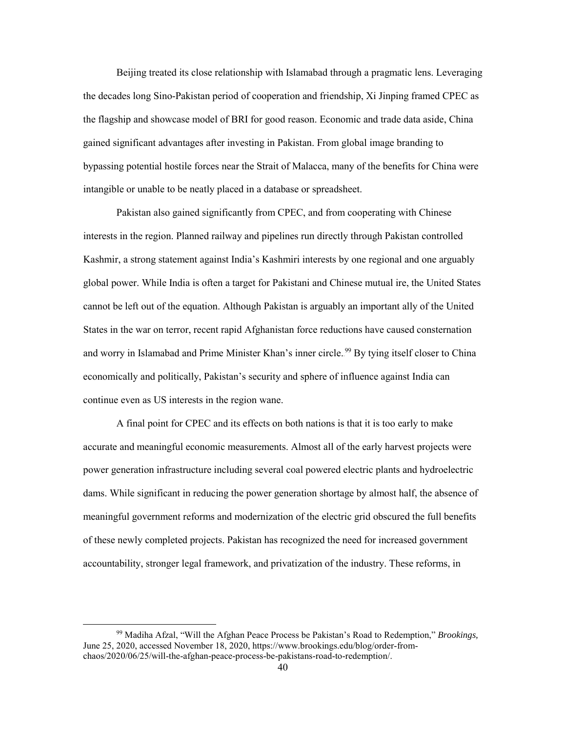Beijing treated its close relationship with Islamabad through a pragmatic lens. Leveraging the decades long Sino-Pakistan period of cooperation and friendship, Xi Jinping framed CPEC as the flagship and showcase model of BRI for good reason. Economic and trade data aside, China gained significant advantages after investing in Pakistan. From global image branding to bypassing potential hostile forces near the Strait of Malacca, many of the benefits for China were intangible or unable to be neatly placed in a database or spreadsheet.

Pakistan also gained significantly from CPEC, and from cooperating with Chinese interests in the region. Planned railway and pipelines run directly through Pakistan controlled Kashmir, a strong statement against India's Kashmiri interests by one regional and one arguably global power. While India is often a target for Pakistani and Chinese mutual ire, the United States cannot be left out of the equation. Although Pakistan is arguably an important ally of the United States in the war on terror, recent rapid Afghanistan force reductions have caused consternation and worry in Islamabad and Prime Minister Khan's inner circle.[99] By tying itself closer to China economically and politically, Pakistan's security and sphere of influence against India can continue even as US interests in the region wane.

A final point for CPEC and its effects on both nations is that it is too early to make accurate and meaningful economic measurements. Almost all of the early harvest projects were power generation infrastructure including several coal powered electric plants and hydroelectric dams. While significant in reducing the power generation shortage by almost half, the absence of meaningful government reforms and modernization of the electric grid obscured the full benefits of these newly completed projects. Pakistan has recognized the need for increased government accountability, stronger legal framework, and privatization of the industry. These reforms, in

[99] Madiha Afzal, "Will the Afghan Peace Process be Pakistan's Road to Redemption," *Brookings,* June 25, 2020, accessed November 18, 2020, https://www.brookings.edu/blog/order-from-chaos/2020/06/25/will-the-afghan-peace-process-be-pakistans-road-to-redemption/.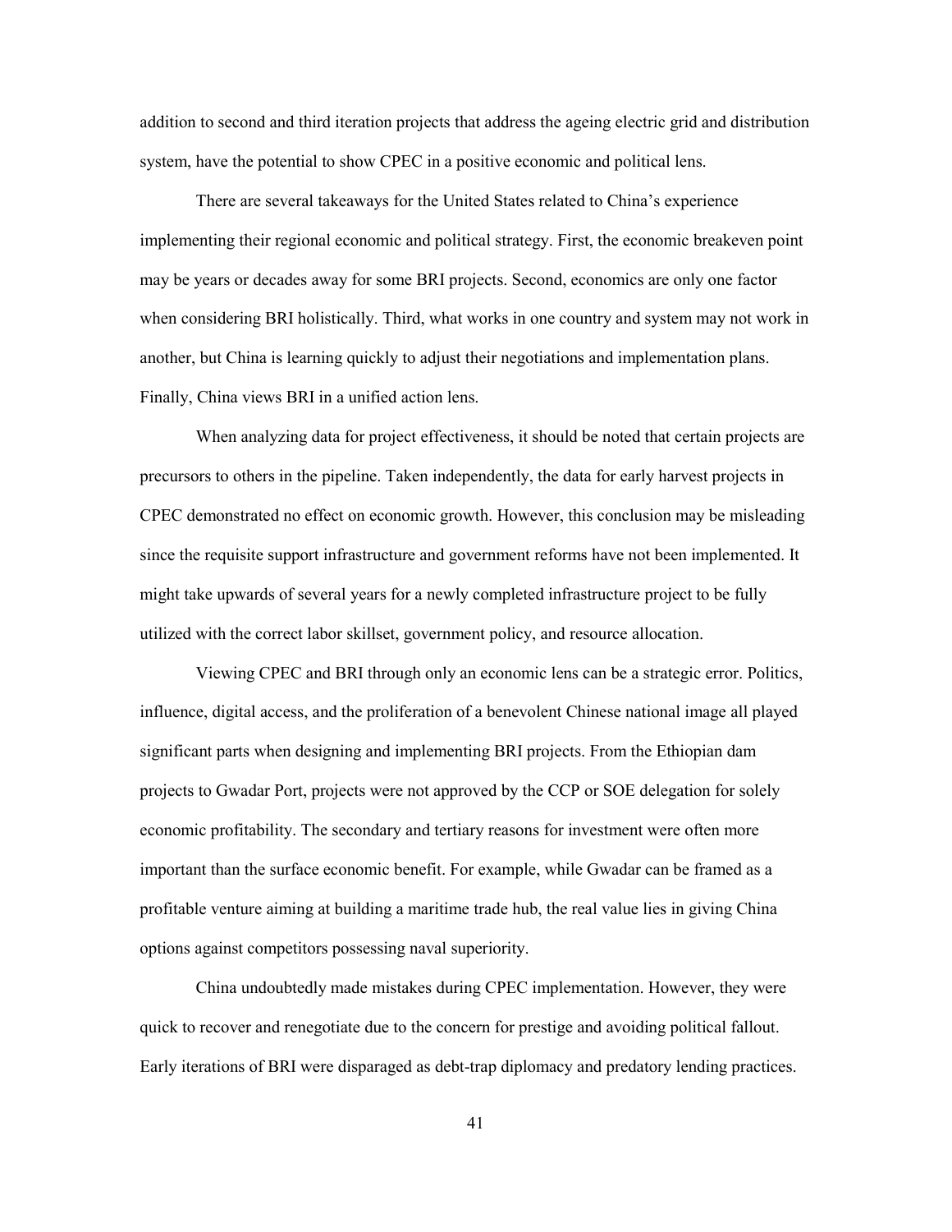addition to second and third iteration projects that address the ageing electric grid and distribution system, have the potential to show CPEC in a positive economic and political lens.

There are several takeaways for the United States related to China's experience implementing their regional economic and political strategy. First, the economic breakeven point may be years or decades away for some BRI projects. Second, economics are only one factor when considering BRI holistically. Third, what works in one country and system may not work in another, but China is learning quickly to adjust their negotiations and implementation plans. Finally, China views BRI in a unified action lens.

When analyzing data for project effectiveness, it should be noted that certain projects are precursors to others in the pipeline. Taken independently, the data for early harvest projects in CPEC demonstrated no effect on economic growth. However, this conclusion may be misleading since the requisite support infrastructure and government reforms have not been implemented. It might take upwards of several years for a newly completed infrastructure project to be fully utilized with the correct labor skillset, government policy, and resource allocation.

Viewing CPEC and BRI through only an economic lens can be a strategic error. Politics, influence, digital access, and the proliferation of a benevolent Chinese national image all played significant parts when designing and implementing BRI projects. From the Ethiopian dam projects to Gwadar Port, projects were not approved by the CCP or SOE delegation for solely economic profitability. The secondary and tertiary reasons for investment were often more important than the surface economic benefit. For example, while Gwadar can be framed as a profitable venture aiming at building a maritime trade hub, the real value lies in giving China options against competitors possessing naval superiority.

China undoubtedly made mistakes during CPEC implementation. However, they were quick to recover and renegotiate due to the concern for prestige and avoiding political fallout. Early iterations of BRI were disparaged as debt-trap diplomacy and predatory lending practices.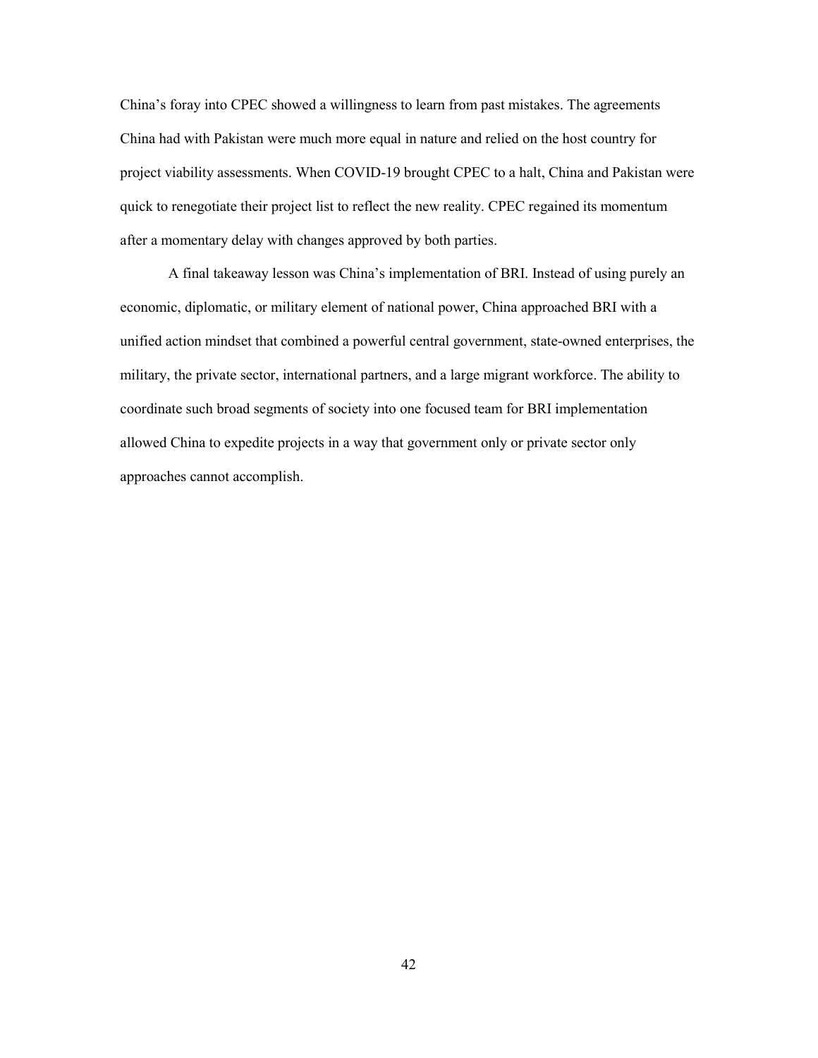China's foray into CPEC showed a willingness to learn from past mistakes. The agreements China had with Pakistan were much more equal in nature and relied on the host country for project viability assessments. When COVID-19 brought CPEC to a halt, China and Pakistan were quick to renegotiate their project list to reflect the new reality. CPEC regained its momentum after a momentary delay with changes approved by both parties.

A final takeaway lesson was China's implementation of BRI. Instead of using purely an economic, diplomatic, or military element of national power, China approached BRI with a unified action mindset that combined a powerful central government, state-owned enterprises, the military, the private sector, international partners, and a large migrant workforce. The ability to coordinate such broad segments of society into one focused team for BRI implementation allowed China to expedite projects in a way that government only or private sector only approaches cannot accomplish.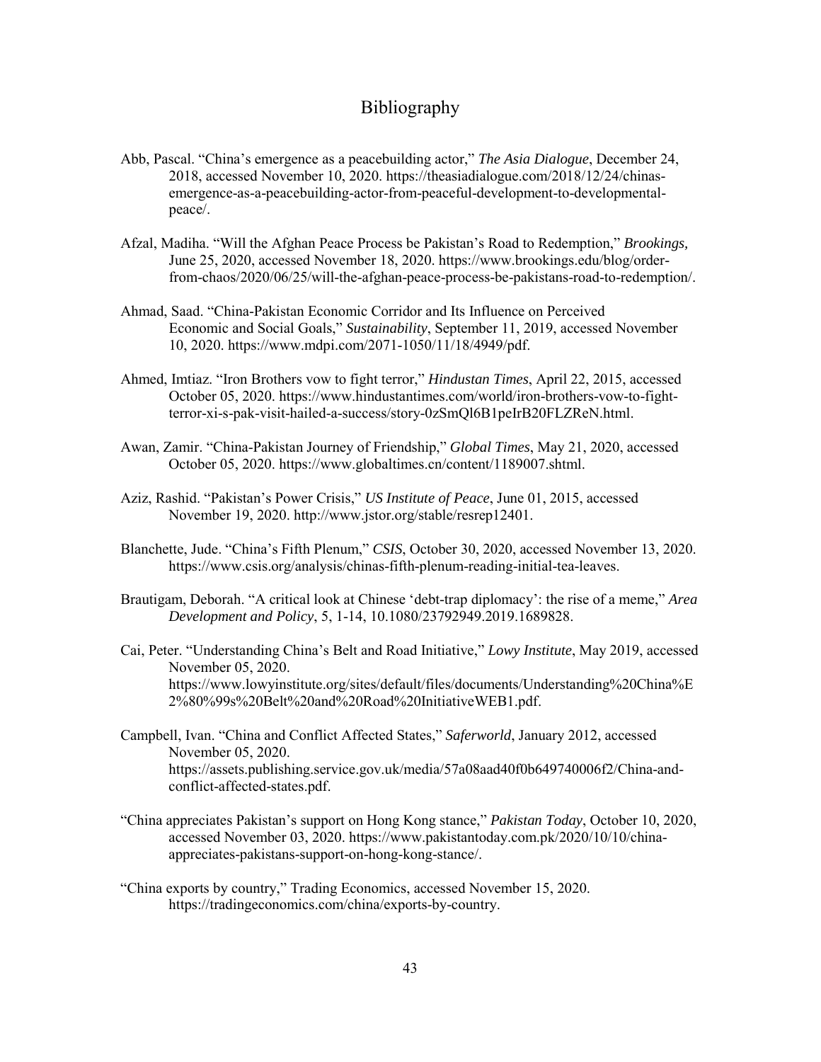# Bibliography

Abb, Pascal. "China's emergence as a peacebuilding actor," *The Asia Dialogue*, December 24, 2018, accessed November 10, 2020. https://theasiadialogue.com/2018/12/24/chinas-emergence-as-a-peacebuilding-actor-from-peaceful-development-to-developmental-peace/.

Afzal, Madiha. "Will the Afghan Peace Process be Pakistan's Road to Redemption," *Brookings,* June 25, 2020, accessed November 18, 2020. https://www.brookings.edu/blog/order-from-chaos/2020/06/25/will-the-afghan-peace-process-be-pakistans-road-to-redemption/.

Ahmad, Saad. "China-Pakistan Economic Corridor and Its Influence on Perceived Economic and Social Goals," *Sustainability*, September 11, 2019, accessed November 10, 2020. https://www.mdpi.com/2071-1050/11/18/4949/pdf.

Ahmed, Imtiaz. "Iron Brothers vow to fight terror," *Hindustan Times*, April 22, 2015, accessed October 05, 2020. https://www.hindustantimes.com/world/iron-brothers-vow-to-fight-terror-xi-s-pak-visit-hailed-a-success/story-0zSmQl6B1peIrB20FLZReN.html.

Awan, Zamir. "China-Pakistan Journey of Friendship," *Global Times*, May 21, 2020, accessed October 05, 2020. https://www.globaltimes.cn/content/1189007.shtml.

Aziz, Rashid. "Pakistan's Power Crisis," *US Institute of Peace*, June 01, 2015, accessed November 19, 2020. http://www.jstor.org/stable/resrep12401.

Blanchette, Jude. "China's Fifth Plenum," *CSIS*, October 30, 2020, accessed November 13, 2020. https://www.csis.org/analysis/chinas-fifth-plenum-reading-initial-tea-leaves.

Brautigam, Deborah. "A critical look at Chinese 'debt-trap diplomacy': the rise of a meme," *Area Development and Policy*, 5, 1-14, 10.1080/23792949.2019.1689828.

Cai, Peter. "Understanding China's Belt and Road Initiative," *Lowy Institute*, May 2019, accessed November 05, 2020. https://www.lowyinstitute.org/sites/default/files/documents/Understanding%20China%E2%80%99s%20Belt%20and%20Road%20InitiativeWEB1.pdf.

Campbell, Ivan. "China and Conflict Affected States," *Saferworld*, January 2012, accessed November 05, 2020. https://assets.publishing.service.gov.uk/media/57a08aad40f0b649740006f2/China-and-conflict-affected-states.pdf.

"China appreciates Pakistan's support on Hong Kong stance," *Pakistan Today*, October 10, 2020, accessed November 03, 2020. https://www.pakistantoday.com.pk/2020/10/10/china-appreciates-pakistans-support-on-hong-kong-stance/.

"China exports by country," Trading Economics, accessed November 15, 2020. https://tradingeconomics.com/china/exports-by-country.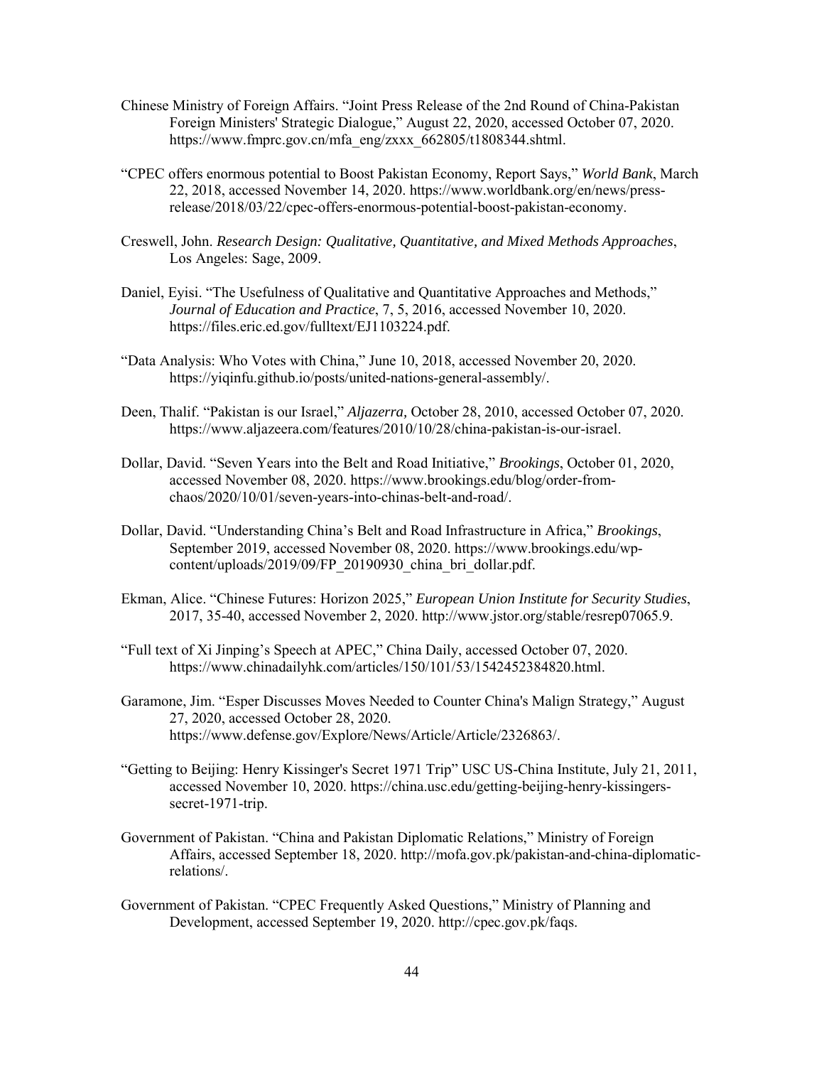Chinese Ministry of Foreign Affairs. “Joint Press Release of the 2nd Round of China-Pakistan Foreign Ministers' Strategic Dialogue,” August 22, 2020, accessed October 07, 2020. https://www.fmprc.gov.cn/mfa_eng/zxxx_662805/t1808344.shtml.

“CPEC offers enormous potential to Boost Pakistan Economy, Report Says,” *World Bank*, March 22, 2018, accessed November 14, 2020. https://www.worldbank.org/en/news/press-release/2018/03/22/cpec-offers-enormous-potential-boost-pakistan-economy.

Creswell, John. *Research Design: Qualitative, Quantitative, and Mixed Methods Approaches*, Los Angeles: Sage, 2009.

Daniel, Eyisi. “The Usefulness of Qualitative and Quantitative Approaches and Methods,” *Journal of Education and Practice*, 7, 5, 2016, accessed November 10, 2020. https://files.eric.ed.gov/fulltext/EJ1103224.pdf.

“Data Analysis: Who Votes with China,” June 10, 2018, accessed November 20, 2020. https://yiqinfu.github.io/posts/united-nations-general-assembly/.

Deen, Thalif. “Pakistan is our Israel,” *Aljazerra,* October 28, 2010, accessed October 07, 2020. https://www.aljazeera.com/features/2010/10/28/china-pakistan-is-our-israel.

Dollar, David. “Seven Years into the Belt and Road Initiative,” *Brookings*, October 01, 2020, accessed November 08, 2020. https://www.brookings.edu/blog/order-from-chaos/2020/10/01/seven-years-into-chinas-belt-and-road/.

Dollar, David. “Understanding China’s Belt and Road Infrastructure in Africa,” *Brookings*, September 2019, accessed November 08, 2020. https://www.brookings.edu/wp-content/uploads/2019/09/FP_20190930_china_bri_dollar.pdf.

Ekman, Alice. “Chinese Futures: Horizon 2025,” *European Union Institute for Security Studies*, 2017, 35-40, accessed November 2, 2020. http://www.jstor.org/stable/resrep07065.9.

“Full text of Xi Jinping’s Speech at APEC,” China Daily, accessed October 07, 2020. https://www.chinadailyhk.com/articles/150/101/53/1542452384820.html.

Garamone, Jim. “Esper Discusses Moves Needed to Counter China's Malign Strategy,” August 27, 2020, accessed October 28, 2020. https://www.defense.gov/Explore/News/Article/Article/2326863/.

“Getting to Beijing: Henry Kissinger's Secret 1971 Trip” USC US-China Institute, July 21, 2011, accessed November 10, 2020. https://china.usc.edu/getting-beijing-henry-kissingers-secret-1971-trip.

Government of Pakistan. “China and Pakistan Diplomatic Relations,” Ministry of Foreign Affairs, accessed September 18, 2020. http://mofa.gov.pk/pakistan-and-china-diplomatic-relations/.

Government of Pakistan. “CPEC Frequently Asked Questions,” Ministry of Planning and Development, accessed September 19, 2020. http://cpec.gov.pk/faqs.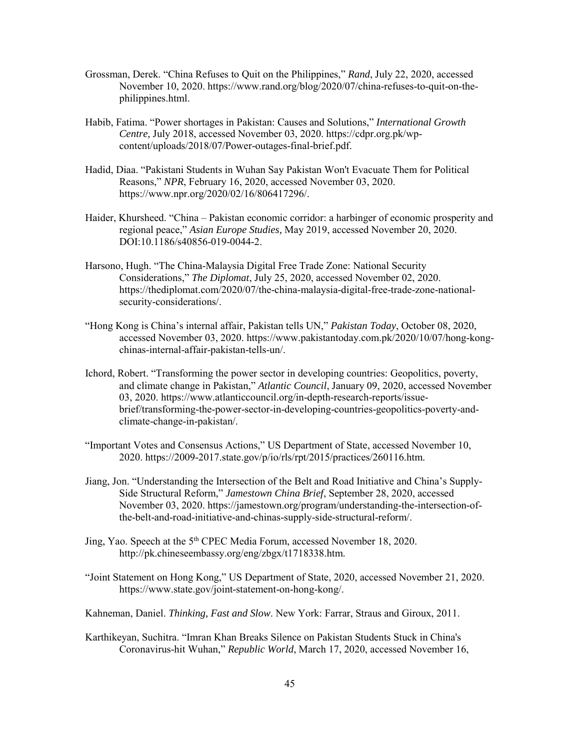Grossman, Derek. "China Refuses to Quit on the Philippines," *Rand*, July 22, 2020, accessed November 10, 2020. https://www.rand.org/blog/2020/07/china-refuses-to-quit-on-the-philippines.html.

Habib, Fatima. "Power shortages in Pakistan: Causes and Solutions," *International Growth Centre,* July 2018, accessed November 03, 2020. https://cdpr.org.pk/wp-content/uploads/2018/07/Power-outages-final-brief.pdf.

Hadid, Diaa. "Pakistani Students in Wuhan Say Pakistan Won't Evacuate Them for Political Reasons," *NPR*, February 16, 2020, accessed November 03, 2020. https://www.npr.org/2020/02/16/806417296/.

Haider, Khursheed. "China – Pakistan economic corridor: a harbinger of economic prosperity and regional peace," *Asian Europe Studies,* May 2019, accessed November 20, 2020. DOI:10.1186/s40856-019-0044-2.

Harsono, Hugh. "The China-Malaysia Digital Free Trade Zone: National Security Considerations," *The Diplomat*, July 25, 2020, accessed November 02, 2020. https://thediplomat.com/2020/07/the-china-malaysia-digital-free-trade-zone-national-security-considerations/.

"Hong Kong is China's internal affair, Pakistan tells UN," *Pakistan Today*, October 08, 2020, accessed November 03, 2020. https://www.pakistantoday.com.pk/2020/10/07/hong-kong-chinas-internal-affair-pakistan-tells-un/.

Ichord, Robert. "Transforming the power sector in developing countries: Geopolitics, poverty, and climate change in Pakistan," *Atlantic Council*, January 09, 2020, accessed November 03, 2020. https://www.atlanticcouncil.org/in-depth-research-reports/issue-brief/transforming-the-power-sector-in-developing-countries-geopolitics-poverty-and-climate-change-in-pakistan/.

"Important Votes and Consensus Actions," US Department of State, accessed November 10, 2020. https://2009-2017.state.gov/p/io/rls/rpt/2015/practices/260116.htm.

Jiang, Jon. "Understanding the Intersection of the Belt and Road Initiative and China's Supply-Side Structural Reform," *Jamestown China Brief*, September 28, 2020, accessed November 03, 2020. https://jamestown.org/program/understanding-the-intersection-of-the-belt-and-road-initiative-and-chinas-supply-side-structural-reform/.

Jing, Yao. Speech at the 5th CPEC Media Forum, accessed November 18, 2020. http://pk.chineseembassy.org/eng/zbgx/t1718338.htm.

"Joint Statement on Hong Kong," US Department of State, 2020, accessed November 21, 2020. https://www.state.gov/joint-statement-on-hong-kong/.

Kahneman, Daniel. *Thinking, Fast and Slow*. New York: Farrar, Straus and Giroux, 2011.

Karthikeyan, Suchitra. "Imran Khan Breaks Silence on Pakistan Students Stuck in China's Coronavirus-hit Wuhan," *Republic World*, March 17, 2020, accessed November 16,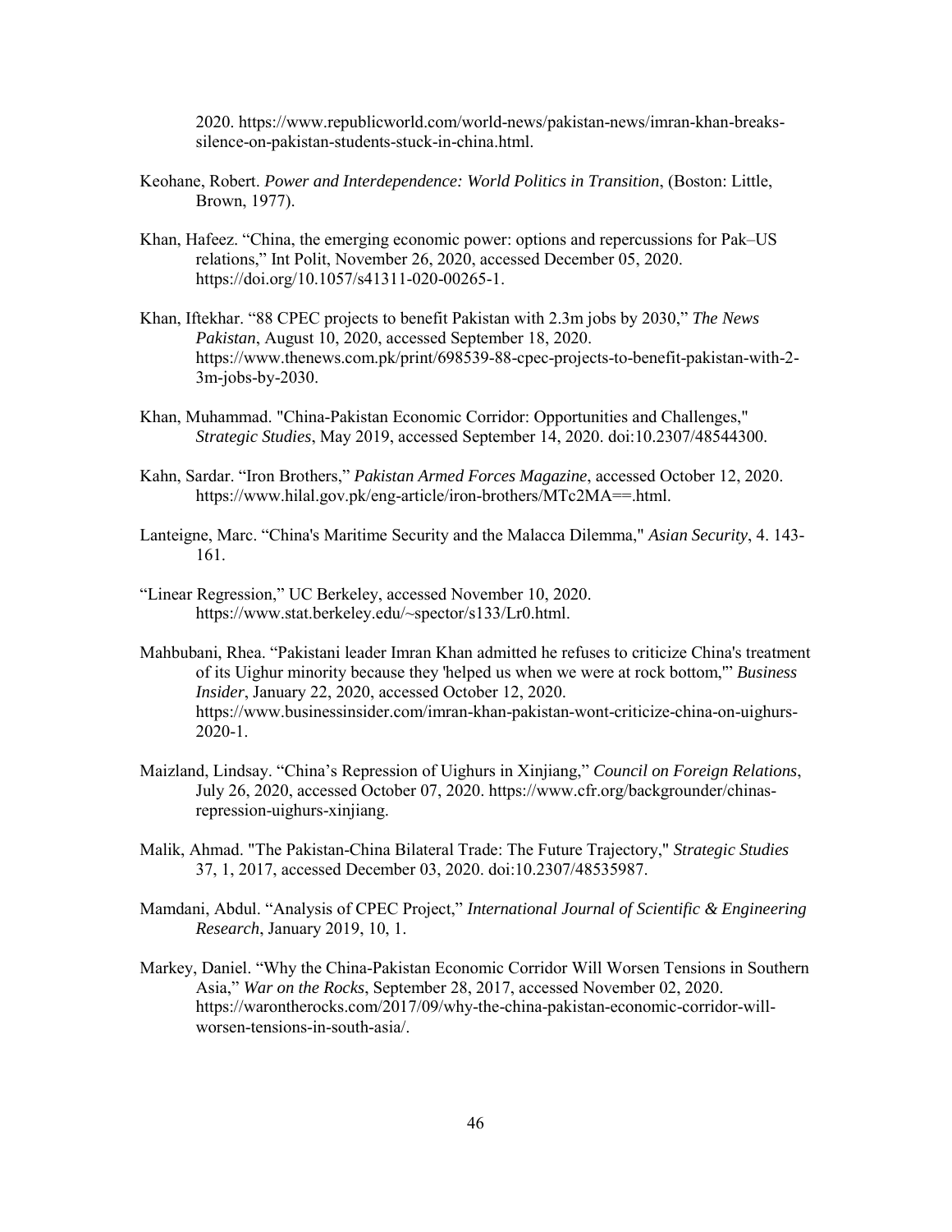2020. https://www.republicworld.com/world-news/pakistan-news/imran-khan-breaks-silence-on-pakistan-students-stuck-in-china.html.

Keohane, Robert. *Power and Interdependence: World Politics in Transition*, (Boston: Little, Brown, 1977).

Khan, Hafeez. "China, the emerging economic power: options and repercussions for Pak–US relations," Int Polit, November 26, 2020, accessed December 05, 2020. https://doi.org/10.1057/s41311-020-00265-1.

Khan, Iftekhar. "88 CPEC projects to benefit Pakistan with 2.3m jobs by 2030," *The News Pakistan*, August 10, 2020, accessed September 18, 2020. https://www.thenews.com.pk/print/698539-88-cpec-projects-to-benefit-pakistan-with-2-3m-jobs-by-2030.

Khan, Muhammad. "China-Pakistan Economic Corridor: Opportunities and Challenges," *Strategic Studies*, May 2019, accessed September 14, 2020. doi:10.2307/48544300.

Kahn, Sardar. "Iron Brothers," *Pakistan Armed Forces Magazine*, accessed October 12, 2020. https://www.hilal.gov.pk/eng-article/iron-brothers/MTc2MA==.html.

Lanteigne, Marc. "China's Maritime Security and the Malacca Dilemma," *Asian Security*, 4. 143-161.

"Linear Regression," UC Berkeley, accessed November 10, 2020. https://www.stat.berkeley.edu/~spector/s133/Lr0.html.

Mahbubani, Rhea. "Pakistani leader Imran Khan admitted he refuses to criticize China's treatment of its Uighur minority because they 'helped us when we were at rock bottom,'" *Business Insider*, January 22, 2020, accessed October 12, 2020. https://www.businessinsider.com/imran-khan-pakistan-wont-criticize-china-on-uighurs-2020-1.

Maizland, Lindsay. "China's Repression of Uighurs in Xinjiang," *Council on Foreign Relations*, July 26, 2020, accessed October 07, 2020. https://www.cfr.org/backgrounder/chinas-repression-uighurs-xinjiang.

Malik, Ahmad. "The Pakistan-China Bilateral Trade: The Future Trajectory," *Strategic Studies* 37, 1, 2017, accessed December 03, 2020. doi:10.2307/48535987.

Mamdani, Abdul. "Analysis of CPEC Project," *International Journal of Scientific & Engineering Research*, January 2019, 10, 1.

Markey, Daniel. "Why the China-Pakistan Economic Corridor Will Worsen Tensions in Southern Asia," *War on the Rocks*, September 28, 2017, accessed November 02, 2020. https://warontherocks.com/2017/09/why-the-china-pakistan-economic-corridor-will-worsen-tensions-in-south-asia/.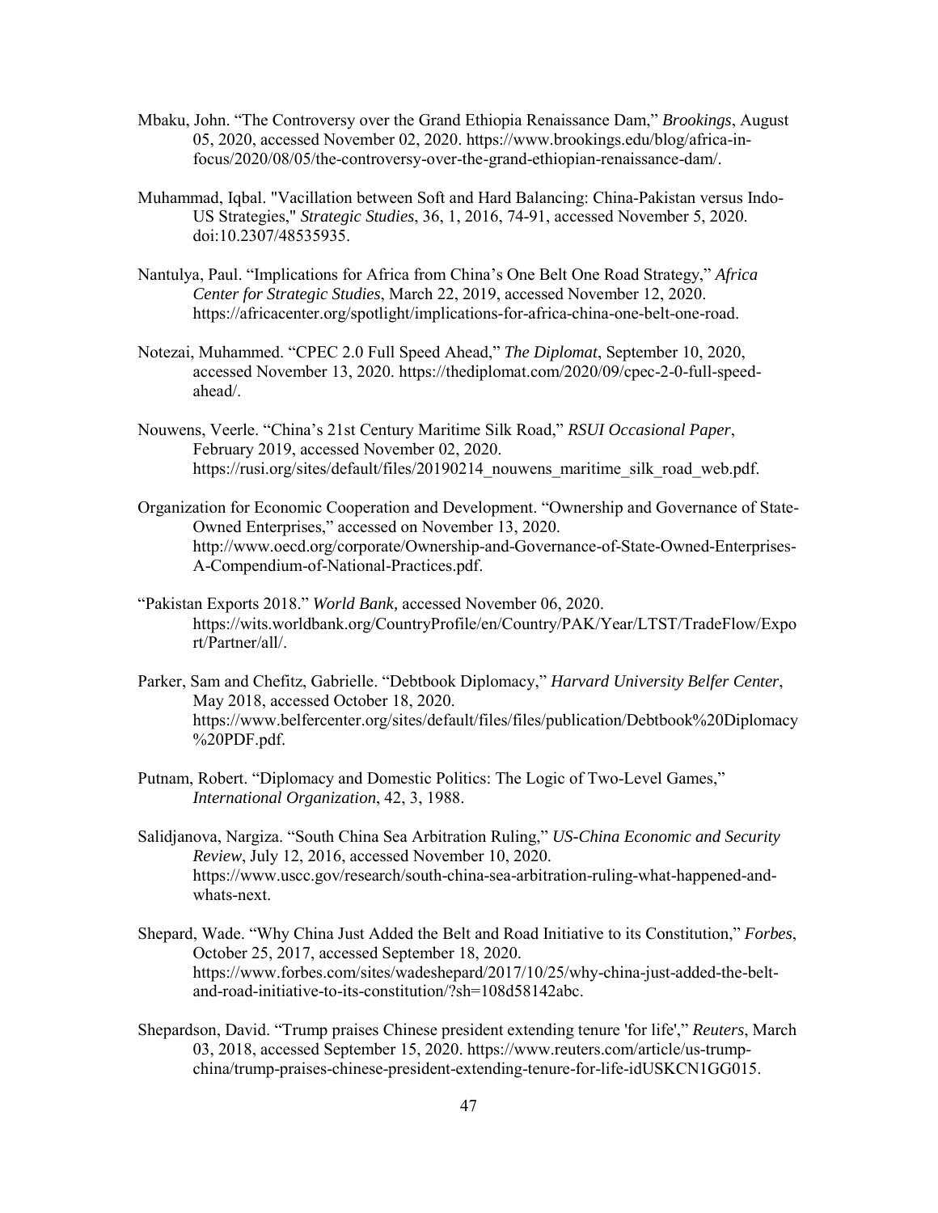Mbaku, John. “The Controversy over the Grand Ethiopia Renaissance Dam,” *Brookings*, August 05, 2020, accessed November 02, 2020. https://www.brookings.edu/blog/africa-in-focus/2020/08/05/the-controversy-over-the-grand-ethiopian-renaissance-dam/.

Muhammad, Iqbal. "Vacillation between Soft and Hard Balancing: China-Pakistan versus Indo-US Strategies," *Strategic Studies*, 36, 1, 2016, 74-91, accessed November 5, 2020. doi:10.2307/48535935.

Nantulya, Paul. “Implications for Africa from China’s One Belt One Road Strategy,” *Africa Center for Strategic Studies*, March 22, 2019, accessed November 12, 2020. https://africacenter.org/spotlight/implications-for-africa-china-one-belt-one-road.

Notezai, Muhammed. “CPEC 2.0 Full Speed Ahead,” *The Diplomat*, September 10, 2020, accessed November 13, 2020. https://thediplomat.com/2020/09/cpec-2-0-full-speed-ahead/.

Nouwens, Veerle. “China’s 21st Century Maritime Silk Road,” *RSUI Occasional Paper*, February 2019, accessed November 02, 2020. https://rusi.org/sites/default/files/20190214_nouwens_maritime_silk_road_web.pdf.

Organization for Economic Cooperation and Development. “Ownership and Governance of State-Owned Enterprises,” accessed on November 13, 2020. http://www.oecd.org/corporate/Ownership-and-Governance-of-State-Owned-Enterprises-A-Compendium-of-National-Practices.pdf.

“Pakistan Exports 2018.” *World Bank,* accessed November 06, 2020. https://wits.worldbank.org/CountryProfile/en/Country/PAK/Year/LTST/TradeFlow/Export/Partner/all/.

Parker, Sam and Chefitz, Gabrielle. “Debtbook Diplomacy,” *Harvard University Belfer Center*, May 2018, accessed October 18, 2020. https://www.belfercenter.org/sites/default/files/files/publication/Debtbook%20Diplomacy%20PDF.pdf.

Putnam, Robert. “Diplomacy and Domestic Politics: The Logic of Two-Level Games,” *International Organization*, 42, 3, 1988.

Salidjanova, Nargiza. “South China Sea Arbitration Ruling,” *US-China Economic and Security Review*, July 12, 2016, accessed November 10, 2020. https://www.uscc.gov/research/south-china-sea-arbitration-ruling-what-happened-and-whats-next.

Shepard, Wade. “Why China Just Added the Belt and Road Initiative to its Constitution,” *Forbes*, October 25, 2017, accessed September 18, 2020. https://www.forbes.com/sites/wadeshepard/2017/10/25/why-china-just-added-the-belt-and-road-initiative-to-its-constitution/?sh=108d58142abc.

Shepardson, David. “Trump praises Chinese president extending tenure 'for life',” *Reuters*, March 03, 2018, accessed September 15, 2020. https://www.reuters.com/article/us-trump-china/trump-praises-chinese-president-extending-tenure-for-life-idUSKCN1GG015.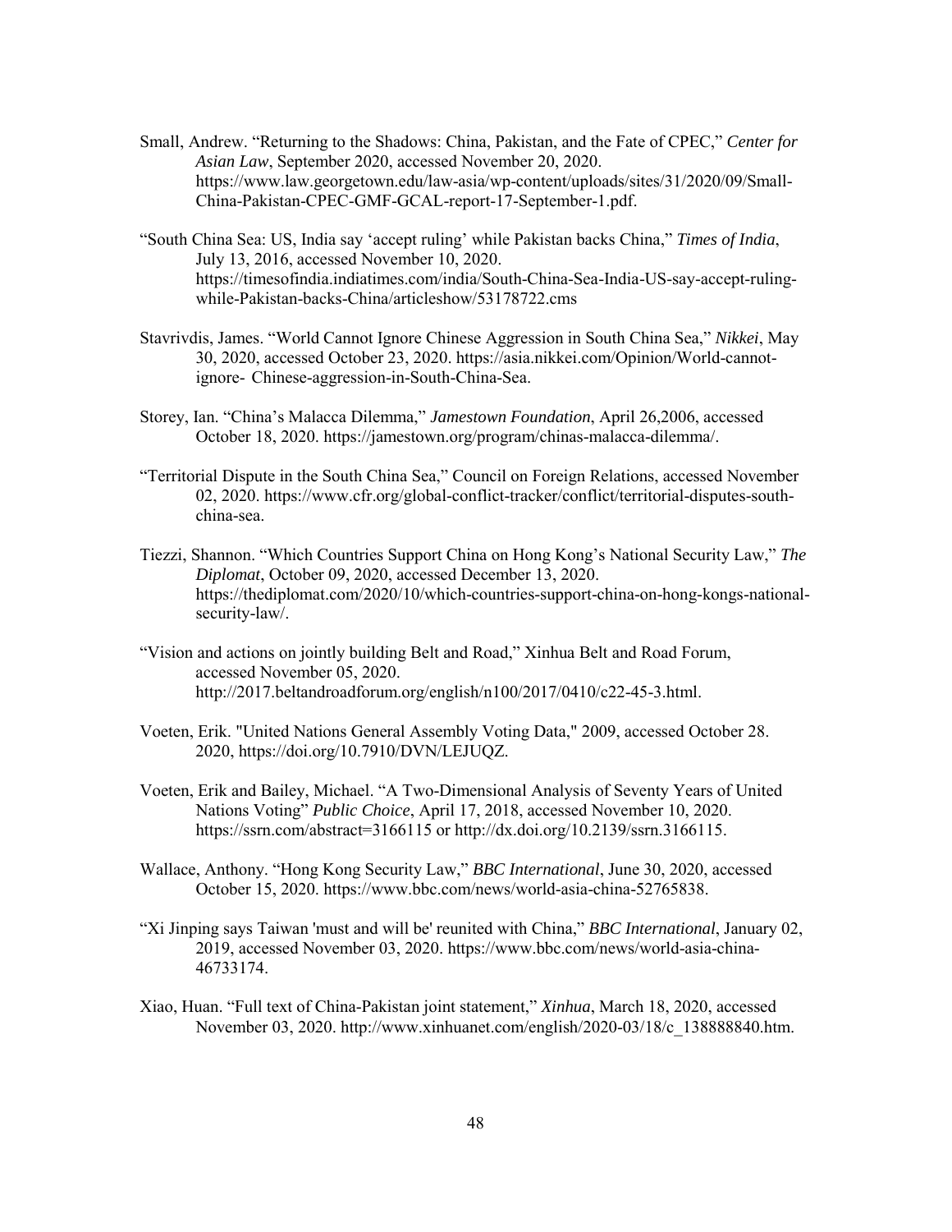Small, Andrew. "Returning to the Shadows: China, Pakistan, and the Fate of CPEC," *Center for Asian Law*, September 2020, accessed November 20, 2020. https://www.law.georgetown.edu/law-asia/wp-content/uploads/sites/31/2020/09/Small-China-Pakistan-CPEC-GMF-GCAL-report-17-September-1.pdf.

"South China Sea: US, India say 'accept ruling' while Pakistan backs China," *Times of India*, July 13, 2016, accessed November 10, 2020. https://timesofindia.indiatimes.com/india/South-China-Sea-India-US-say-accept-ruling-while-Pakistan-backs-China/articleshow/53178722.cms

Stavrivdis, James. "World Cannot Ignore Chinese Aggression in South China Sea," *Nikkei*, May 30, 2020, accessed October 23, 2020. https://asia.nikkei.com/Opinion/World-cannot-ignore- Chinese-aggression-in-South-China-Sea.

Storey, Ian. "China's Malacca Dilemma," *Jamestown Foundation*, April 26,2006, accessed October 18, 2020. https://jamestown.org/program/chinas-malacca-dilemma/.

"Territorial Dispute in the South China Sea," Council on Foreign Relations, accessed November 02, 2020. https://www.cfr.org/global-conflict-tracker/conflict/territorial-disputes-south-china-sea.

Tiezzi, Shannon. "Which Countries Support China on Hong Kong's National Security Law," *The Diplomat*, October 09, 2020, accessed December 13, 2020. https://thediplomat.com/2020/10/which-countries-support-china-on-hong-kongs-national-security-law/.

"Vision and actions on jointly building Belt and Road," Xinhua Belt and Road Forum, accessed November 05, 2020. http://2017.beltandroadforum.org/english/n100/2017/0410/c22-45-3.html.

Voeten, Erik. "United Nations General Assembly Voting Data," 2009, accessed October 28. 2020, https://doi.org/10.7910/DVN/LEJUQZ.

Voeten, Erik and Bailey, Michael. "A Two-Dimensional Analysis of Seventy Years of United Nations Voting" *Public Choice*, April 17, 2018, accessed November 10, 2020. https://ssrn.com/abstract=3166115 or http://dx.doi.org/10.2139/ssrn.3166115.

Wallace, Anthony. "Hong Kong Security Law," *BBC International*, June 30, 2020, accessed October 15, 2020. https://www.bbc.com/news/world-asia-china-52765838.

"Xi Jinping says Taiwan 'must and will be' reunited with China," *BBC International*, January 02, 2019, accessed November 03, 2020. https://www.bbc.com/news/world-asia-china-46733174.

Xiao, Huan. "Full text of China-Pakistan joint statement," *Xinhua*, March 18, 2020, accessed November 03, 2020. http://www.xinhuanet.com/english/2020-03/18/c_138888840.htm.